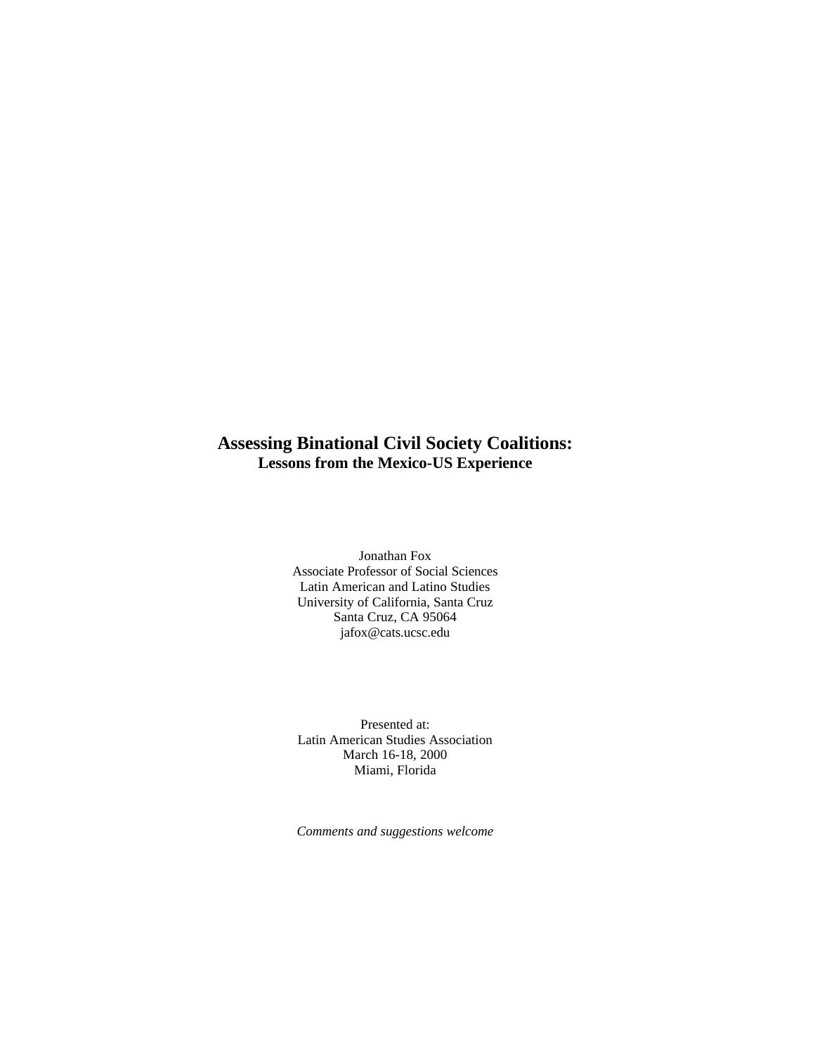# Assessing Binational Civil Society Coalitions:

## Lessons from the Mexico-US Experience

Jonathan Fox
Associate Professor of Social Sciences
Latin American and Latino Studies
University of California, Santa Cruz
Santa Cruz, CA 95064
jafox@cats.ucsc.edu

Presented at:
Latin American Studies Association
March 16-18, 2000
Miami, Florida

*Comments and suggestions welcome*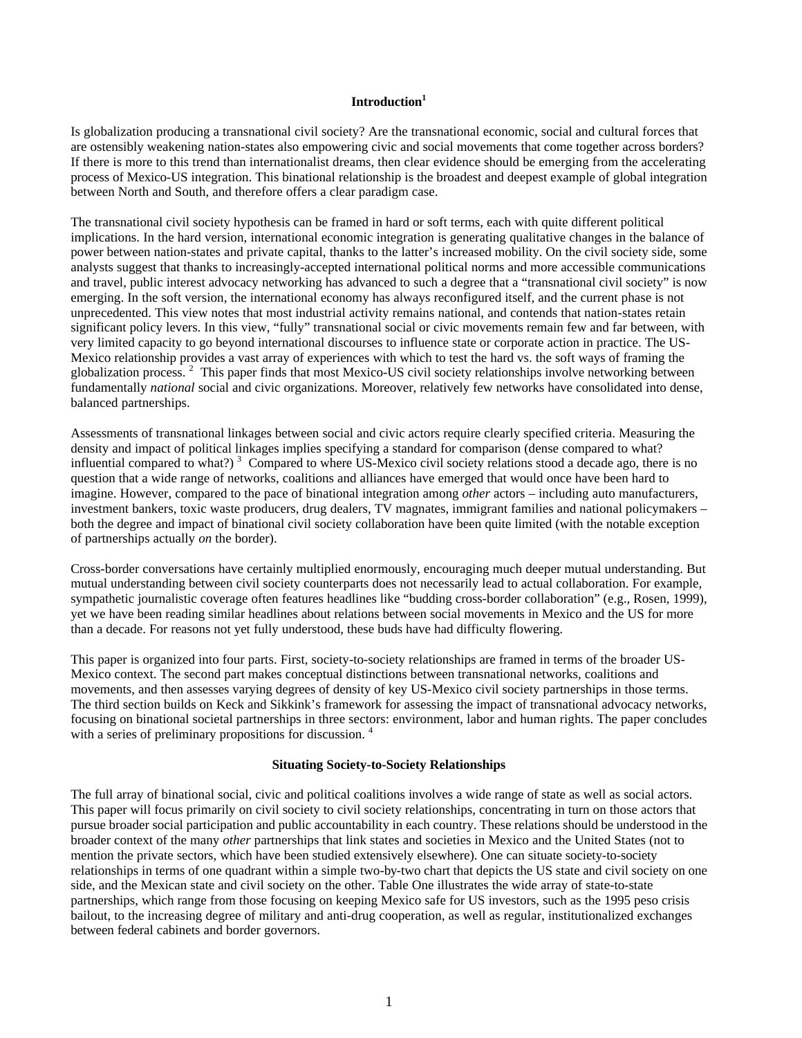## Introduction[1]

Is globalization producing a transnational civil society? Are the transnational economic, social and cultural forces that are ostensibly weakening nation-states also empowering civic and social movements that come together across borders? If there is more to this trend than internationalist dreams, then clear evidence should be emerging from the accelerating process of Mexico-US integration. This binational relationship is the broadest and deepest example of global integration between North and South, and therefore offers a clear paradigm case.

The transnational civil society hypothesis can be framed in hard or soft terms, each with quite different political implications. In the hard version, international economic integration is generating qualitative changes in the balance of power between nation-states and private capital, thanks to the latter's increased mobility. On the civil society side, some analysts suggest that thanks to increasingly-accepted international political norms and more accessible communications and travel, public interest advocacy networking has advanced to such a degree that a "transnational civil society" is now emerging. In the soft version, the international economy has always reconfigured itself, and the current phase is not unprecedented. This view notes that most industrial activity remains national, and contends that nation-states retain significant policy levers. In this view, "fully" transnational social or civic movements remain few and far between, with very limited capacity to go beyond international discourses to influence state or corporate action in practice. The US-Mexico relationship provides a vast array of experiences with which to test the hard vs. the soft ways of framing the globalization process. [2] This paper finds that most Mexico-US civil society relationships involve networking between fundamentally *national* social and civic organizations. Moreover, relatively few networks have consolidated into dense, balanced partnerships.

Assessments of transnational linkages between social and civic actors require clearly specified criteria. Measuring the density and impact of political linkages implies specifying a standard for comparison (dense compared to what? influential compared to what?) [3] Compared to where US-Mexico civil society relations stood a decade ago, there is no question that a wide range of networks, coalitions and alliances have emerged that would once have been hard to imagine. However, compared to the pace of binational integration among *other* actors – including auto manufacturers, investment bankers, toxic waste producers, drug dealers, TV magnates, immigrant families and national policymakers – both the degree and impact of binational civil society collaboration have been quite limited (with the notable exception of partnerships actually *on* the border).

Cross-border conversations have certainly multiplied enormously, encouraging much deeper mutual understanding. But mutual understanding between civil society counterparts does not necessarily lead to actual collaboration. For example, sympathetic journalistic coverage often features headlines like "budding cross-border collaboration" (e.g., Rosen, 1999), yet we have been reading similar headlines about relations between social movements in Mexico and the US for more than a decade. For reasons not yet fully understood, these buds have had difficulty flowering.

This paper is organized into four parts. First, society-to-society relationships are framed in terms of the broader US-Mexico context. The second part makes conceptual distinctions between transnational networks, coalitions and movements, and then assesses varying degrees of density of key US-Mexico civil society partnerships in those terms. The third section builds on Keck and Sikkink's framework for assessing the impact of transnational advocacy networks, focusing on binational societal partnerships in three sectors: environment, labor and human rights. The paper concludes with a series of preliminary propositions for discussion. [4]

## Situating Society-to-Society Relationships

The full array of binational social, civic and political coalitions involves a wide range of state as well as social actors. This paper will focus primarily on civil society to civil society relationships, concentrating in turn on those actors that pursue broader social participation and public accountability in each country. These relations should be understood in the broader context of the many *other* partnerships that link states and societies in Mexico and the United States (not to mention the private sectors, which have been studied extensively elsewhere). One can situate society-to-society relationships in terms of one quadrant within a simple two-by-two chart that depicts the US state and civil society on one side, and the Mexican state and civil society on the other. Table One illustrates the wide array of state-to-state partnerships, which range from those focusing on keeping Mexico safe for US investors, such as the 1995 peso crisis bailout, to the increasing degree of military and anti-drug cooperation, as well as regular, institutionalized exchanges between federal cabinets and border governors.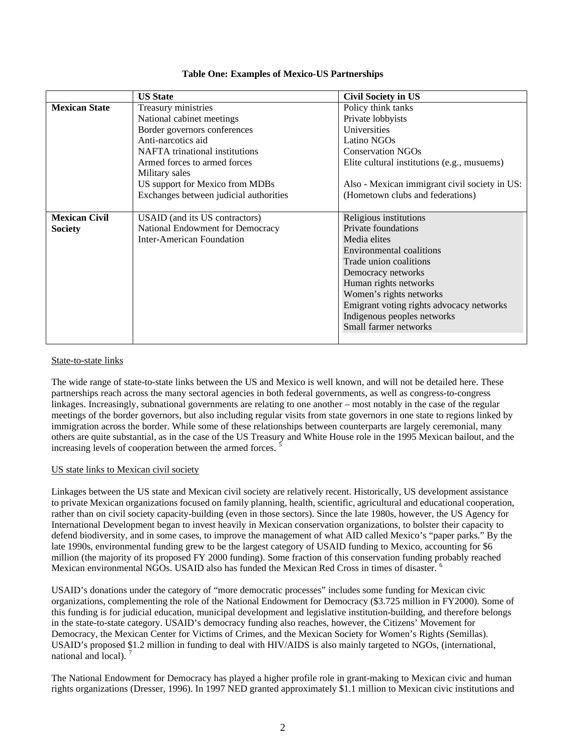**Table One: Examples of Mexico-US Partnerships**

| | US State | Civil Society in US |
|---|---|---|
| **Mexican State** | Treasury ministries<br>National cabinet meetings<br>Border governors conferences<br>Anti-narcotics aid<br>NAFTA trinational institutions<br>Armed forces to armed forces<br>Military sales<br>US support for Mexico from MDBs<br>Exchanges between judicial authorities | Policy think tanks<br>Private lobbyists<br>Universities<br>Latino NGOs<br>Conservation NGOs<br>Elite cultural institutions (e.g., musuems)<br><br>Also - Mexican immigrant civil society in US: (Hometown clubs and federations) |
| **Mexican Civil Society** | USAID (and its US contractors)<br>National Endowment for Democracy<br>Inter-American Foundation | Religious institutions<br>Private foundations<br>Media elites<br>Environmental coalitions<br>Trade union coalitions<br>Democracy networks<br>Human rights networks<br>Women's rights networks<br>Emigrant voting rights advocacy networks<br>Indigenous peoples networks<br>Small farmer networks |

State-to-state links

The wide range of state-to-state links between the US and Mexico is well known, and will not be detailed here. These partnerships reach across the many sectoral agencies in both federal governments, as well as congress-to-congress linkages. Increasingly, subnational governments are relating to one another – most notably in the case of the regular meetings of the border governors, but also including regular visits from state governors in one state to regions linked by immigration across the border. While some of these relationships between counterparts are largely ceremonial, many others are quite substantial, as in the case of the US Treasury and White House role in the 1995 Mexican bailout, and the increasing levels of cooperation between the armed forces. [5]

US state links to Mexican civil society

Linkages between the US state and Mexican civil society are relatively recent. Historically, US development assistance to private Mexican organizations focused on family planning, health, scientific, agricultural and educational cooperation, rather than on civil society capacity-building (even in those sectors). Since the late 1980s, however, the US Agency for International Development began to invest heavily in Mexican conservation organizations, to bolster their capacity to defend biodiversity, and in some cases, to improve the management of what AID called Mexico's "paper parks." By the late 1990s, environmental funding grew to be the largest category of USAID funding to Mexico, accounting for $6 million (the majority of its proposed FY 2000 funding). Some fraction of this conservation funding probably reached Mexican environmental NGOs. USAID also has funded the Mexican Red Cross in times of disaster. [6]

USAID's donations under the category of "more democratic processes" includes some funding for Mexican civic organizations, complementing the role of the National Endowment for Democracy ($3.725 million in FY2000). Some of this funding is for judicial education, municipal development and legislative institution-building, and therefore belongs in the state-to-state category. USAID's democracy funding also reaches, however, the Citizens' Movement for Democracy, the Mexican Center for Victims of Crimes, and the Mexican Society for Women's Rights (Semillas). USAID's proposed $1.2 million in funding to deal with HIV/AIDS is also mainly targeted to NGOs, (international, national and local). [7]

The National Endowment for Democracy has played a higher profile role in grant-making to Mexican civic and human rights organizations (Dresser, 1996). In 1997 NED granted approximately $1.1 million to Mexican civic institutions and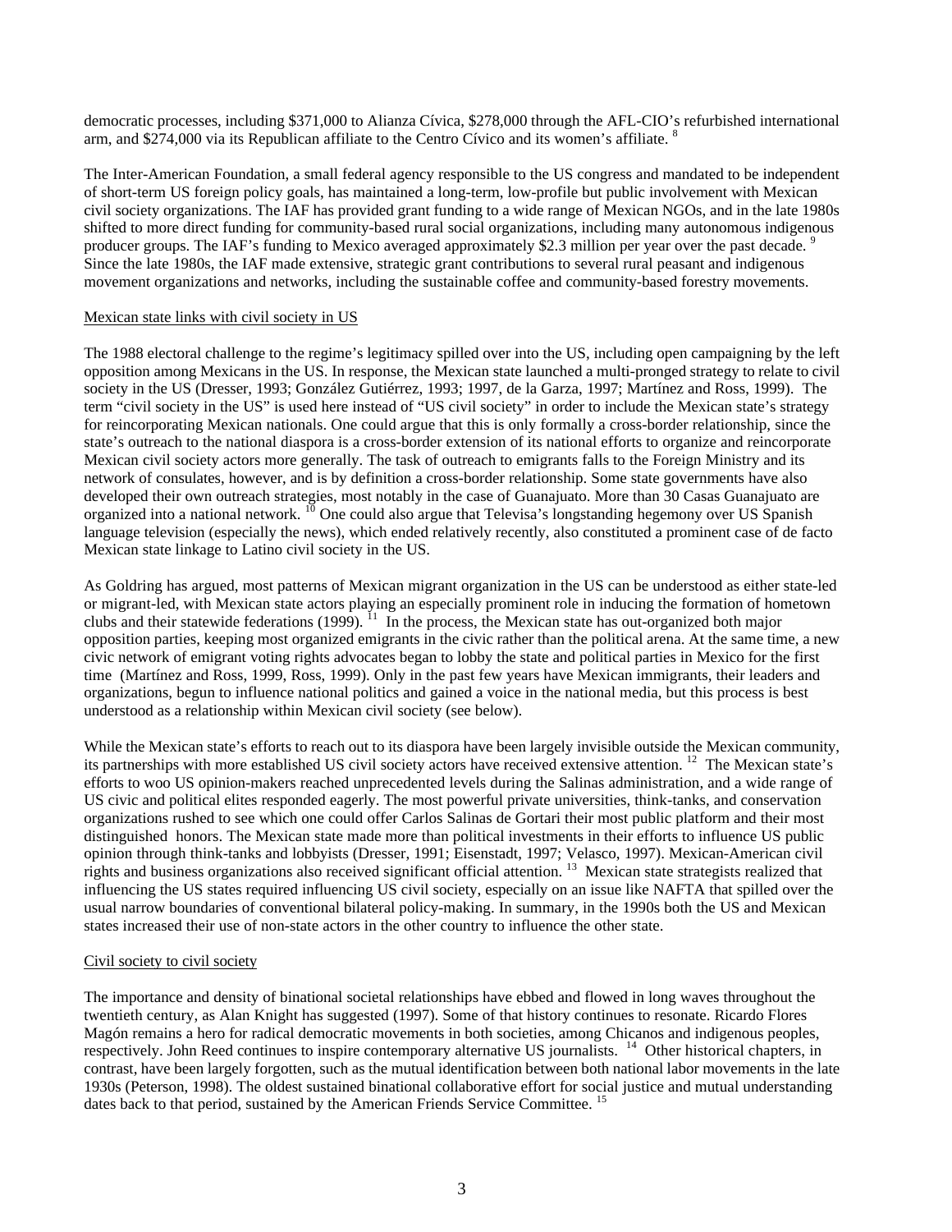democratic processes, including $371,000 to Alianza Cívica, $278,000 through the AFL-CIO's refurbished international arm, and $274,000 via its Republican affiliate to the Centro Cívico and its women's affiliate. [8]

The Inter-American Foundation, a small federal agency responsible to the US congress and mandated to be independent of short-term US foreign policy goals, has maintained a long-term, low-profile but public involvement with Mexican civil society organizations. The IAF has provided grant funding to a wide range of Mexican NGOs, and in the late 1980s shifted to more direct funding for community-based rural social organizations, including many autonomous indigenous producer groups. The IAF's funding to Mexico averaged approximately $2.3 million per year over the past decade. [9] Since the late 1980s, the IAF made extensive, strategic grant contributions to several rural peasant and indigenous movement organizations and networks, including the sustainable coffee and community-based forestry movements.

Mexican state links with civil society in US

The 1988 electoral challenge to the regime's legitimacy spilled over into the US, including open campaigning by the left opposition among Mexicans in the US. In response, the Mexican state launched a multi-pronged strategy to relate to civil society in the US (Dresser, 1993; González Gutiérrez, 1993; 1997, de la Garza, 1997; Martínez and Ross, 1999). The term "civil society in the US" is used here instead of "US civil society" in order to include the Mexican state's strategy for reincorporating Mexican nationals. One could argue that this is only formally a cross-border relationship, since the state's outreach to the national diaspora is a cross-border extension of its national efforts to organize and reincorporate Mexican civil society actors more generally. The task of outreach to emigrants falls to the Foreign Ministry and its network of consulates, however, and is by definition a cross-border relationship. Some state governments have also developed their own outreach strategies, most notably in the case of Guanajuato. More than 30 Casas Guanajuato are organized into a national network. [10] One could also argue that Televisa's longstanding hegemony over US Spanish language television (especially the news), which ended relatively recently, also constituted a prominent case of de facto Mexican state linkage to Latino civil society in the US.

As Goldring has argued, most patterns of Mexican migrant organization in the US can be understood as either state-led or migrant-led, with Mexican state actors playing an especially prominent role in inducing the formation of hometown clubs and their statewide federations (1999). [11] In the process, the Mexican state has out-organized both major opposition parties, keeping most organized emigrants in the civic rather than the political arena. At the same time, a new civic network of emigrant voting rights advocates began to lobby the state and political parties in Mexico for the first time (Martínez and Ross, 1999, Ross, 1999). Only in the past few years have Mexican immigrants, their leaders and organizations, begun to influence national politics and gained a voice in the national media, but this process is best understood as a relationship within Mexican civil society (see below).

While the Mexican state's efforts to reach out to its diaspora have been largely invisible outside the Mexican community, its partnerships with more established US civil society actors have received extensive attention. [12] The Mexican state's efforts to woo US opinion-makers reached unprecedented levels during the Salinas administration, and a wide range of US civic and political elites responded eagerly. The most powerful private universities, think-tanks, and conservation organizations rushed to see which one could offer Carlos Salinas de Gortari their most public platform and their most distinguished honors. The Mexican state made more than political investments in their efforts to influence US public opinion through think-tanks and lobbyists (Dresser, 1991; Eisenstadt, 1997; Velasco, 1997). Mexican-American civil rights and business organizations also received significant official attention. [13] Mexican state strategists realized that influencing the US states required influencing US civil society, especially on an issue like NAFTA that spilled over the usual narrow boundaries of conventional bilateral policy-making. In summary, in the 1990s both the US and Mexican states increased their use of non-state actors in the other country to influence the other state.

Civil society to civil society

The importance and density of binational societal relationships have ebbed and flowed in long waves throughout the twentieth century, as Alan Knight has suggested (1997). Some of that history continues to resonate. Ricardo Flores Magón remains a hero for radical democratic movements in both societies, among Chicanos and indigenous peoples, respectively. John Reed continues to inspire contemporary alternative US journalists. [14] Other historical chapters, in contrast, have been largely forgotten, such as the mutual identification between both national labor movements in the late 1930s (Peterson, 1998). The oldest sustained binational collaborative effort for social justice and mutual understanding dates back to that period, sustained by the American Friends Service Committee. [15]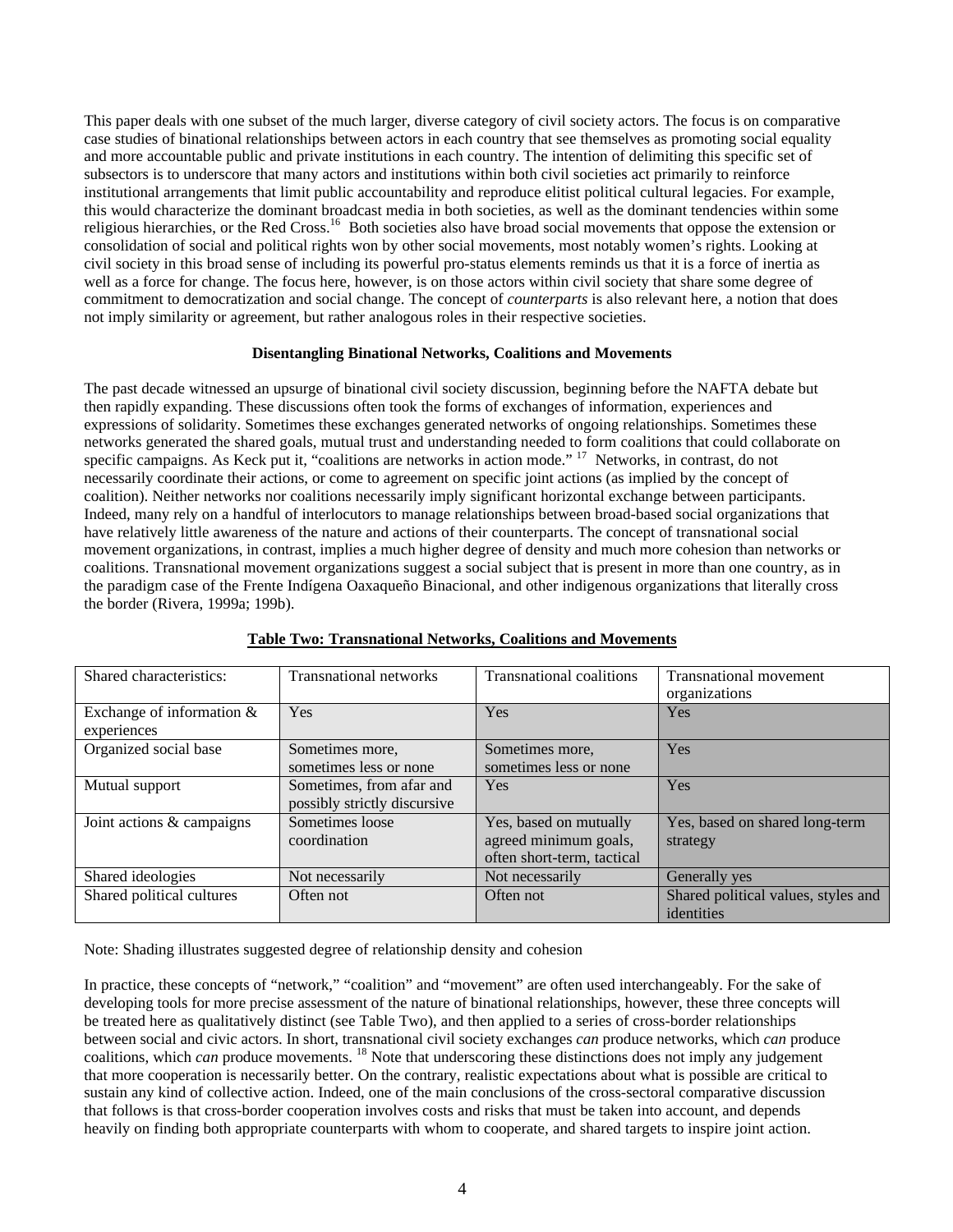This paper deals with one subset of the much larger, diverse category of civil society actors. The focus is on comparative case studies of binational relationships between actors in each country that see themselves as promoting social equality and more accountable public and private institutions in each country. The intention of delimiting this specific set of subsectors is to underscore that many actors and institutions within both civil societies act primarily to reinforce institutional arrangements that limit public accountability and reproduce elitist political cultural legacies. For example, this would characterize the dominant broadcast media in both societies, as well as the dominant tendencies within some religious hierarchies, or the Red Cross.[16] Both societies also have broad social movements that oppose the extension or consolidation of social and political rights won by other social movements, most notably women's rights. Looking at civil society in this broad sense of including its powerful pro-status elements reminds us that it is a force of inertia as well as a force for change. The focus here, however, is on those actors within civil society that share some degree of commitment to democratization and social change. The concept of *counterparts* is also relevant here, a notion that does not imply similarity or agreement, but rather analogous roles in their respective societies.

**Disentangling Binational Networks, Coalitions and Movements**

The past decade witnessed an upsurge of binational civil society discussion, beginning before the NAFTA debate but then rapidly expanding. These discussions often took the forms of exchanges of information, experiences and expressions of solidarity. Sometimes these exchanges generated networks of ongoing relationships. Sometimes these networks generated the shared goals, mutual trust and understanding needed to form coalitions that could collaborate on specific campaigns. As Keck put it, "coalitions are networks in action mode."[17] Networks, in contrast, do not necessarily coordinate their actions, or come to agreement on specific joint actions (as implied by the concept of coalition). Neither networks nor coalitions necessarily imply significant horizontal exchange between participants. Indeed, many rely on a handful of interlocutors to manage relationships between broad-based social organizations that have relatively little awareness of the nature and actions of their counterparts. The concept of transnational social movement organizations, in contrast, implies a much higher degree of density and much more cohesion than networks or coalitions. Transnational movement organizations suggest a social subject that is present in more than one country, as in the paradigm case of the Frente Indígena Oaxaqueño Binacional, and other indigenous organizations that literally cross the border (Rivera, 1999a; 199b).

**Table Two: Transnational Networks, Coalitions and Movements**

| Shared characteristics: | Transnational networks | Transnational coalitions | Transnational movement organizations |
|---|---|---|---|
| Exchange of information & experiences | Yes | Yes | Yes |
| Organized social base | Sometimes more, sometimes less or none | Sometimes more, sometimes less or none | Yes |
| Mutual support | Sometimes, from afar and possibly strictly discursive | Yes | Yes |
| Joint actions & campaigns | Sometimes loose coordination | Yes, based on mutually agreed minimum goals, often short-term, tactical | Yes, based on shared long-term strategy |
| Shared ideologies | Not necessarily | Not necessarily | Generally yes |
| Shared political cultures | Often not | Often not | Shared political values, styles and identities |

Note: Shading illustrates suggested degree of relationship density and cohesion

In practice, these concepts of "network," "coalition" and "movement" are often used interchangeably. For the sake of developing tools for more precise assessment of the nature of binational relationships, however, these three concepts will be treated here as qualitatively distinct (see Table Two), and then applied to a series of cross-border relationships between social and civic actors. In short, transnational civil society exchanges *can* produce networks, which *can* produce coalitions, which *can* produce movements.[18] Note that underscoring these distinctions does not imply any judgement that more cooperation is necessarily better. On the contrary, realistic expectations about what is possible are critical to sustain any kind of collective action. Indeed, one of the main conclusions of the cross-sectoral comparative discussion that follows is that cross-border cooperation involves costs and risks that must be taken into account, and depends heavily on finding both appropriate counterparts with whom to cooperate, and shared targets to inspire joint action.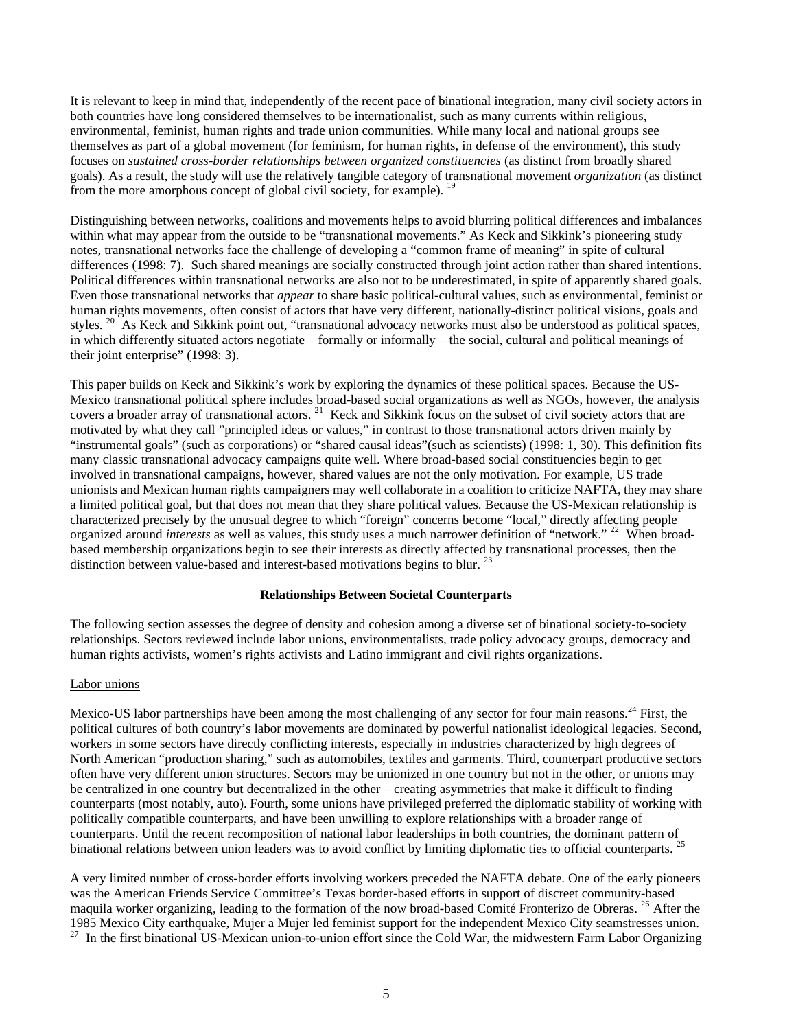It is relevant to keep in mind that, independently of the recent pace of binational integration, many civil society actors in both countries have long considered themselves to be internationalist, such as many currents within religious, environmental, feminist, human rights and trade union communities. While many local and national groups see themselves as part of a global movement (for feminism, for human rights, in defense of the environment), this study focuses on *sustained cross-border relationships between organized constituencies* (as distinct from broadly shared goals). As a result, the study will use the relatively tangible category of transnational movement *organization* (as distinct from the more amorphous concept of global civil society, for example). [19]

Distinguishing between networks, coalitions and movements helps to avoid blurring political differences and imbalances within what may appear from the outside to be "transnational movements." As Keck and Sikkink's pioneering study notes, transnational networks face the challenge of developing a "common frame of meaning" in spite of cultural differences (1998: 7). Such shared meanings are socially constructed through joint action rather than shared intentions. Political differences within transnational networks are also not to be underestimated, in spite of apparently shared goals. Even those transnational networks that *appear* to share basic political-cultural values, such as environmental, feminist or human rights movements, often consist of actors that have very different, nationally-distinct political visions, goals and styles. [20] As Keck and Sikkink point out, "transnational advocacy networks must also be understood as political spaces, in which differently situated actors negotiate – formally or informally – the social, cultural and political meanings of their joint enterprise" (1998: 3).

This paper builds on Keck and Sikkink's work by exploring the dynamics of these political spaces. Because the US-Mexico transnational political sphere includes broad-based social organizations as well as NGOs, however, the analysis covers a broader array of transnational actors. [21] Keck and Sikkink focus on the subset of civil society actors that are motivated by what they call "principled ideas or values," in contrast to those transnational actors driven mainly by "instrumental goals" (such as corporations) or "shared causal ideas"(such as scientists) (1998: 1, 30). This definition fits many classic transnational advocacy campaigns quite well. Where broad-based social constituencies begin to get involved in transnational campaigns, however, shared values are not the only motivation. For example, US trade unionists and Mexican human rights campaigners may well collaborate in a coalition to criticize NAFTA, they may share a limited political goal, but that does not mean that they share political values. Because the US-Mexican relationship is characterized precisely by the unusual degree to which "foreign" concerns become "local," directly affecting people organized around *interests* as well as values, this study uses a much narrower definition of "network." [22] When broad-based membership organizations begin to see their interests as directly affected by transnational processes, then the distinction between value-based and interest-based motivations begins to blur. [23]

## Relationships Between Societal Counterparts

The following section assesses the degree of density and cohesion among a diverse set of binational society-to-society relationships. Sectors reviewed include labor unions, environmentalists, trade policy advocacy groups, democracy and human rights activists, women's rights activists and Latino immigrant and civil rights organizations.

### Labor unions

Mexico-US labor partnerships have been among the most challenging of any sector for four main reasons.[24] First, the political cultures of both country's labor movements are dominated by powerful nationalist ideological legacies. Second, workers in some sectors have directly conflicting interests, especially in industries characterized by high degrees of North American "production sharing," such as automobiles, textiles and garments. Third, counterpart productive sectors often have very different union structures. Sectors may be unionized in one country but not in the other, or unions may be centralized in one country but decentralized in the other – creating asymmetries that make it difficult to finding counterparts (most notably, auto). Fourth, some unions have privileged preferred the diplomatic stability of working with politically compatible counterparts, and have been unwilling to explore relationships with a broader range of counterparts. Until the recent recomposition of national labor leaderships in both countries, the dominant pattern of binational relations between union leaders was to avoid conflict by limiting diplomatic ties to official counterparts. [25]

A very limited number of cross-border efforts involving workers preceded the NAFTA debate. One of the early pioneers was the American Friends Service Committee's Texas border-based efforts in support of discreet community-based maquila worker organizing, leading to the formation of the now broad-based Comité Fronterizo de Obreras. [26] After the 1985 Mexico City earthquake, Mujer a Mujer led feminist support for the independent Mexico City seamstresses union. [27] In the first binational US-Mexican union-to-union effort since the Cold War, the midwestern Farm Labor Organizing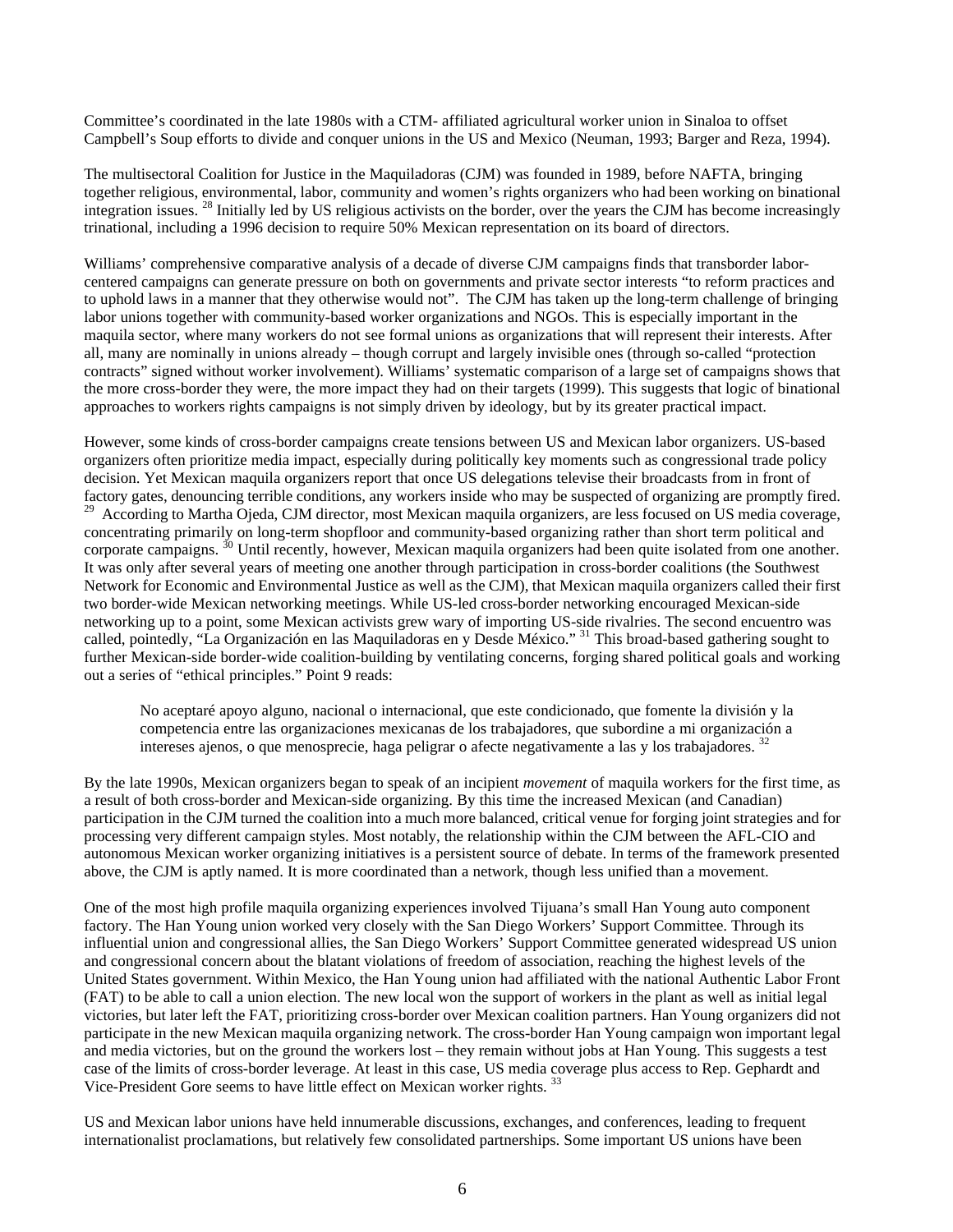Committee's coordinated in the late 1980s with a CTM- affiliated agricultural worker union in Sinaloa to offset Campbell's Soup efforts to divide and conquer unions in the US and Mexico (Neuman, 1993; Barger and Reza, 1994).

The multisectoral Coalition for Justice in the Maquiladoras (CJM) was founded in 1989, before NAFTA, bringing together religious, environmental, labor, community and women's rights organizers who had been working on binational integration issues. [28] Initially led by US religious activists on the border, over the years the CJM has become increasingly trinational, including a 1996 decision to require 50% Mexican representation on its board of directors.

Williams' comprehensive comparative analysis of a decade of diverse CJM campaigns finds that transborder labor-centered campaigns can generate pressure on both on governments and private sector interests "to reform practices and to uphold laws in a manner that they otherwise would not". The CJM has taken up the long-term challenge of bringing labor unions together with community-based worker organizations and NGOs. This is especially important in the maquila sector, where many workers do not see formal unions as organizations that will represent their interests. After all, many are nominally in unions already – though corrupt and largely invisible ones (through so-called "protection contracts" signed without worker involvement). Williams' systematic comparison of a large set of campaigns shows that the more cross-border they were, the more impact they had on their targets (1999). This suggests that logic of binational approaches to workers rights campaigns is not simply driven by ideology, but by its greater practical impact.

However, some kinds of cross-border campaigns create tensions between US and Mexican labor organizers. US-based organizers often prioritize media impact, especially during politically key moments such as congressional trade policy decision. Yet Mexican maquila organizers report that once US delegations televise their broadcasts from in front of factory gates, denouncing terrible conditions, any workers inside who may be suspected of organizing are promptly fired. [29] According to Martha Ojeda, CJM director, most Mexican maquila organizers, are less focused on US media coverage, concentrating primarily on long-term shopfloor and community-based organizing rather than short term political and corporate campaigns. [30] Until recently, however, Mexican maquila organizers had been quite isolated from one another. It was only after several years of meeting one another through participation in cross-border coalitions (the Southwest Network for Economic and Environmental Justice as well as the CJM), that Mexican maquila organizers called their first two border-wide Mexican networking meetings. While US-led cross-border networking encouraged Mexican-side networking up to a point, some Mexican activists grew wary of importing US-side rivalries. The second encuentro was called, pointedly, "La Organización en las Maquiladoras en y Desde México." [31] This broad-based gathering sought to further Mexican-side border-wide coalition-building by ventilating concerns, forging shared political goals and working out a series of "ethical principles." Point 9 reads:

> No aceptaré apoyo alguno, nacional o internacional, que este condicionado, que fomente la división y la competencia entre las organizaciones mexicanas de los trabajadores, que subordine a mi organización a intereses ajenos, o que menosprecie, haga peligrar o afecte negativamente a las y los trabajadores. [32]

By the late 1990s, Mexican organizers began to speak of an incipient *movement* of maquila workers for the first time, as a result of both cross-border and Mexican-side organizing. By this time the increased Mexican (and Canadian) participation in the CJM turned the coalition into a much more balanced, critical venue for forging joint strategies and for processing very different campaign styles. Most notably, the relationship within the CJM between the AFL-CIO and autonomous Mexican worker organizing initiatives is a persistent source of debate. In terms of the framework presented above, the CJM is aptly named. It is more coordinated than a network, though less unified than a movement.

One of the most high profile maquila organizing experiences involved Tijuana's small Han Young auto component factory. The Han Young union worked very closely with the San Diego Workers' Support Committee. Through its influential union and congressional allies, the San Diego Workers' Support Committee generated widespread US union and congressional concern about the blatant violations of freedom of association, reaching the highest levels of the United States government. Within Mexico, the Han Young union had affiliated with the national Authentic Labor Front (FAT) to be able to call a union election. The new local won the support of workers in the plant as well as initial legal victories, but later left the FAT, prioritizing cross-border over Mexican coalition partners. Han Young organizers did not participate in the new Mexican maquila organizing network. The cross-border Han Young campaign won important legal and media victories, but on the ground the workers lost – they remain without jobs at Han Young. This suggests a test case of the limits of cross-border leverage. At least in this case, US media coverage plus access to Rep. Gephardt and Vice-President Gore seems to have little effect on Mexican worker rights. [33]

US and Mexican labor unions have held innumerable discussions, exchanges, and conferences, leading to frequent internationalist proclamations, but relatively few consolidated partnerships. Some important US unions have been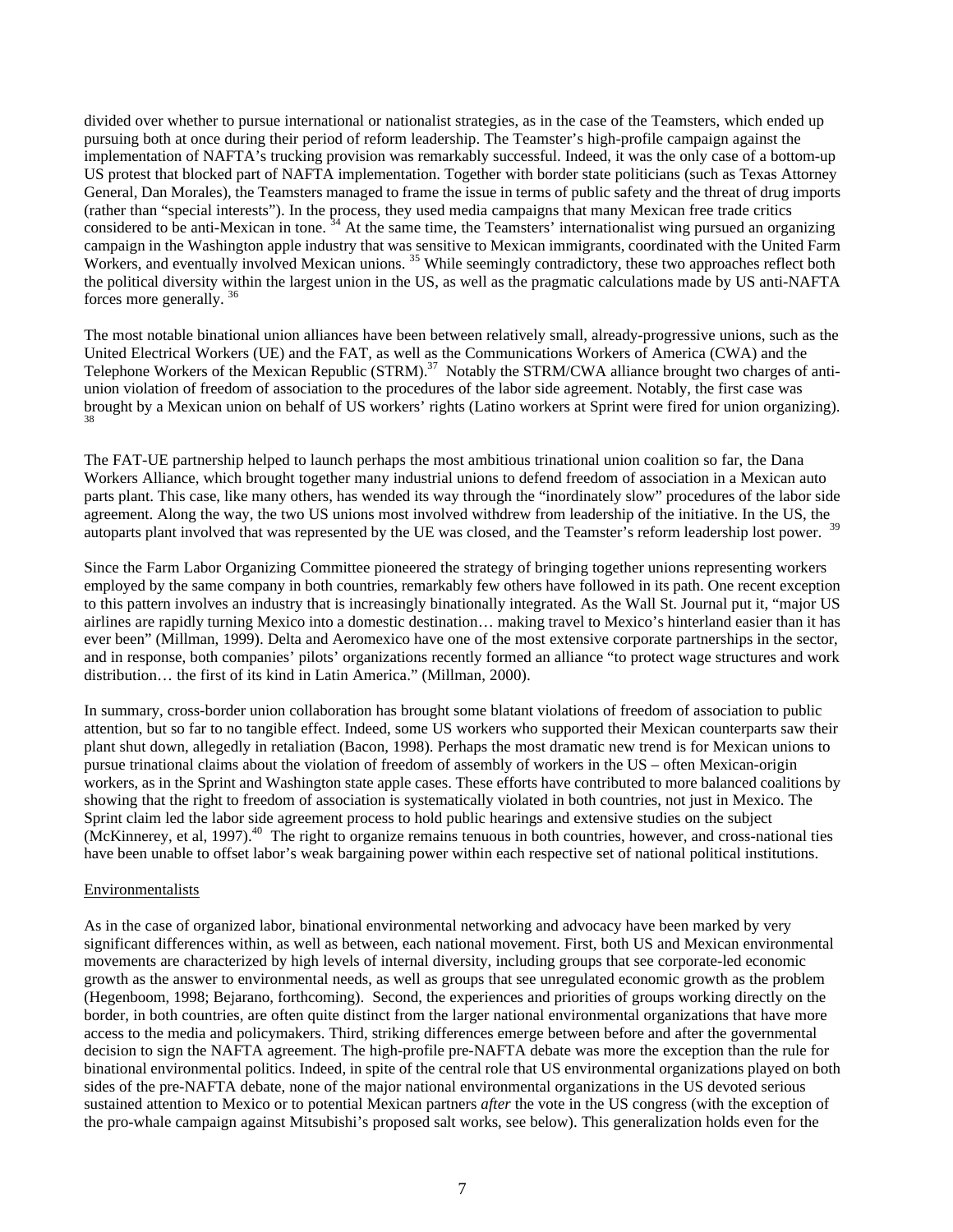divided over whether to pursue international or nationalist strategies, as in the case of the Teamsters, which ended up pursuing both at once during their period of reform leadership. The Teamster's high-profile campaign against the implementation of NAFTA's trucking provision was remarkably successful. Indeed, it was the only case of a bottom-up US protest that blocked part of NAFTA implementation. Together with border state politicians (such as Texas Attorney General, Dan Morales), the Teamsters managed to frame the issue in terms of public safety and the threat of drug imports (rather than "special interests"). In the process, they used media campaigns that many Mexican free trade critics considered to be anti-Mexican in tone. [34] At the same time, the Teamsters' internationalist wing pursued an organizing campaign in the Washington apple industry that was sensitive to Mexican immigrants, coordinated with the United Farm Workers, and eventually involved Mexican unions. [35] While seemingly contradictory, these two approaches reflect both the political diversity within the largest union in the US, as well as the pragmatic calculations made by US anti-NAFTA forces more generally. [36]

The most notable binational union alliances have been between relatively small, already-progressive unions, such as the United Electrical Workers (UE) and the FAT, as well as the Communications Workers of America (CWA) and the Telephone Workers of the Mexican Republic (STRM).[37] Notably the STRM/CWA alliance brought two charges of anti-union violation of freedom of association to the procedures of the labor side agreement. Notably, the first case was brought by a Mexican union on behalf of US workers' rights (Latino workers at Sprint were fired for union organizing). [38]

The FAT-UE partnership helped to launch perhaps the most ambitious trinational union coalition so far, the Dana Workers Alliance, which brought together many industrial unions to defend freedom of association in a Mexican auto parts plant. This case, like many others, has wended its way through the "inordinately slow" procedures of the labor side agreement. Along the way, the two US unions most involved withdrew from leadership of the initiative. In the US, the autoparts plant involved that was represented by the UE was closed, and the Teamster's reform leadership lost power. [39]

Since the Farm Labor Organizing Committee pioneered the strategy of bringing together unions representing workers employed by the same company in both countries, remarkably few others have followed in its path. One recent exception to this pattern involves an industry that is increasingly binationally integrated. As the Wall St. Journal put it, "major US airlines are rapidly turning Mexico into a domestic destination… making travel to Mexico's hinterland easier than it has ever been" (Millman, 1999). Delta and Aeromexico have one of the most extensive corporate partnerships in the sector, and in response, both companies' pilots' organizations recently formed an alliance "to protect wage structures and work distribution… the first of its kind in Latin America." (Millman, 2000).

In summary, cross-border union collaboration has brought some blatant violations of freedom of association to public attention, but so far to no tangible effect. Indeed, some US workers who supported their Mexican counterparts saw their plant shut down, allegedly in retaliation (Bacon, 1998). Perhaps the most dramatic new trend is for Mexican unions to pursue trinational claims about the violation of freedom of assembly of workers in the US – often Mexican-origin workers, as in the Sprint and Washington state apple cases. These efforts have contributed to more balanced coalitions by showing that the right to freedom of association is systematically violated in both countries, not just in Mexico. The Sprint claim led the labor side agreement process to hold public hearings and extensive studies on the subject (McKinnerey, et al, 1997).[40] The right to organize remains tenuous in both countries, however, and cross-national ties have been unable to offset labor's weak bargaining power within each respective set of national political institutions.

Environmentalists

As in the case of organized labor, binational environmental networking and advocacy have been marked by very significant differences within, as well as between, each national movement. First, both US and Mexican environmental movements are characterized by high levels of internal diversity, including groups that see corporate-led economic growth as the answer to environmental needs, as well as groups that see unregulated economic growth as the problem (Hegenboom, 1998; Bejarano, forthcoming). Second, the experiences and priorities of groups working directly on the border, in both countries, are often quite distinct from the larger national environmental organizations that have more access to the media and policymakers. Third, striking differences emerge between before and after the governmental decision to sign the NAFTA agreement. The high-profile pre-NAFTA debate was more the exception than the rule for binational environmental politics. Indeed, in spite of the central role that US environmental organizations played on both sides of the pre-NAFTA debate, none of the major national environmental organizations in the US devoted serious sustained attention to Mexico or to potential Mexican partners *after* the vote in the US congress (with the exception of the pro-whale campaign against Mitsubishi's proposed salt works, see below). This generalization holds even for the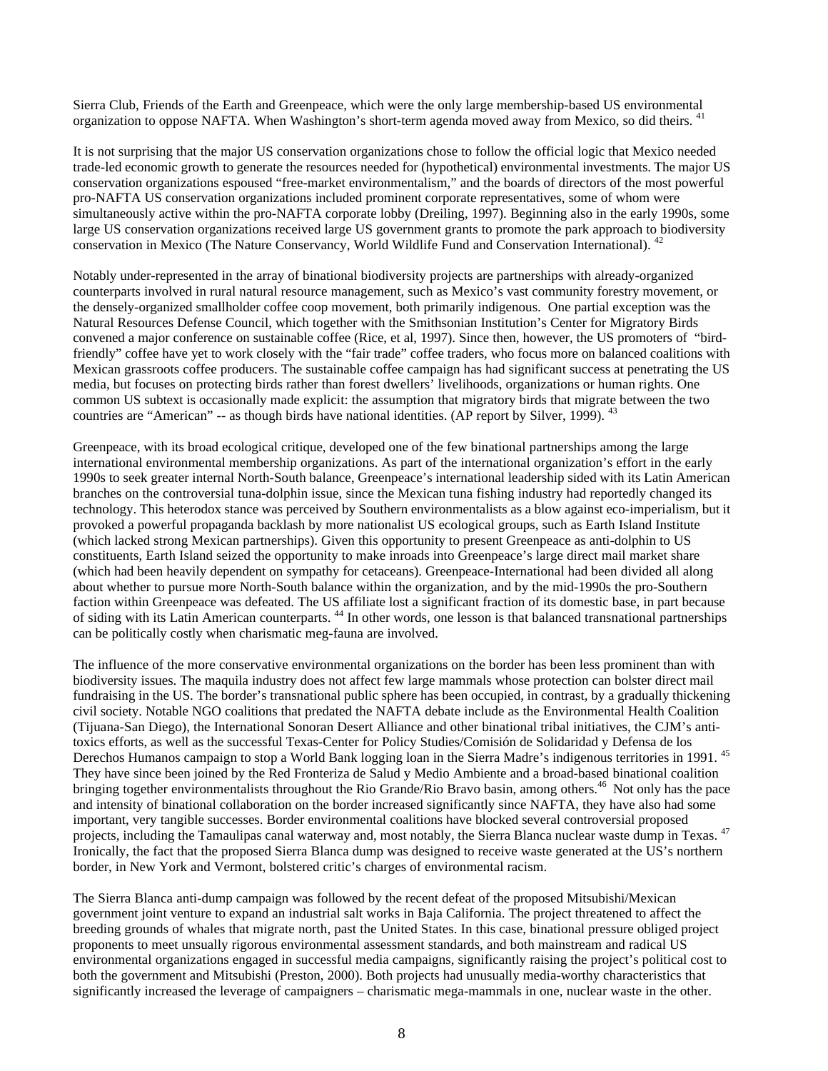Sierra Club, Friends of the Earth and Greenpeace, which were the only large membership-based US environmental organization to oppose NAFTA. When Washington's short-term agenda moved away from Mexico, so did theirs. [41]

It is not surprising that the major US conservation organizations chose to follow the official logic that Mexico needed trade-led economic growth to generate the resources needed for (hypothetical) environmental investments. The major US conservation organizations espoused "free-market environmentalism," and the boards of directors of the most powerful pro-NAFTA US conservation organizations included prominent corporate representatives, some of whom were simultaneously active within the pro-NAFTA corporate lobby (Dreiling, 1997). Beginning also in the early 1990s, some large US conservation organizations received large US government grants to promote the park approach to biodiversity conservation in Mexico (The Nature Conservancy, World Wildlife Fund and Conservation International). [42]

Notably under-represented in the array of binational biodiversity projects are partnerships with already-organized counterparts involved in rural natural resource management, such as Mexico's vast community forestry movement, or the densely-organized smallholder coffee coop movement, both primarily indigenous. One partial exception was the Natural Resources Defense Council, which together with the Smithsonian Institution's Center for Migratory Birds convened a major conference on sustainable coffee (Rice, et al, 1997). Since then, however, the US promoters of "bird-friendly" coffee have yet to work closely with the "fair trade" coffee traders, who focus more on balanced coalitions with Mexican grassroots coffee producers. The sustainable coffee campaign has had significant success at penetrating the US media, but focuses on protecting birds rather than forest dwellers' livelihoods, organizations or human rights. One common US subtext is occasionally made explicit: the assumption that migratory birds that migrate between the two countries are "American" -- as though birds have national identities. (AP report by Silver, 1999). [43]

Greenpeace, with its broad ecological critique, developed one of the few binational partnerships among the large international environmental membership organizations. As part of the international organization's effort in the early 1990s to seek greater internal North-South balance, Greenpeace's international leadership sided with its Latin American branches on the controversial tuna-dolphin issue, since the Mexican tuna fishing industry had reportedly changed its technology. This heterodox stance was perceived by Southern environmentalists as a blow against eco-imperialism, but it provoked a powerful propaganda backlash by more nationalist US ecological groups, such as Earth Island Institute (which lacked strong Mexican partnerships). Given this opportunity to present Greenpeace as anti-dolphin to US constituents, Earth Island seized the opportunity to make inroads into Greenpeace's large direct mail market share (which had been heavily dependent on sympathy for cetaceans). Greenpeace-International had been divided all along about whether to pursue more North-South balance within the organization, and by the mid-1990s the pro-Southern faction within Greenpeace was defeated. The US affiliate lost a significant fraction of its domestic base, in part because of siding with its Latin American counterparts. [44] In other words, one lesson is that balanced transnational partnerships can be politically costly when charismatic meg-fauna are involved.

The influence of the more conservative environmental organizations on the border has been less prominent than with biodiversity issues. The maquila industry does not affect few large mammals whose protection can bolster direct mail fundraising in the US. The border's transnational public sphere has been occupied, in contrast, by a gradually thickening civil society. Notable NGO coalitions that predated the NAFTA debate include as the Environmental Health Coalition (Tijuana-San Diego), the International Sonoran Desert Alliance and other binational tribal initiatives, the CJM's anti-toxics efforts, as well as the successful Texas-Center for Policy Studies/Comisión de Solidaridad y Defensa de los Derechos Humanos campaign to stop a World Bank logging loan in the Sierra Madre's indigenous territories in 1991. [45] They have since been joined by the Red Fronteriza de Salud y Medio Ambiente and a broad-based binational coalition bringing together environmentalists throughout the Rio Grande/Rio Bravo basin, among others.[46] Not only has the pace and intensity of binational collaboration on the border increased significantly since NAFTA, they have also had some important, very tangible successes. Border environmental coalitions have blocked several controversial proposed projects, including the Tamaulipas canal waterway and, most notably, the Sierra Blanca nuclear waste dump in Texas. [47] Ironically, the fact that the proposed Sierra Blanca dump was designed to receive waste generated at the US's northern border, in New York and Vermont, bolstered critic's charges of environmental racism.

The Sierra Blanca anti-dump campaign was followed by the recent defeat of the proposed Mitsubishi/Mexican government joint venture to expand an industrial salt works in Baja California. The project threatened to affect the breeding grounds of whales that migrate north, past the United States. In this case, binational pressure obliged project proponents to meet unusally rigorous environmental assessment standards, and both mainstream and radical US environmental organizations engaged in successful media campaigns, significantly raising the project's political cost to both the government and Mitsubishi (Preston, 2000). Both projects had unusually media-worthy characteristics that significantly increased the leverage of campaigners – charismatic mega-mammals in one, nuclear waste in the other.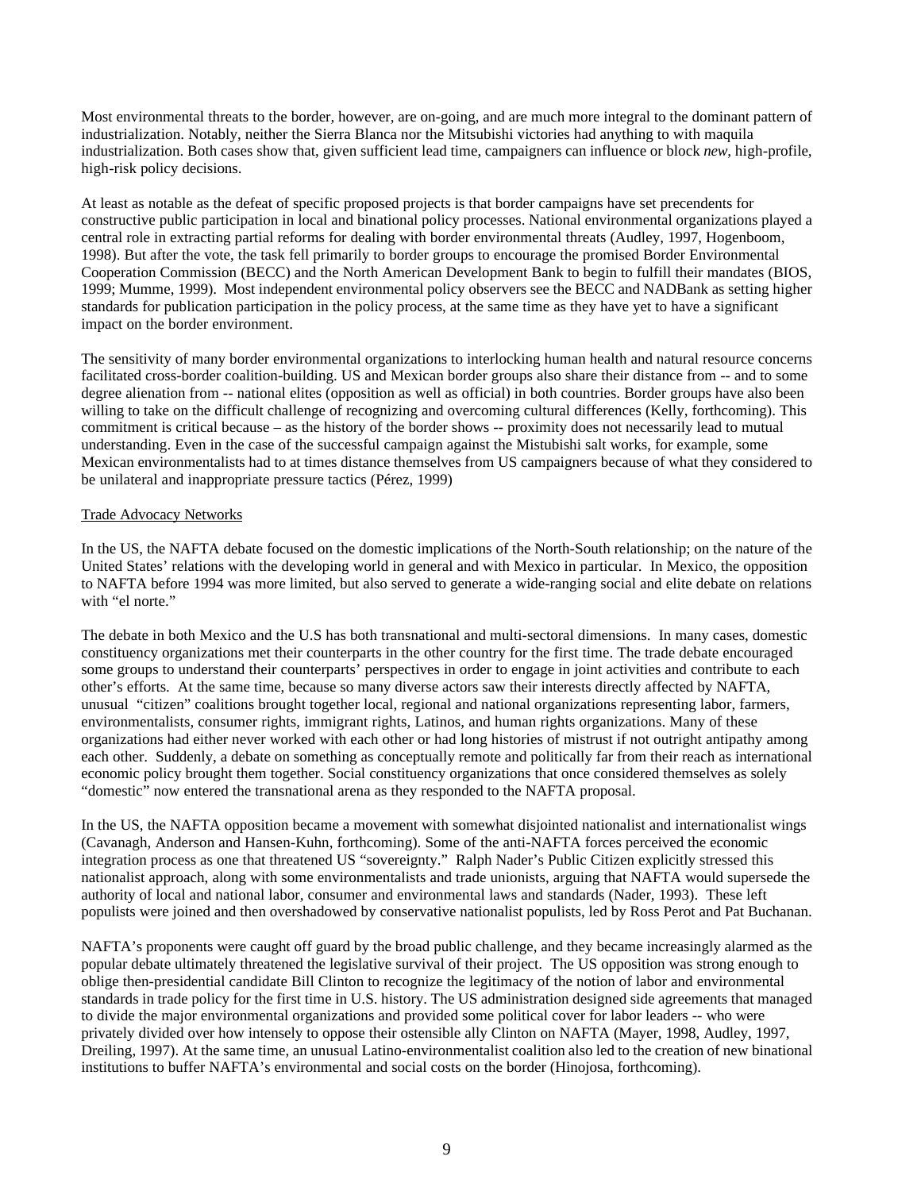Most environmental threats to the border, however, are on-going, and are much more integral to the dominant pattern of industrialization. Notably, neither the Sierra Blanca nor the Mitsubishi victories had anything to with maquila industrialization. Both cases show that, given sufficient lead time, campaigners can influence or block *new*, high-profile, high-risk policy decisions.

At least as notable as the defeat of specific proposed projects is that border campaigns have set precendents for constructive public participation in local and binational policy processes. National environmental organizations played a central role in extracting partial reforms for dealing with border environmental threats (Audley, 1997, Hogenboom, 1998). But after the vote, the task fell primarily to border groups to encourage the promised Border Environmental Cooperation Commission (BECC) and the North American Development Bank to begin to fulfill their mandates (BIOS, 1999; Mumme, 1999). Most independent environmental policy observers see the BECC and NADBank as setting higher standards for publication participation in the policy process, at the same time as they have yet to have a significant impact on the border environment.

The sensitivity of many border environmental organizations to interlocking human health and natural resource concerns facilitated cross-border coalition-building. US and Mexican border groups also share their distance from -- and to some degree alienation from -- national elites (opposition as well as official) in both countries. Border groups have also been willing to take on the difficult challenge of recognizing and overcoming cultural differences (Kelly, forthcoming). This commitment is critical because – as the history of the border shows -- proximity does not necessarily lead to mutual understanding. Even in the case of the successful campaign against the Mistubishi salt works, for example, some Mexican environmentalists had to at times distance themselves from US campaigners because of what they considered to be unilateral and inappropriate pressure tactics (Pérez, 1999)

Trade Advocacy Networks

In the US, the NAFTA debate focused on the domestic implications of the North-South relationship; on the nature of the United States' relations with the developing world in general and with Mexico in particular. In Mexico, the opposition to NAFTA before 1994 was more limited, but also served to generate a wide-ranging social and elite debate on relations with "el norte."

The debate in both Mexico and the U.S has both transnational and multi-sectoral dimensions. In many cases, domestic constituency organizations met their counterparts in the other country for the first time. The trade debate encouraged some groups to understand their counterparts' perspectives in order to engage in joint activities and contribute to each other's efforts. At the same time, because so many diverse actors saw their interests directly affected by NAFTA, unusual "citizen" coalitions brought together local, regional and national organizations representing labor, farmers, environmentalists, consumer rights, immigrant rights, Latinos, and human rights organizations. Many of these organizations had either never worked with each other or had long histories of mistrust if not outright antipathy among each other. Suddenly, a debate on something as conceptually remote and politically far from their reach as international economic policy brought them together. Social constituency organizations that once considered themselves as solely "domestic" now entered the transnational arena as they responded to the NAFTA proposal.

In the US, the NAFTA opposition became a movement with somewhat disjointed nationalist and internationalist wings (Cavanagh, Anderson and Hansen-Kuhn, forthcoming). Some of the anti-NAFTA forces perceived the economic integration process as one that threatened US "sovereignty." Ralph Nader's Public Citizen explicitly stressed this nationalist approach, along with some environmentalists and trade unionists, arguing that NAFTA would supersede the authority of local and national labor, consumer and environmental laws and standards (Nader, 1993). These left populists were joined and then overshadowed by conservative nationalist populists, led by Ross Perot and Pat Buchanan.

NAFTA's proponents were caught off guard by the broad public challenge, and they became increasingly alarmed as the popular debate ultimately threatened the legislative survival of their project. The US opposition was strong enough to oblige then-presidential candidate Bill Clinton to recognize the legitimacy of the notion of labor and environmental standards in trade policy for the first time in U.S. history. The US administration designed side agreements that managed to divide the major environmental organizations and provided some political cover for labor leaders -- who were privately divided over how intensely to oppose their ostensible ally Clinton on NAFTA (Mayer, 1998, Audley, 1997, Dreiling, 1997). At the same time, an unusual Latino-environmentalist coalition also led to the creation of new binational institutions to buffer NAFTA's environmental and social costs on the border (Hinojosa, forthcoming).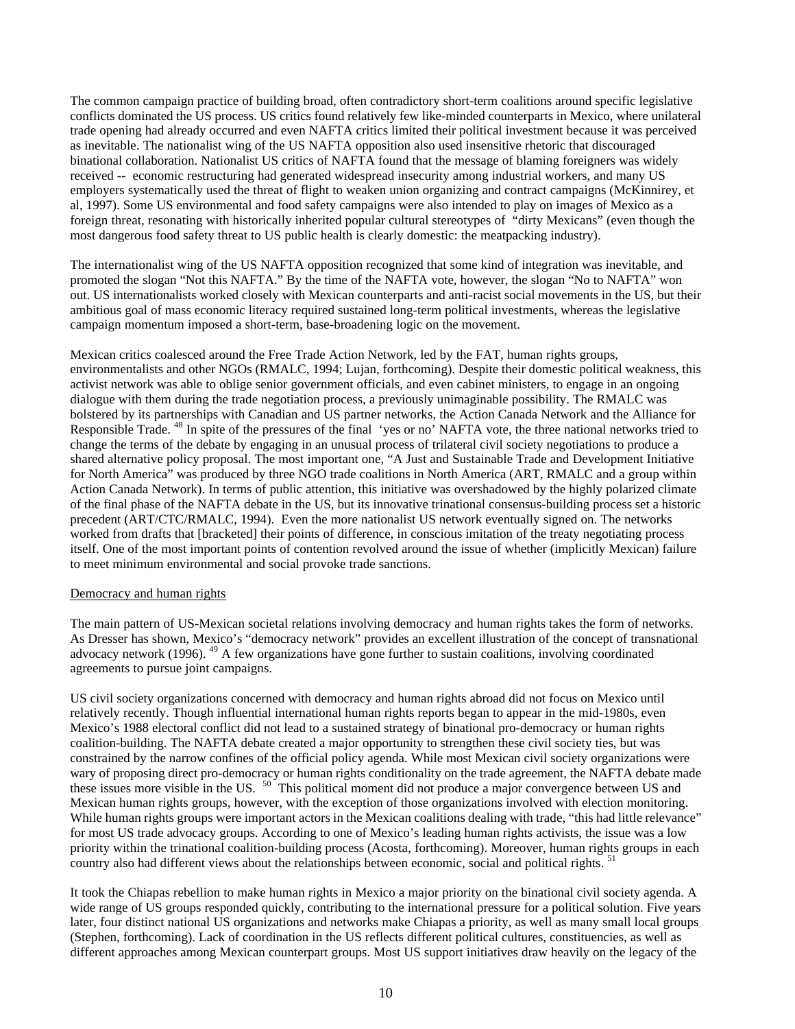The common campaign practice of building broad, often contradictory short-term coalitions around specific legislative conflicts dominated the US process. US critics found relatively few like-minded counterparts in Mexico, where unilateral trade opening had already occurred and even NAFTA critics limited their political investment because it was perceived as inevitable. The nationalist wing of the US NAFTA opposition also used insensitive rhetoric that discouraged binational collaboration. Nationalist US critics of NAFTA found that the message of blaming foreigners was widely received -- economic restructuring had generated widespread insecurity among industrial workers, and many US employers systematically used the threat of flight to weaken union organizing and contract campaigns (McKinnirey, et al, 1997). Some US environmental and food safety campaigns were also intended to play on images of Mexico as a foreign threat, resonating with historically inherited popular cultural stereotypes of "dirty Mexicans" (even though the most dangerous food safety threat to US public health is clearly domestic: the meatpacking industry).

The internationalist wing of the US NAFTA opposition recognized that some kind of integration was inevitable, and promoted the slogan "Not this NAFTA." By the time of the NAFTA vote, however, the slogan "No to NAFTA" won out. US internationalists worked closely with Mexican counterparts and anti-racist social movements in the US, but their ambitious goal of mass economic literacy required sustained long-term political investments, whereas the legislative campaign momentum imposed a short-term, base-broadening logic on the movement.

Mexican critics coalesced around the Free Trade Action Network, led by the FAT, human rights groups, environmentalists and other NGOs (RMALC, 1994; Lujan, forthcoming). Despite their domestic political weakness, this activist network was able to oblige senior government officials, and even cabinet ministers, to engage in an ongoing dialogue with them during the trade negotiation process, a previously unimaginable possibility. The RMALC was bolstered by its partnerships with Canadian and US partner networks, the Action Canada Network and the Alliance for Responsible Trade. [48] In spite of the pressures of the final 'yes or no' NAFTA vote, the three national networks tried to change the terms of the debate by engaging in an unusual process of trilateral civil society negotiations to produce a shared alternative policy proposal. The most important one, "A Just and Sustainable Trade and Development Initiative for North America" was produced by three NGO trade coalitions in North America (ART, RMALC and a group within Action Canada Network). In terms of public attention, this initiative was overshadowed by the highly polarized climate of the final phase of the NAFTA debate in the US, but its innovative trinational consensus-building process set a historic precedent (ART/CTC/RMALC, 1994). Even the more nationalist US network eventually signed on. The networks worked from drafts that [bracketed] their points of difference, in conscious imitation of the treaty negotiating process itself. One of the most important points of contention revolved around the issue of whether (implicitly Mexican) failure to meet minimum environmental and social provoke trade sanctions.

Democracy and human rights

The main pattern of US-Mexican societal relations involving democracy and human rights takes the form of networks. As Dresser has shown, Mexico's "democracy network" provides an excellent illustration of the concept of transnational advocacy network (1996). [49] A few organizations have gone further to sustain coalitions, involving coordinated agreements to pursue joint campaigns.

US civil society organizations concerned with democracy and human rights abroad did not focus on Mexico until relatively recently. Though influential international human rights reports began to appear in the mid-1980s, even Mexico's 1988 electoral conflict did not lead to a sustained strategy of binational pro-democracy or human rights coalition-building. The NAFTA debate created a major opportunity to strengthen these civil society ties, but was constrained by the narrow confines of the official policy agenda. While most Mexican civil society organizations were wary of proposing direct pro-democracy or human rights conditionality on the trade agreement, the NAFTA debate made these issues more visible in the US. [50] This political moment did not produce a major convergence between US and Mexican human rights groups, however, with the exception of those organizations involved with election monitoring. While human rights groups were important actors in the Mexican coalitions dealing with trade, "this had little relevance" for most US trade advocacy groups. According to one of Mexico's leading human rights activists, the issue was a low priority within the trinational coalition-building process (Acosta, forthcoming). Moreover, human rights groups in each country also had different views about the relationships between economic, social and political rights. [51]

It took the Chiapas rebellion to make human rights in Mexico a major priority on the binational civil society agenda. A wide range of US groups responded quickly, contributing to the international pressure for a political solution. Five years later, four distinct national US organizations and networks make Chiapas a priority, as well as many small local groups (Stephen, forthcoming). Lack of coordination in the US reflects different political cultures, constituencies, as well as different approaches among Mexican counterpart groups. Most US support initiatives draw heavily on the legacy of the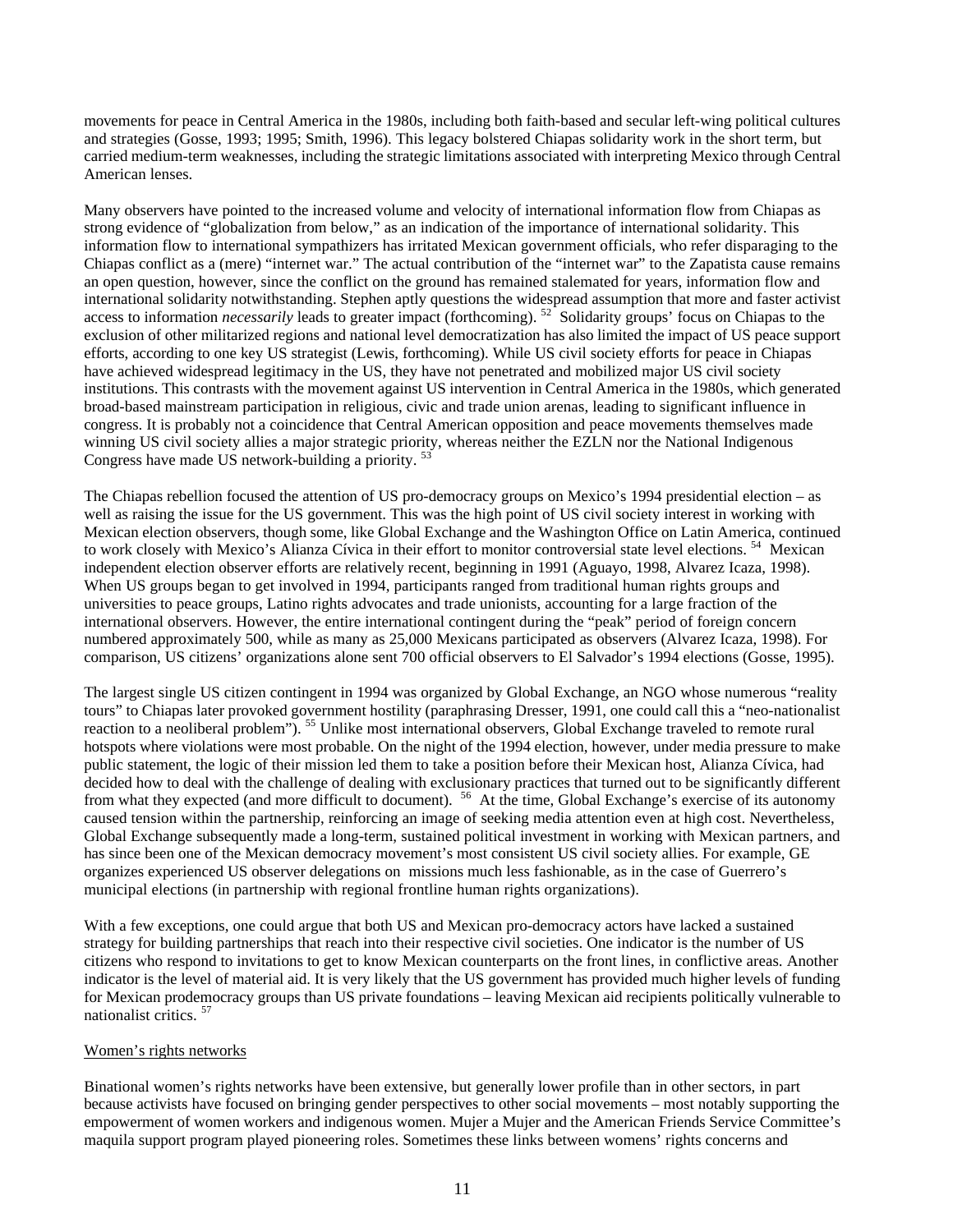movements for peace in Central America in the 1980s, including both faith-based and secular left-wing political cultures and strategies (Gosse, 1993; 1995; Smith, 1996). This legacy bolstered Chiapas solidarity work in the short term, but carried medium-term weaknesses, including the strategic limitations associated with interpreting Mexico through Central American lenses.

Many observers have pointed to the increased volume and velocity of international information flow from Chiapas as strong evidence of "globalization from below," as an indication of the importance of international solidarity. This information flow to international sympathizers has irritated Mexican government officials, who refer disparaging to the Chiapas conflict as a (mere) "internet war." The actual contribution of the "internet war" to the Zapatista cause remains an open question, however, since the conflict on the ground has remained stalemated for years, information flow and international solidarity notwithstanding. Stephen aptly questions the widespread assumption that more and faster activist access to information *necessarily* leads to greater impact (forthcoming). [52] Solidarity groups' focus on Chiapas to the exclusion of other militarized regions and national level democratization has also limited the impact of US peace support efforts, according to one key US strategist (Lewis, forthcoming). While US civil society efforts for peace in Chiapas have achieved widespread legitimacy in the US, they have not penetrated and mobilized major US civil society institutions. This contrasts with the movement against US intervention in Central America in the 1980s, which generated broad-based mainstream participation in religious, civic and trade union arenas, leading to significant influence in congress. It is probably not a coincidence that Central American opposition and peace movements themselves made winning US civil society allies a major strategic priority, whereas neither the EZLN nor the National Indigenous Congress have made US network-building a priority. [53]

The Chiapas rebellion focused the attention of US pro-democracy groups on Mexico's 1994 presidential election – as well as raising the issue for the US government. This was the high point of US civil society interest in working with Mexican election observers, though some, like Global Exchange and the Washington Office on Latin America, continued to work closely with Mexico's Alianza Cívica in their effort to monitor controversial state level elections. [54] Mexican independent election observer efforts are relatively recent, beginning in 1991 (Aguayo, 1998, Alvarez Icaza, 1998). When US groups began to get involved in 1994, participants ranged from traditional human rights groups and universities to peace groups, Latino rights advocates and trade unionists, accounting for a large fraction of the international observers. However, the entire international contingent during the "peak" period of foreign concern numbered approximately 500, while as many as 25,000 Mexicans participated as observers (Alvarez Icaza, 1998). For comparison, US citizens' organizations alone sent 700 official observers to El Salvador's 1994 elections (Gosse, 1995).

The largest single US citizen contingent in 1994 was organized by Global Exchange, an NGO whose numerous "reality tours" to Chiapas later provoked government hostility (paraphrasing Dresser, 1991, one could call this a "neo-nationalist reaction to a neoliberal problem"). [55] Unlike most international observers, Global Exchange traveled to remote rural hotspots where violations were most probable. On the night of the 1994 election, however, under media pressure to make public statement, the logic of their mission led them to take a position before their Mexican host, Alianza Cívica, had decided how to deal with the challenge of dealing with exclusionary practices that turned out to be significantly different from what they expected (and more difficult to document). [56] At the time, Global Exchange's exercise of its autonomy caused tension within the partnership, reinforcing an image of seeking media attention even at high cost. Nevertheless, Global Exchange subsequently made a long-term, sustained political investment in working with Mexican partners, and has since been one of the Mexican democracy movement's most consistent US civil society allies. For example, GE organizes experienced US observer delegations on missions much less fashionable, as in the case of Guerrero's municipal elections (in partnership with regional frontline human rights organizations).

With a few exceptions, one could argue that both US and Mexican pro-democracy actors have lacked a sustained strategy for building partnerships that reach into their respective civil societies. One indicator is the number of US citizens who respond to invitations to get to know Mexican counterparts on the front lines, in conflictive areas. Another indicator is the level of material aid. It is very likely that the US government has provided much higher levels of funding for Mexican prodemocracy groups than US private foundations – leaving Mexican aid recipients politically vulnerable to nationalist critics. [57]

Women's rights networks

Binational women's rights networks have been extensive, but generally lower profile than in other sectors, in part because activists have focused on bringing gender perspectives to other social movements – most notably supporting the empowerment of women workers and indigenous women. Mujer a Mujer and the American Friends Service Committee's maquila support program played pioneering roles. Sometimes these links between womens' rights concerns and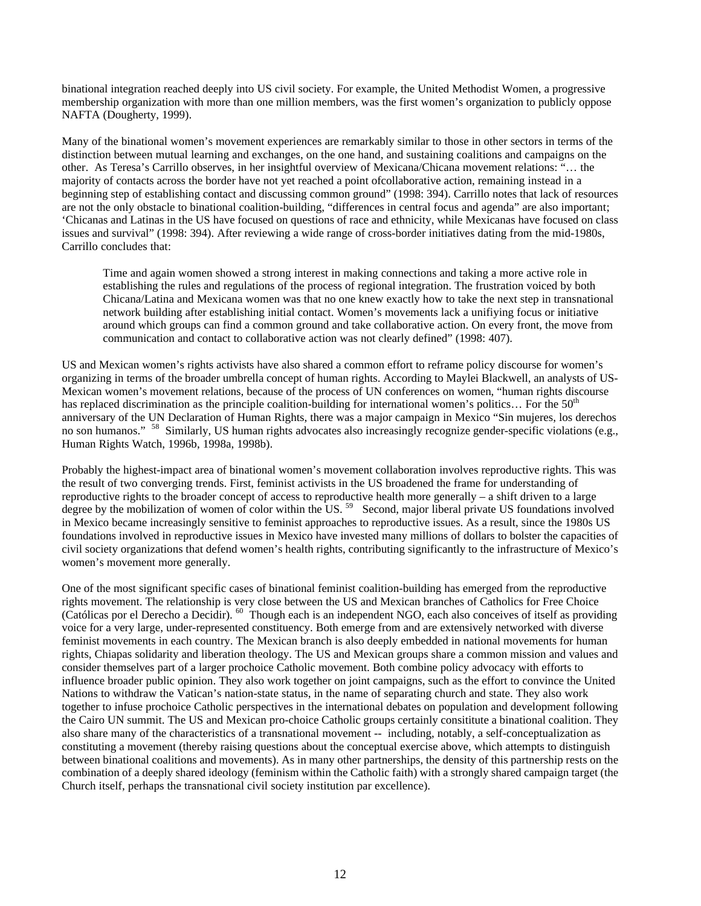binational integration reached deeply into US civil society. For example, the United Methodist Women, a progressive membership organization with more than one million members, was the first women's organization to publicly oppose NAFTA (Dougherty, 1999).

Many of the binational women's movement experiences are remarkably similar to those in other sectors in terms of the distinction between mutual learning and exchanges, on the one hand, and sustaining coalitions and campaigns on the other. As Teresa's Carrillo observes, in her insightful overview of Mexicana/Chicana movement relations: "… the majority of contacts across the border have not yet reached a point ofcollaborative action, remaining instead in a beginning step of establishing contact and discussing common ground" (1998: 394). Carrillo notes that lack of resources are not the only obstacle to binational coalition-building, "differences in central focus and agenda" are also important; 'Chicanas and Latinas in the US have focused on questions of race and ethnicity, while Mexicanas have focused on class issues and survival" (1998: 394). After reviewing a wide range of cross-border initiatives dating from the mid-1980s, Carrillo concludes that:

> Time and again women showed a strong interest in making connections and taking a more active role in establishing the rules and regulations of the process of regional integration. The frustration voiced by both Chicana/Latina and Mexicana women was that no one knew exactly how to take the next step in transnational network building after establishing initial contact. Women's movements lack a unifiying focus or initiative around which groups can find a common ground and take collaborative action. On every front, the move from communication and contact to collaborative action was not clearly defined" (1998: 407).

US and Mexican women's rights activists have also shared a common effort to reframe policy discourse for women's organizing in terms of the broader umbrella concept of human rights. According to Maylei Blackwell, an analysts of US-Mexican women's movement relations, because of the process of UN conferences on women, "human rights discourse has replaced discrimination as the principle coalition-building for international women's politics… For the 50th anniversary of the UN Declaration of Human Rights, there was a major campaign in Mexico "Sin mujeres, los derechos no son humanos." [58] Similarly, US human rights advocates also increasingly recognize gender-specific violations (e.g., Human Rights Watch, 1996b, 1998a, 1998b).

Probably the highest-impact area of binational women's movement collaboration involves reproductive rights. This was the result of two converging trends. First, feminist activists in the US broadened the frame for understanding of reproductive rights to the broader concept of access to reproductive health more generally – a shift driven to a large degree by the mobilization of women of color within the US. [59] Second, major liberal private US foundations involved in Mexico became increasingly sensitive to feminist approaches to reproductive issues. As a result, since the 1980s US foundations involved in reproductive issues in Mexico have invested many millions of dollars to bolster the capacities of civil society organizations that defend women's health rights, contributing significantly to the infrastructure of Mexico's women's movement more generally.

One of the most significant specific cases of binational feminist coalition-building has emerged from the reproductive rights movement. The relationship is very close between the US and Mexican branches of Catholics for Free Choice (Católicas por el Derecho a Decidir). [60] Though each is an independent NGO, each also conceives of itself as providing voice for a very large, under-represented constituency. Both emerge from and are extensively networked with diverse feminist movements in each country. The Mexican branch is also deeply embedded in national movements for human rights, Chiapas solidarity and liberation theology. The US and Mexican groups share a common mission and values and consider themselves part of a larger prochoice Catholic movement. Both combine policy advocacy with efforts to influence broader public opinion. They also work together on joint campaigns, such as the effort to convince the United Nations to withdraw the Vatican's nation-state status, in the name of separating church and state. They also work together to infuse prochoice Catholic perspectives in the international debates on population and development following the Cairo UN summit. The US and Mexican pro-choice Catholic groups certainly consititute a binational coalition. They also share many of the characteristics of a transnational movement -- including, notably, a self-conceptualization as constituting a movement (thereby raising questions about the conceptual exercise above, which attempts to distinguish between binational coalitions and movements). As in many other partnerships, the density of this partnership rests on the combination of a deeply shared ideology (feminism within the Catholic faith) with a strongly shared campaign target (the Church itself, perhaps the transnational civil society institution par excellence).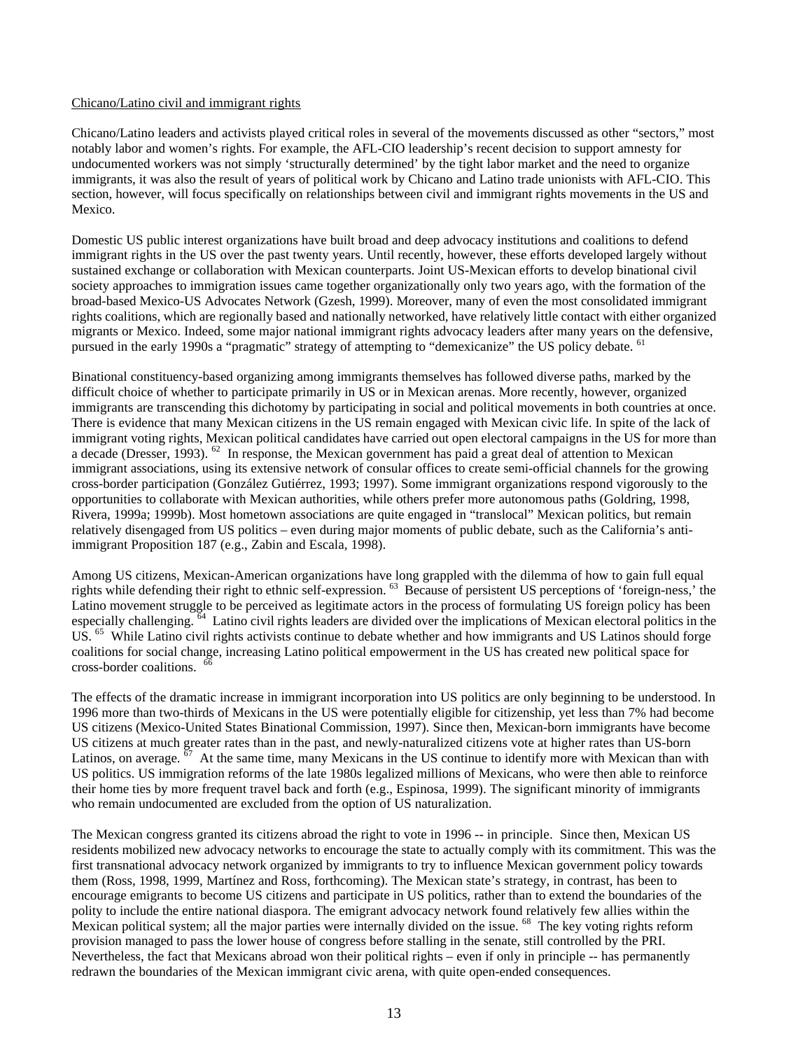Chicano/Latino civil and immigrant rights

Chicano/Latino leaders and activists played critical roles in several of the movements discussed as other "sectors," most notably labor and women's rights. For example, the AFL-CIO leadership's recent decision to support amnesty for undocumented workers was not simply 'structurally determined' by the tight labor market and the need to organize immigrants, it was also the result of years of political work by Chicano and Latino trade unionists with AFL-CIO. This section, however, will focus specifically on relationships between civil and immigrant rights movements in the US and Mexico.

Domestic US public interest organizations have built broad and deep advocacy institutions and coalitions to defend immigrant rights in the US over the past twenty years. Until recently, however, these efforts developed largely without sustained exchange or collaboration with Mexican counterparts. Joint US-Mexican efforts to develop binational civil society approaches to immigration issues came together organizationally only two years ago, with the formation of the broad-based Mexico-US Advocates Network (Gzesh, 1999). Moreover, many of even the most consolidated immigrant rights coalitions, which are regionally based and nationally networked, have relatively little contact with either organized migrants or Mexico. Indeed, some major national immigrant rights advocacy leaders after many years on the defensive, pursued in the early 1990s a "pragmatic" strategy of attempting to "demexicanize" the US policy debate. [61]

Binational constituency-based organizing among immigrants themselves has followed diverse paths, marked by the difficult choice of whether to participate primarily in US or in Mexican arenas. More recently, however, organized immigrants are transcending this dichotomy by participating in social and political movements in both countries at once. There is evidence that many Mexican citizens in the US remain engaged with Mexican civic life. In spite of the lack of immigrant voting rights, Mexican political candidates have carried out open electoral campaigns in the US for more than a decade (Dresser, 1993). [62] In response, the Mexican government has paid a great deal of attention to Mexican immigrant associations, using its extensive network of consular offices to create semi-official channels for the growing cross-border participation (González Gutiérrez, 1993; 1997). Some immigrant organizations respond vigorously to the opportunities to collaborate with Mexican authorities, while others prefer more autonomous paths (Goldring, 1998, Rivera, 1999a; 1999b). Most hometown associations are quite engaged in "translocal" Mexican politics, but remain relatively disengaged from US politics – even during major moments of public debate, such as the California's anti-immigrant Proposition 187 (e.g., Zabin and Escala, 1998).

Among US citizens, Mexican-American organizations have long grappled with the dilemma of how to gain full equal rights while defending their right to ethnic self-expression. [63] Because of persistent US perceptions of 'foreign-ness,' the Latino movement struggle to be perceived as legitimate actors in the process of formulating US foreign policy has been especially challenging. [64] Latino civil rights leaders are divided over the implications of Mexican electoral politics in the US. [65] While Latino civil rights activists continue to debate whether and how immigrants and US Latinos should forge coalitions for social change, increasing Latino political empowerment in the US has created new political space for cross-border coalitions. [66]

The effects of the dramatic increase in immigrant incorporation into US politics are only beginning to be understood. In 1996 more than two-thirds of Mexicans in the US were potentially eligible for citizenship, yet less than 7% had become US citizens (Mexico-United States Binational Commission, 1997). Since then, Mexican-born immigrants have become US citizens at much greater rates than in the past, and newly-naturalized citizens vote at higher rates than US-born Latinos, on average. [67] At the same time, many Mexicans in the US continue to identify more with Mexican than with US politics. US immigration reforms of the late 1980s legalized millions of Mexicans, who were then able to reinforce their home ties by more frequent travel back and forth (e.g., Espinosa, 1999). The significant minority of immigrants who remain undocumented are excluded from the option of US naturalization.

The Mexican congress granted its citizens abroad the right to vote in 1996 -- in principle. Since then, Mexican US residents mobilized new advocacy networks to encourage the state to actually comply with its commitment. This was the first transnational advocacy network organized by immigrants to try to influence Mexican government policy towards them (Ross, 1998, 1999, Martínez and Ross, forthcoming). The Mexican state's strategy, in contrast, has been to encourage emigrants to become US citizens and participate in US politics, rather than to extend the boundaries of the polity to include the entire national diaspora. The emigrant advocacy network found relatively few allies within the Mexican political system; all the major parties were internally divided on the issue. [68] The key voting rights reform provision managed to pass the lower house of congress before stalling in the senate, still controlled by the PRI. Nevertheless, the fact that Mexicans abroad won their political rights – even if only in principle -- has permanently redrawn the boundaries of the Mexican immigrant civic arena, with quite open-ended consequences.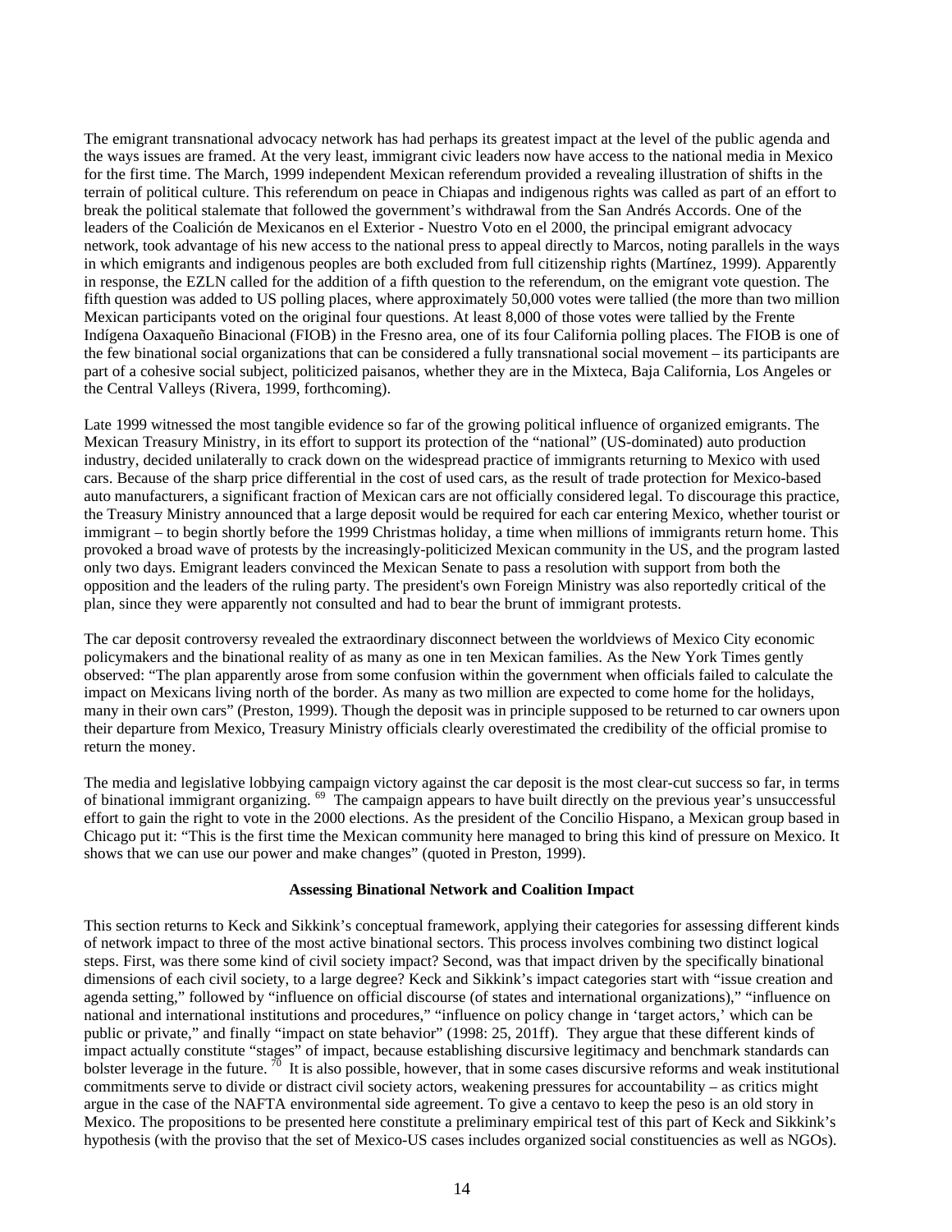The emigrant transnational advocacy network has had perhaps its greatest impact at the level of the public agenda and the ways issues are framed. At the very least, immigrant civic leaders now have access to the national media in Mexico for the first time. The March, 1999 independent Mexican referendum provided a revealing illustration of shifts in the terrain of political culture. This referendum on peace in Chiapas and indigenous rights was called as part of an effort to break the political stalemate that followed the government's withdrawal from the San Andrés Accords. One of the leaders of the Coalición de Mexicanos en el Exterior - Nuestro Voto en el 2000, the principal emigrant advocacy network, took advantage of his new access to the national press to appeal directly to Marcos, noting parallels in the ways in which emigrants and indigenous peoples are both excluded from full citizenship rights (Martínez, 1999). Apparently in response, the EZLN called for the addition of a fifth question to the referendum, on the emigrant vote question. The fifth question was added to US polling places, where approximately 50,000 votes were tallied (the more than two million Mexican participants voted on the original four questions. At least 8,000 of those votes were tallied by the Frente Indígena Oaxaqueño Binacional (FIOB) in the Fresno area, one of its four California polling places. The FIOB is one of the few binational social organizations that can be considered a fully transnational social movement – its participants are part of a cohesive social subject, politicized paisanos, whether they are in the Mixteca, Baja California, Los Angeles or the Central Valleys (Rivera, 1999, forthcoming).

Late 1999 witnessed the most tangible evidence so far of the growing political influence of organized emigrants. The Mexican Treasury Ministry, in its effort to support its protection of the "national" (US-dominated) auto production industry, decided unilaterally to crack down on the widespread practice of immigrants returning to Mexico with used cars. Because of the sharp price differential in the cost of used cars, as the result of trade protection for Mexico-based auto manufacturers, a significant fraction of Mexican cars are not officially considered legal. To discourage this practice, the Treasury Ministry announced that a large deposit would be required for each car entering Mexico, whether tourist or immigrant – to begin shortly before the 1999 Christmas holiday, a time when millions of immigrants return home. This provoked a broad wave of protests by the increasingly-politicized Mexican community in the US, and the program lasted only two days. Emigrant leaders convinced the Mexican Senate to pass a resolution with support from both the opposition and the leaders of the ruling party. The president's own Foreign Ministry was also reportedly critical of the plan, since they were apparently not consulted and had to bear the brunt of immigrant protests.

The car deposit controversy revealed the extraordinary disconnect between the worldviews of Mexico City economic policymakers and the binational reality of as many as one in ten Mexican families. As the New York Times gently observed: "The plan apparently arose from some confusion within the government when officials failed to calculate the impact on Mexicans living north of the border. As many as two million are expected to come home for the holidays, many in their own cars" (Preston, 1999). Though the deposit was in principle supposed to be returned to car owners upon their departure from Mexico, Treasury Ministry officials clearly overestimated the credibility of the official promise to return the money.

The media and legislative lobbying campaign victory against the car deposit is the most clear-cut success so far, in terms of binational immigrant organizing. [69] The campaign appears to have built directly on the previous year's unsuccessful effort to gain the right to vote in the 2000 elections. As the president of the Concilio Hispano, a Mexican group based in Chicago put it: "This is the first time the Mexican community here managed to bring this kind of pressure on Mexico. It shows that we can use our power and make changes" (quoted in Preston, 1999).

## Assessing Binational Network and Coalition Impact

This section returns to Keck and Sikkink's conceptual framework, applying their categories for assessing different kinds of network impact to three of the most active binational sectors. This process involves combining two distinct logical steps. First, was there some kind of civil society impact? Second, was that impact driven by the specifically binational dimensions of each civil society, to a large degree? Keck and Sikkink's impact categories start with "issue creation and agenda setting," followed by "influence on official discourse (of states and international organizations)," "influence on national and international institutions and procedures," "influence on policy change in 'target actors,' which can be public or private," and finally "impact on state behavior" (1998: 25, 201ff). They argue that these different kinds of impact actually constitute "stages" of impact, because establishing discursive legitimacy and benchmark standards can bolster leverage in the future. [70] It is also possible, however, that in some cases discursive reforms and weak institutional commitments serve to divide or distract civil society actors, weakening pressures for accountability – as critics might argue in the case of the NAFTA environmental side agreement. To give a centavo to keep the peso is an old story in Mexico. The propositions to be presented here constitute a preliminary empirical test of this part of Keck and Sikkink's hypothesis (with the proviso that the set of Mexico-US cases includes organized social constituencies as well as NGOs).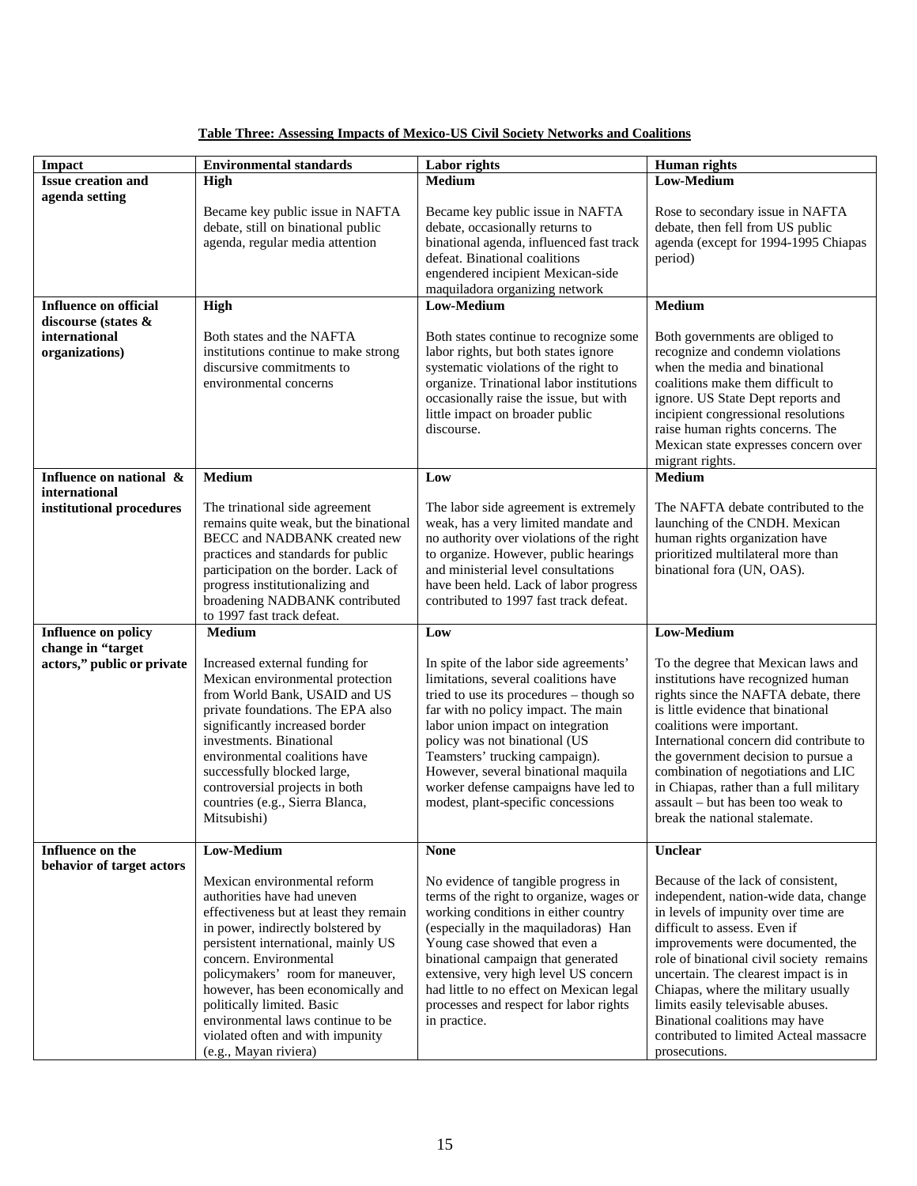**Table Three: Assessing Impacts of Mexico-US Civil Society Networks and Coalitions**

| Impact | Environmental standards | Labor rights | Human rights |
|---|---|---|---|
| **Issue creation and agenda setting** | **High**<br><br>Became key public issue in NAFTA debate, still on binational public agenda, regular media attention | **Medium**<br><br>Became key public issue in NAFTA debate, occasionally returns to binational agenda, influenced fast track defeat. Binational coalitions engendered incipient Mexican-side maquiladora organizing network | **Low-Medium**<br><br>Rose to secondary issue in NAFTA debate, then fell from US public agenda (except for 1994-1995 Chiapas period) |
| **Influence on official discourse (states & international organizations)** | **High**<br><br>Both states and the NAFTA institutions continue to make strong discursive commitments to environmental concerns | **Low-Medium**<br><br>Both states continue to recognize some labor rights, but both states ignore systematic violations of the right to organize. Trinational labor institutions occasionally raise the issue, but with little impact on broader public discourse. | **Medium**<br><br>Both governments are obliged to recognize and condemn violations when the media and binational coalitions make them difficult to ignore. US State Dept reports and incipient congressional resolutions raise human rights concerns. The Mexican state expresses concern over migrant rights. |
| **Influence on national & international institutional procedures** | **Medium**<br><br>The trinational side agreement remains quite weak, but the binational BECC and NADBANK created new practices and standards for public participation on the border. Lack of progress institutionalizing and broadening NADBANK contributed to 1997 fast track defeat. | **Low**<br><br>The labor side agreement is extremely weak, has a very limited mandate and no authority over violations of the right to organize. However, public hearings and ministerial level consultations have been held. Lack of labor progress contributed to 1997 fast track defeat. | **Medium**<br><br>The NAFTA debate contributed to the launching of the CNDH. Mexican human rights organization have prioritized multilateral more than binational fora (UN, OAS). |
| **Influence on policy change in "target actors," public or private** | **Medium**<br><br>Increased external funding for Mexican environmental protection from World Bank, USAID and US private foundations. The EPA also significantly increased border investments. Binational environmental coalitions have successfully blocked large, controversial projects in both countries (e.g., Sierra Blanca, Mitsubishi) | **Low**<br><br>In spite of the labor side agreements' limitations, several coalitions have tried to use its procedures – though so far with no policy impact. The main labor union impact on integration policy was not binational (US Teamsters' trucking campaign). However, several binational maquila worker defense campaigns have led to modest, plant-specific concessions | **Low-Medium**<br><br>To the degree that Mexican laws and institutions have recognized human rights since the NAFTA debate, there is little evidence that binational coalitions were important. International concern did contribute to the government decision to pursue a combination of negotiations and LIC in Chiapas, rather than a full military assault – but has been too weak to break the national stalemate. |
| **Influence on the behavior of target actors** | **Low-Medium**<br><br>Mexican environmental reform authorities have had uneven effectiveness but at least they remain in power, indirectly bolstered by persistent international, mainly US concern. Environmental policymakers' room for maneuver, however, has been economically and politically limited. Basic environmental laws continue to be violated often and with impunity (e.g., Mayan riviera) | **None**<br><br>No evidence of tangible progress in terms of the right to organize, wages or working conditions in either country (especially in the maquiladoras) Han Young case showed that even a binational campaign that generated extensive, very high level US concern had little to no effect on Mexican legal processes and respect for labor rights in practice. | **Unclear**<br><br>Because of the lack of consistent, independent, nation-wide data, change in levels of impunity over time are difficult to assess. Even if improvements were documented, the role of binational civil society remains uncertain. The clearest impact is in Chiapas, where the military usually limits easily televisable abuses. Binational coalitions may have contributed to limited Acteal massacre prosecutions. |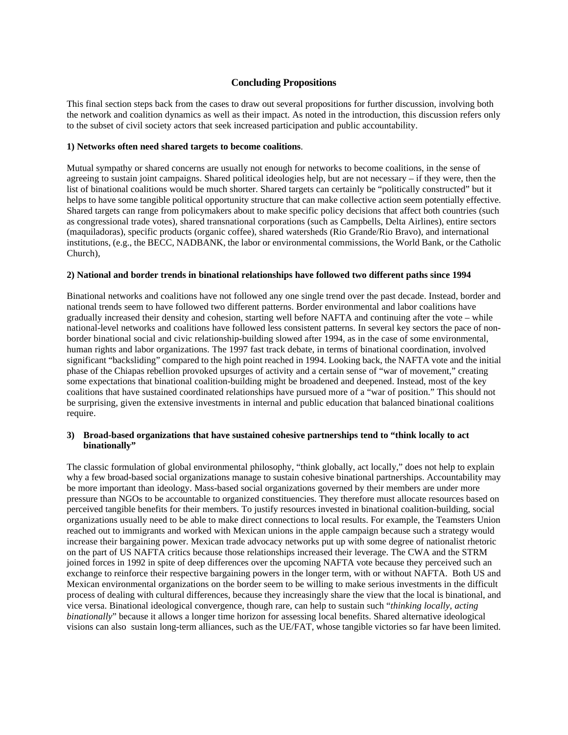## Concluding Propositions

This final section steps back from the cases to draw out several propositions for further discussion, involving both the network and coalition dynamics as well as their impact. As noted in the introduction, this discussion refers only to the subset of civil society actors that seek increased participation and public accountability.

**1) Networks often need shared targets to become coalitions**.

Mutual sympathy or shared concerns are usually not enough for networks to become coalitions, in the sense of agreeing to sustain joint campaigns. Shared political ideologies help, but are not necessary – if they were, then the list of binational coalitions would be much shorter. Shared targets can certainly be "politically constructed" but it helps to have some tangible political opportunity structure that can make collective action seem potentially effective. Shared targets can range from policymakers about to make specific policy decisions that affect both countries (such as congressional trade votes), shared transnational corporations (such as Campbells, Delta Airlines), entire sectors (maquiladoras), specific products (organic coffee), shared watersheds (Rio Grande/Rio Bravo), and international institutions, (e.g., the BECC, NADBANK, the labor or environmental commissions, the World Bank, or the Catholic Church),

**2) National and border trends in binational relationships have followed two different paths since 1994**

Binational networks and coalitions have not followed any one single trend over the past decade. Instead, border and national trends seem to have followed two different patterns. Border environmental and labor coalitions have gradually increased their density and cohesion, starting well before NAFTA and continuing after the vote – while national-level networks and coalitions have followed less consistent patterns. In several key sectors the pace of non-border binational social and civic relationship-building slowed after 1994, as in the case of some environmental, human rights and labor organizations. The 1997 fast track debate, in terms of binational coordination, involved significant "backsliding" compared to the high point reached in 1994. Looking back, the NAFTA vote and the initial phase of the Chiapas rebellion provoked upsurges of activity and a certain sense of "war of movement," creating some expectations that binational coalition-building might be broadened and deepened. Instead, most of the key coalitions that have sustained coordinated relationships have pursued more of a "war of position." This should not be surprising, given the extensive investments in internal and public education that balanced binational coalitions require.

**3) Broad-based organizations that have sustained cohesive partnerships tend to "think locally to act binationally"**

The classic formulation of global environmental philosophy, "think globally, act locally," does not help to explain why a few broad-based social organizations manage to sustain cohesive binational partnerships. Accountability may be more important than ideology. Mass-based social organizations governed by their members are under more pressure than NGOs to be accountable to organized constituencies. They therefore must allocate resources based on perceived tangible benefits for their members. To justify resources invested in binational coalition-building, social organizations usually need to be able to make direct connections to local results. For example, the Teamsters Union reached out to immigrants and worked with Mexican unions in the apple campaign because such a strategy would increase their bargaining power. Mexican trade advocacy networks put up with some degree of nationalist rhetoric on the part of US NAFTA critics because those relationships increased their leverage. The CWA and the STRM joined forces in 1992 in spite of deep differences over the upcoming NAFTA vote because they perceived such an exchange to reinforce their respective bargaining powers in the longer term, with or without NAFTA. Both US and Mexican environmental organizations on the border seem to be willing to make serious investments in the difficult process of dealing with cultural differences, because they increasingly share the view that the local is binational, and vice versa. Binational ideological convergence, though rare, can help to sustain such "*thinking locally, acting binationally*" because it allows a longer time horizon for assessing local benefits. Shared alternative ideological visions can also sustain long-term alliances, such as the UE/FAT, whose tangible victories so far have been limited.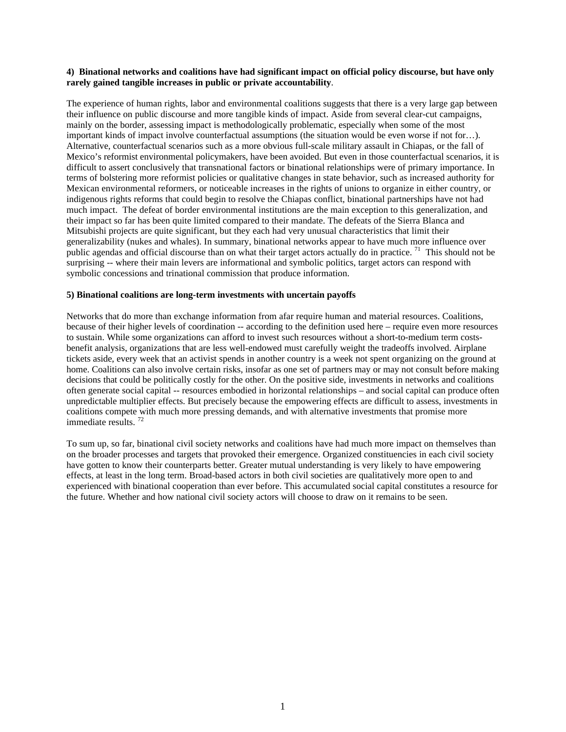**4) Binational networks and coalitions have had significant impact on official policy discourse, but have only rarely gained tangible increases in public or private accountability**.

The experience of human rights, labor and environmental coalitions suggests that there is a very large gap between their influence on public discourse and more tangible kinds of impact. Aside from several clear-cut campaigns, mainly on the border, assessing impact is methodologically problematic, especially when some of the most important kinds of impact involve counterfactual assumptions (the situation would be even worse if not for…). Alternative, counterfactual scenarios such as a more obvious full-scale military assault in Chiapas, or the fall of Mexico's reformist environmental policymakers, have been avoided. But even in those counterfactual scenarios, it is difficult to assert conclusively that transnational factors or binational relationships were of primary importance. In terms of bolstering more reformist policies or qualitative changes in state behavior, such as increased authority for Mexican environmental reformers, or noticeable increases in the rights of unions to organize in either country, or indigenous rights reforms that could begin to resolve the Chiapas conflict, binational partnerships have not had much impact. The defeat of border environmental institutions are the main exception to this generalization, and their impact so far has been quite limited compared to their mandate. The defeats of the Sierra Blanca and Mitsubishi projects are quite significant, but they each had very unusual characteristics that limit their generalizability (nukes and whales). In summary, binational networks appear to have much more influence over public agendas and official discourse than on what their target actors actually do in practice. [71] This should not be surprising -- where their main levers are informational and symbolic politics, target actors can respond with symbolic concessions and trinational commission that produce information.

**5) Binational coalitions are long-term investments with uncertain payoffs**

Networks that do more than exchange information from afar require human and material resources. Coalitions, because of their higher levels of coordination -- according to the definition used here – require even more resources to sustain. While some organizations can afford to invest such resources without a short-to-medium term costs-benefit analysis, organizations that are less well-endowed must carefully weight the tradeoffs involved. Airplane tickets aside, every week that an activist spends in another country is a week not spent organizing on the ground at home. Coalitions can also involve certain risks, insofar as one set of partners may or may not consult before making decisions that could be politically costly for the other. On the positive side, investments in networks and coalitions often generate social capital -- resources embodied in horizontal relationships – and social capital can produce often unpredictable multiplier effects. But precisely because the empowering effects are difficult to assess, investments in coalitions compete with much more pressing demands, and with alternative investments that promise more immediate results. [72]

To sum up, so far, binational civil society networks and coalitions have had much more impact on themselves than on the broader processes and targets that provoked their emergence. Organized constituencies in each civil society have gotten to know their counterparts better. Greater mutual understanding is very likely to have empowering effects, at least in the long term. Broad-based actors in both civil societies are qualitatively more open to and experienced with binational cooperation than ever before. This accumulated social capital constitutes a resource for the future. Whether and how national civil society actors will choose to draw on it remains to be seen.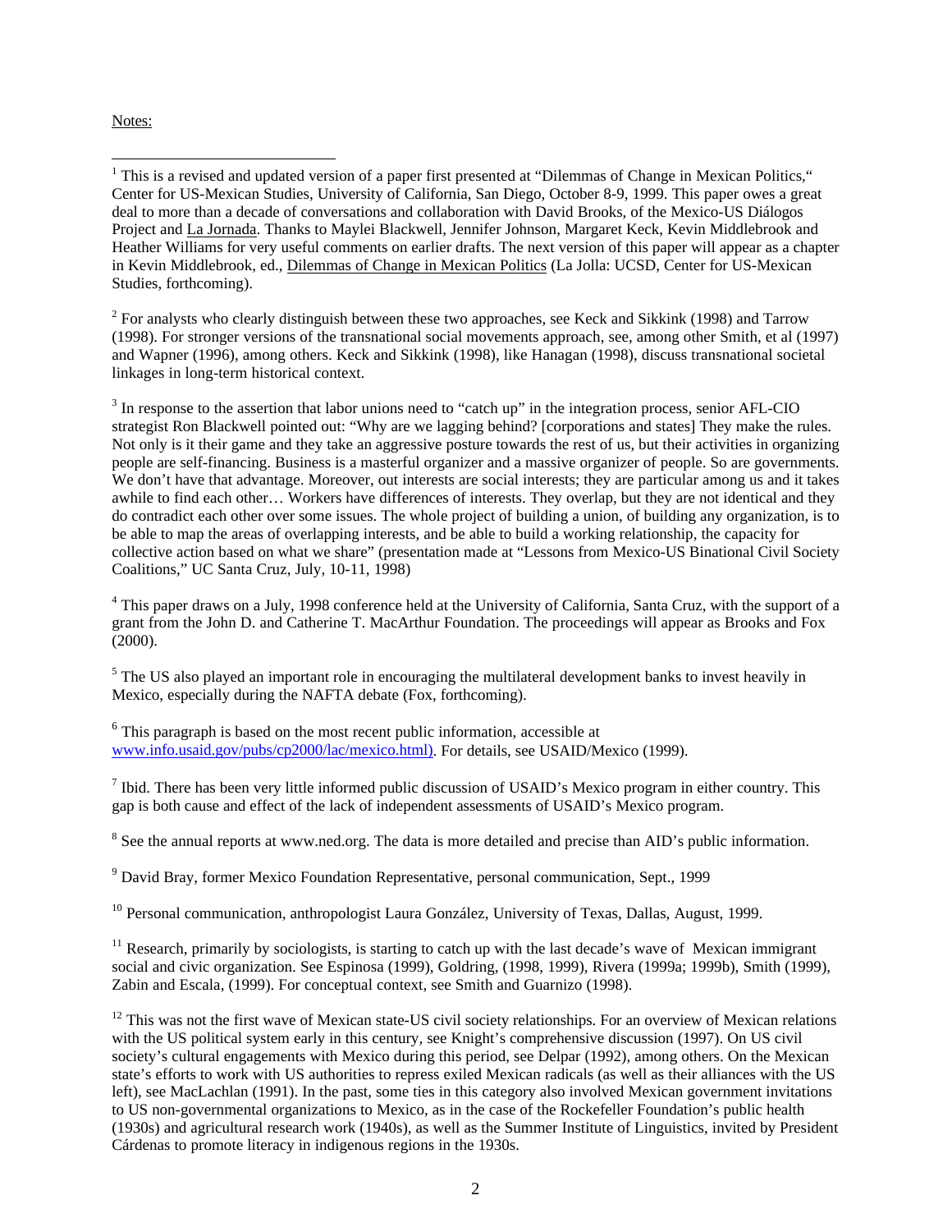Notes:

[1] This is a revised and updated version of a paper first presented at "Dilemmas of Change in Mexican Politics," Center for US-Mexican Studies, University of California, San Diego, October 8-9, 1999. This paper owes a great deal to more than a decade of conversations and collaboration with David Brooks, of the Mexico-US Diálogos Project and La Jornada. Thanks to Maylei Blackwell, Jennifer Johnson, Margaret Keck, Kevin Middlebrook and Heather Williams for very useful comments on earlier drafts. The next version of this paper will appear as a chapter in Kevin Middlebrook, ed., Dilemmas of Change in Mexican Politics (La Jolla: UCSD, Center for US-Mexican Studies, forthcoming).

[2] For analysts who clearly distinguish between these two approaches, see Keck and Sikkink (1998) and Tarrow (1998). For stronger versions of the transnational social movements approach, see, among other Smith, et al (1997) and Wapner (1996), among others. Keck and Sikkink (1998), like Hanagan (1998), discuss transnational societal linkages in long-term historical context.

[3] In response to the assertion that labor unions need to "catch up" in the integration process, senior AFL-CIO strategist Ron Blackwell pointed out: "Why are we lagging behind? [corporations and states] They make the rules. Not only is it their game and they take an aggressive posture towards the rest of us, but their activities in organizing people are self-financing. Business is a masterful organizer and a massive organizer of people. So are governments. We don't have that advantage. Moreover, out interests are social interests; they are particular among us and it takes awhile to find each other… Workers have differences of interests. They overlap, but they are not identical and they do contradict each other over some issues. The whole project of building a union, of building any organization, is to be able to map the areas of overlapping interests, and be able to build a working relationship, the capacity for collective action based on what we share" (presentation made at "Lessons from Mexico-US Binational Civil Society Coalitions," UC Santa Cruz, July, 10-11, 1998)

[4] This paper draws on a July, 1998 conference held at the University of California, Santa Cruz, with the support of a grant from the John D. and Catherine T. MacArthur Foundation. The proceedings will appear as Brooks and Fox (2000).

[5] The US also played an important role in encouraging the multilateral development banks to invest heavily in Mexico, especially during the NAFTA debate (Fox, forthcoming).

[6] This paragraph is based on the most recent public information, accessible at www.info.usaid.gov/pubs/cp2000/lac/mexico.html). For details, see USAID/Mexico (1999).

[7] Ibid. There has been very little informed public discussion of USAID's Mexico program in either country. This gap is both cause and effect of the lack of independent assessments of USAID's Mexico program.

[8] See the annual reports at www.ned.org. The data is more detailed and precise than AID's public information.

[9] David Bray, former Mexico Foundation Representative, personal communication, Sept., 1999

[10] Personal communication, anthropologist Laura González, University of Texas, Dallas, August, 1999.

[11] Research, primarily by sociologists, is starting to catch up with the last decade's wave of Mexican immigrant social and civic organization. See Espinosa (1999), Goldring, (1998, 1999), Rivera (1999a; 1999b), Smith (1999), Zabin and Escala, (1999). For conceptual context, see Smith and Guarnizo (1998).

[12] This was not the first wave of Mexican state-US civil society relationships. For an overview of Mexican relations with the US political system early in this century, see Knight's comprehensive discussion (1997). On US civil society's cultural engagements with Mexico during this period, see Delpar (1992), among others. On the Mexican state's efforts to work with US authorities to repress exiled Mexican radicals (as well as their alliances with the US left), see MacLachlan (1991). In the past, some ties in this category also involved Mexican government invitations to US non-governmental organizations to Mexico, as in the case of the Rockefeller Foundation's public health (1930s) and agricultural research work (1940s), as well as the Summer Institute of Linguistics, invited by President Cárdenas to promote literacy in indigenous regions in the 1930s.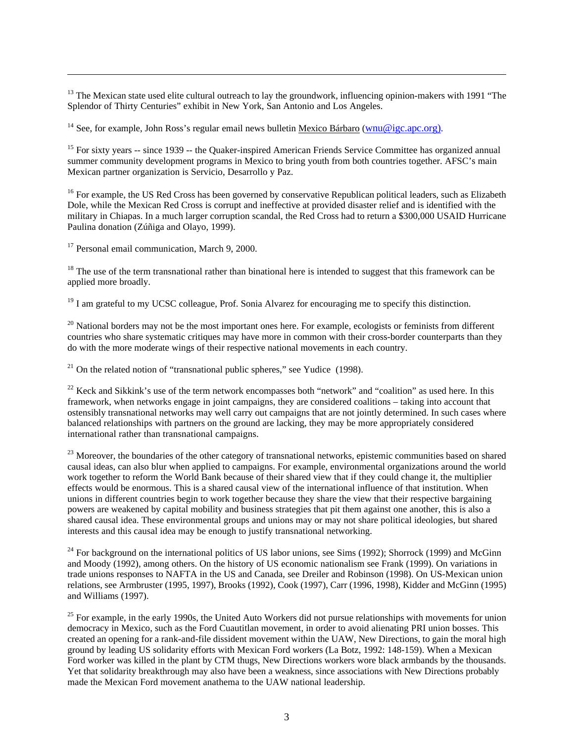[13] The Mexican state used elite cultural outreach to lay the groundwork, influencing opinion-makers with 1991 "The Splendor of Thirty Centuries" exhibit in New York, San Antonio and Los Angeles.

[14] See, for example, John Ross's regular email news bulletin Mexico Bárbaro (wnu@igc.apc.org).

[15] For sixty years -- since 1939 -- the Quaker-inspired American Friends Service Committee has organized annual summer community development programs in Mexico to bring youth from both countries together. AFSC's main Mexican partner organization is Servicio, Desarrollo y Paz.

[16] For example, the US Red Cross has been governed by conservative Republican political leaders, such as Elizabeth Dole, while the Mexican Red Cross is corrupt and ineffective at provided disaster relief and is identified with the military in Chiapas. In a much larger corruption scandal, the Red Cross had to return a $300,000 USAID Hurricane Paulina donation (Zúñiga and Olayo, 1999).

[17] Personal email communication, March 9, 2000.

[18] The use of the term transnational rather than binational here is intended to suggest that this framework can be applied more broadly.

[19] I am grateful to my UCSC colleague, Prof. Sonia Alvarez for encouraging me to specify this distinction.

[20] National borders may not be the most important ones here. For example, ecologists or feminists from different countries who share systematic critiques may have more in common with their cross-border counterparts than they do with the more moderate wings of their respective national movements in each country.

[21] On the related notion of "transnational public spheres," see Yudice (1998).

[22] Keck and Sikkink's use of the term network encompasses both "network" and "coalition" as used here. In this framework, when networks engage in joint campaigns, they are considered coalitions – taking into account that ostensibly transnational networks may well carry out campaigns that are not jointly determined. In such cases where balanced relationships with partners on the ground are lacking, they may be more appropriately considered international rather than transnational campaigns.

[23] Moreover, the boundaries of the other category of transnational networks, epistemic communities based on shared causal ideas, can also blur when applied to campaigns. For example, environmental organizations around the world work together to reform the World Bank because of their shared view that if they could change it, the multiplier effects would be enormous. This is a shared causal view of the international influence of that institution. When unions in different countries begin to work together because they share the view that their respective bargaining powers are weakened by capital mobility and business strategies that pit them against one another, this is also a shared causal idea. These environmental groups and unions may or may not share political ideologies, but shared interests and this causal idea may be enough to justify transnational networking.

[24] For background on the international politics of US labor unions, see Sims (1992); Shorrock (1999) and McGinn and Moody (1992), among others. On the history of US economic nationalism see Frank (1999). On variations in trade unions responses to NAFTA in the US and Canada, see Dreiler and Robinson (1998). On US-Mexican union relations, see Armbruster (1995, 1997), Brooks (1992), Cook (1997), Carr (1996, 1998), Kidder and McGinn (1995) and Williams (1997).

[25] For example, in the early 1990s, the United Auto Workers did not pursue relationships with movements for union democracy in Mexico, such as the Ford Cuautitlan movement, in order to avoid alienating PRI union bosses. This created an opening for a rank-and-file dissident movement within the UAW, New Directions, to gain the moral high ground by leading US solidarity efforts with Mexican Ford workers (La Botz, 1992: 148-159). When a Mexican Ford worker was killed in the plant by CTM thugs, New Directions workers wore black armbands by the thousands. Yet that solidarity breakthrough may also have been a weakness, since associations with New Directions probably made the Mexican Ford movement anathema to the UAW national leadership.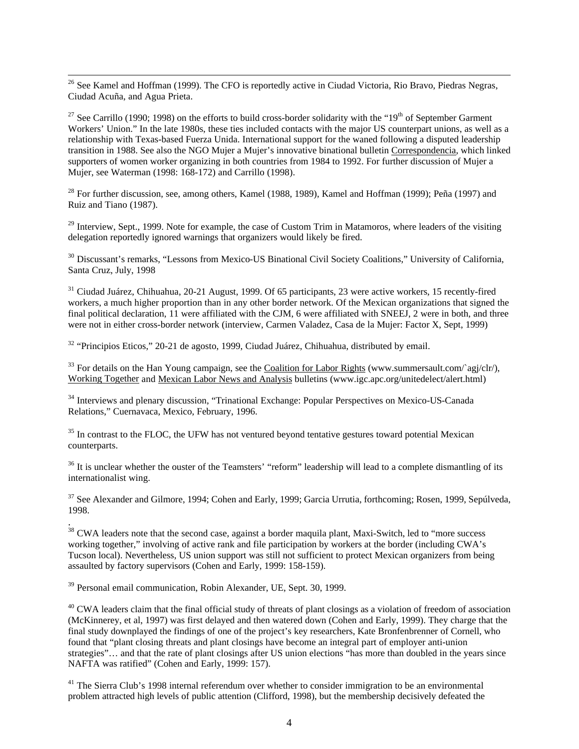[26] See Kamel and Hoffman (1999). The CFO is reportedly active in Ciudad Victoria, Rio Bravo, Piedras Negras, Ciudad Acuña, and Agua Prieta.

[27] See Carrillo (1990; 1998) on the efforts to build cross-border solidarity with the "19th of September Garment Workers' Union." In the late 1980s, these ties included contacts with the major US counterpart unions, as well as a relationship with Texas-based Fuerza Unida. International support for the waned following a disputed leadership transition in 1988. See also the NGO Mujer a Mujer's innovative binational bulletin Correspondencia, which linked supporters of women worker organizing in both countries from 1984 to 1992. For further discussion of Mujer a Mujer, see Waterman (1998: 168-172) and Carrillo (1998).

[28] For further discussion, see, among others, Kamel (1988, 1989), Kamel and Hoffman (1999); Peña (1997) and Ruiz and Tiano (1987).

[29] Interview, Sept., 1999. Note for example, the case of Custom Trim in Matamoros, where leaders of the visiting delegation reportedly ignored warnings that organizers would likely be fired.

[30] Discussant's remarks, "Lessons from Mexico-US Binational Civil Society Coalitions," University of California, Santa Cruz, July, 1998

[31] Ciudad Juárez, Chihuahua, 20-21 August, 1999. Of 65 participants, 23 were active workers, 15 recently-fired workers, a much higher proportion than in any other border network. Of the Mexican organizations that signed the final political declaration, 11 were affiliated with the CJM, 6 were affiliated with SNEEJ, 2 were in both, and three were not in either cross-border network (interview, Carmen Valadez, Casa de la Mujer: Factor X, Sept, 1999)

[32] "Principios Eticos," 20-21 de agosto, 1999, Ciudad Juárez, Chihuahua, distributed by email.

[33] For details on the Han Young campaign, see the Coalition for Labor Rights (www.summersault.com/`agj/clr/), Working Together and Mexican Labor News and Analysis bulletins (www.igc.apc.org/unitedelect/alert.html)

[34] Interviews and plenary discussion, "Trinational Exchange: Popular Perspectives on Mexico-US-Canada Relations," Cuernavaca, Mexico, February, 1996.

[35] In contrast to the FLOC, the UFW has not ventured beyond tentative gestures toward potential Mexican counterparts.

[36] It is unclear whether the ouster of the Teamsters' "reform" leadership will lead to a complete dismantling of its internationalist wing.

[37] See Alexander and Gilmore, 1994; Cohen and Early, 1999; Garcia Urrutia, forthcoming; Rosen, 1999, Sepúlveda, 1998.

[38] CWA leaders note that the second case, against a border maquila plant, Maxi-Switch, led to "more success working together," involving of active rank and file participation by workers at the border (including CWA's Tucson local). Nevertheless, US union support was still not sufficient to protect Mexican organizers from being assaulted by factory supervisors (Cohen and Early, 1999: 158-159).

[39] Personal email communication, Robin Alexander, UE, Sept. 30, 1999.

[40] CWA leaders claim that the final official study of threats of plant closings as a violation of freedom of association (McKinnerey, et al, 1997) was first delayed and then watered down (Cohen and Early, 1999). They charge that the final study downplayed the findings of one of the project's key researchers, Kate Bronfenbrenner of Cornell, who found that "plant closing threats and plant closings have become an integral part of employer anti-union strategies"… and that the rate of plant closings after US union elections "has more than doubled in the years since NAFTA was ratified" (Cohen and Early, 1999: 157).

[41] The Sierra Club's 1998 internal referendum over whether to consider immigration to be an environmental problem attracted high levels of public attention (Clifford, 1998), but the membership decisively defeated the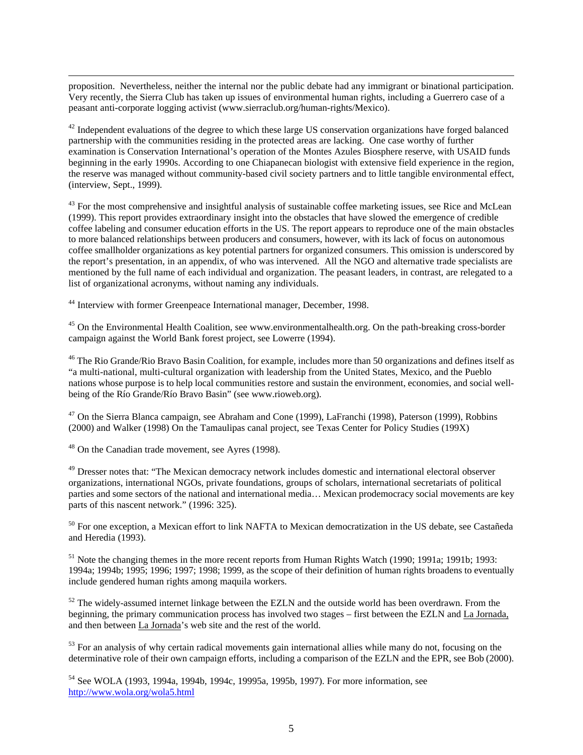proposition. Nevertheless, neither the internal nor the public debate had any immigrant or binational participation. Very recently, the Sierra Club has taken up issues of environmental human rights, including a Guerrero case of a peasant anti-corporate logging activist (www.sierraclub.org/human-rights/Mexico).

[42] Independent evaluations of the degree to which these large US conservation organizations have forged balanced partnership with the communities residing in the protected areas are lacking. One case worthy of further examination is Conservation International's operation of the Montes Azules Biosphere reserve, with USAID funds beginning in the early 1990s. According to one Chiapanecan biologist with extensive field experience in the region, the reserve was managed without community-based civil society partners and to little tangible environmental effect, (interview, Sept., 1999).

[43] For the most comprehensive and insightful analysis of sustainable coffee marketing issues, see Rice and McLean (1999). This report provides extraordinary insight into the obstacles that have slowed the emergence of credible coffee labeling and consumer education efforts in the US. The report appears to reproduce one of the main obstacles to more balanced relationships between producers and consumers, however, with its lack of focus on autonomous coffee smallholder organizations as key potential partners for organized consumers. This omission is underscored by the report's presentation, in an appendix, of who was intervened. All the NGO and alternative trade specialists are mentioned by the full name of each individual and organization. The peasant leaders, in contrast, are relegated to a list of organizational acronyms, without naming any individuals.

[44] Interview with former Greenpeace International manager, December, 1998.

[45] On the Environmental Health Coalition, see www.environmentalhealth.org. On the path-breaking cross-border campaign against the World Bank forest project, see Lowerre (1994).

[46] The Rio Grande/Rio Bravo Basin Coalition, for example, includes more than 50 organizations and defines itself as "a multi-national, multi-cultural organization with leadership from the United States, Mexico, and the Pueblo nations whose purpose is to help local communities restore and sustain the environment, economies, and social well-being of the Río Grande/Río Bravo Basin" (see www.rioweb.org).

[47] On the Sierra Blanca campaign, see Abraham and Cone (1999), LaFranchi (1998), Paterson (1999), Robbins (2000) and Walker (1998) On the Tamaulipas canal project, see Texas Center for Policy Studies (199X)

[48] On the Canadian trade movement, see Ayres (1998).

[49] Dresser notes that: "The Mexican democracy network includes domestic and international electoral observer organizations, international NGOs, private foundations, groups of scholars, international secretariats of political parties and some sectors of the national and international media… Mexican prodemocracy social movements are key parts of this nascent network." (1996: 325).

[50] For one exception, a Mexican effort to link NAFTA to Mexican democratization in the US debate, see Castañeda and Heredia (1993).

[51] Note the changing themes in the more recent reports from Human Rights Watch (1990; 1991a; 1991b; 1993: 1994a; 1994b; 1995; 1996; 1997; 1998; 1999, as the scope of their definition of human rights broadens to eventually include gendered human rights among maquila workers.

[52] The widely-assumed internet linkage between the EZLN and the outside world has been overdrawn. From the beginning, the primary communication process has involved two stages – first between the EZLN and La Jornada, and then between La Jornada's web site and the rest of the world.

[53] For an analysis of why certain radical movements gain international allies while many do not, focusing on the determinative role of their own campaign efforts, including a comparison of the EZLN and the EPR, see Bob (2000).

[54] See WOLA (1993, 1994a, 1994b, 1994c, 19995a, 1995b, 1997). For more information, see http://www.wola.org/wola5.html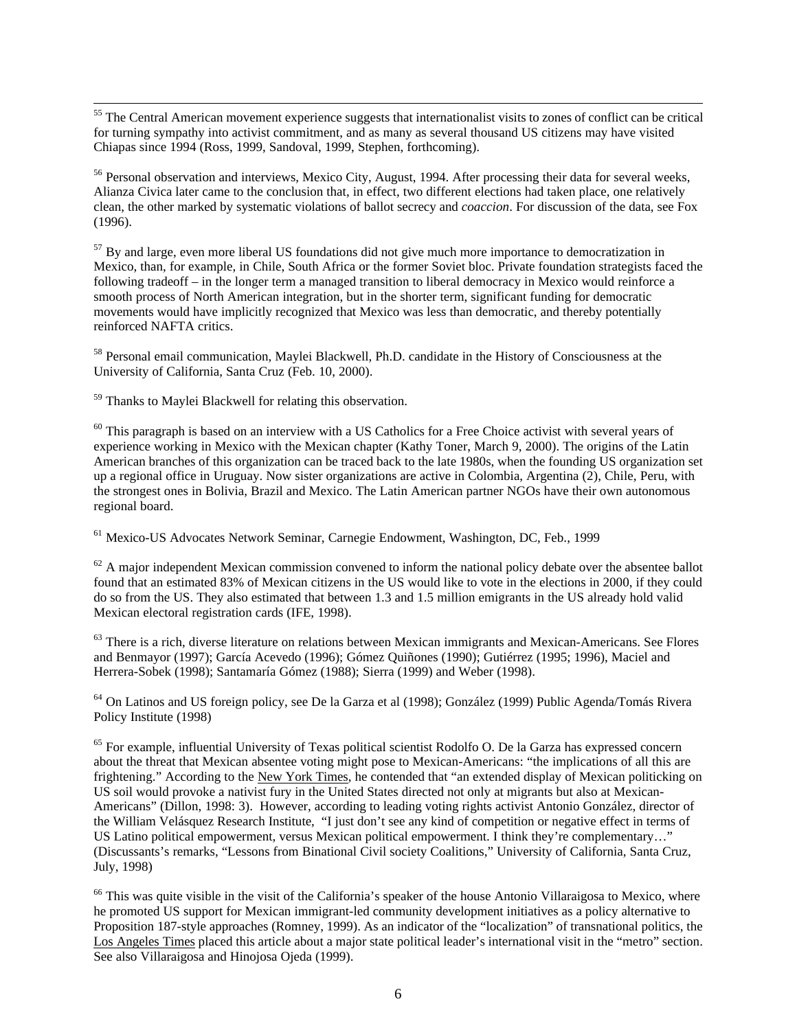[55] The Central American movement experience suggests that internationalist visits to zones of conflict can be critical for turning sympathy into activist commitment, and as many as several thousand US citizens may have visited Chiapas since 1994 (Ross, 1999, Sandoval, 1999, Stephen, forthcoming).

[56] Personal observation and interviews, Mexico City, August, 1994. After processing their data for several weeks, Alianza Civica later came to the conclusion that, in effect, two different elections had taken place, one relatively clean, the other marked by systematic violations of ballot secrecy and *coaccion*. For discussion of the data, see Fox (1996).

[57] By and large, even more liberal US foundations did not give much more importance to democratization in Mexico, than, for example, in Chile, South Africa or the former Soviet bloc. Private foundation strategists faced the following tradeoff – in the longer term a managed transition to liberal democracy in Mexico would reinforce a smooth process of North American integration, but in the shorter term, significant funding for democratic movements would have implicitly recognized that Mexico was less than democratic, and thereby potentially reinforced NAFTA critics.

[58] Personal email communication, Maylei Blackwell, Ph.D. candidate in the History of Consciousness at the University of California, Santa Cruz (Feb. 10, 2000).

[59] Thanks to Maylei Blackwell for relating this observation.

[60] This paragraph is based on an interview with a US Catholics for a Free Choice activist with several years of experience working in Mexico with the Mexican chapter (Kathy Toner, March 9, 2000). The origins of the Latin American branches of this organization can be traced back to the late 1980s, when the founding US organization set up a regional office in Uruguay. Now sister organizations are active in Colombia, Argentina (2), Chile, Peru, with the strongest ones in Bolivia, Brazil and Mexico. The Latin American partner NGOs have their own autonomous regional board.

[61] Mexico-US Advocates Network Seminar, Carnegie Endowment, Washington, DC, Feb., 1999

[62] A major independent Mexican commission convened to inform the national policy debate over the absentee ballot found that an estimated 83% of Mexican citizens in the US would like to vote in the elections in 2000, if they could do so from the US. They also estimated that between 1.3 and 1.5 million emigrants in the US already hold valid Mexican electoral registration cards (IFE, 1998).

[63] There is a rich, diverse literature on relations between Mexican immigrants and Mexican-Americans. See Flores and Benmayor (1997); García Acevedo (1996); Gómez Quiñones (1990); Gutiérrez (1995; 1996), Maciel and Herrera-Sobek (1998); Santamaría Gómez (1988); Sierra (1999) and Weber (1998).

[64] On Latinos and US foreign policy, see De la Garza et al (1998); González (1999) Public Agenda/Tomás Rivera Policy Institute (1998)

[65] For example, influential University of Texas political scientist Rodolfo O. De la Garza has expressed concern about the threat that Mexican absentee voting might pose to Mexican-Americans: "the implications of all this are frightening." According to the New York Times, he contended that "an extended display of Mexican politicking on US soil would provoke a nativist fury in the United States directed not only at migrants but also at Mexican-Americans" (Dillon, 1998: 3). However, according to leading voting rights activist Antonio González, director of the William Velásquez Research Institute, "I just don't see any kind of competition or negative effect in terms of US Latino political empowerment, versus Mexican political empowerment. I think they're complementary…" (Discussants's remarks, "Lessons from Binational Civil society Coalitions," University of California, Santa Cruz, July, 1998)

[66] This was quite visible in the visit of the California's speaker of the house Antonio Villaraigosa to Mexico, where he promoted US support for Mexican immigrant-led community development initiatives as a policy alternative to Proposition 187-style approaches (Romney, 1999). As an indicator of the "localization" of transnational politics, the Los Angeles Times placed this article about a major state political leader's international visit in the "metro" section. See also Villaraigosa and Hinojosa Ojeda (1999).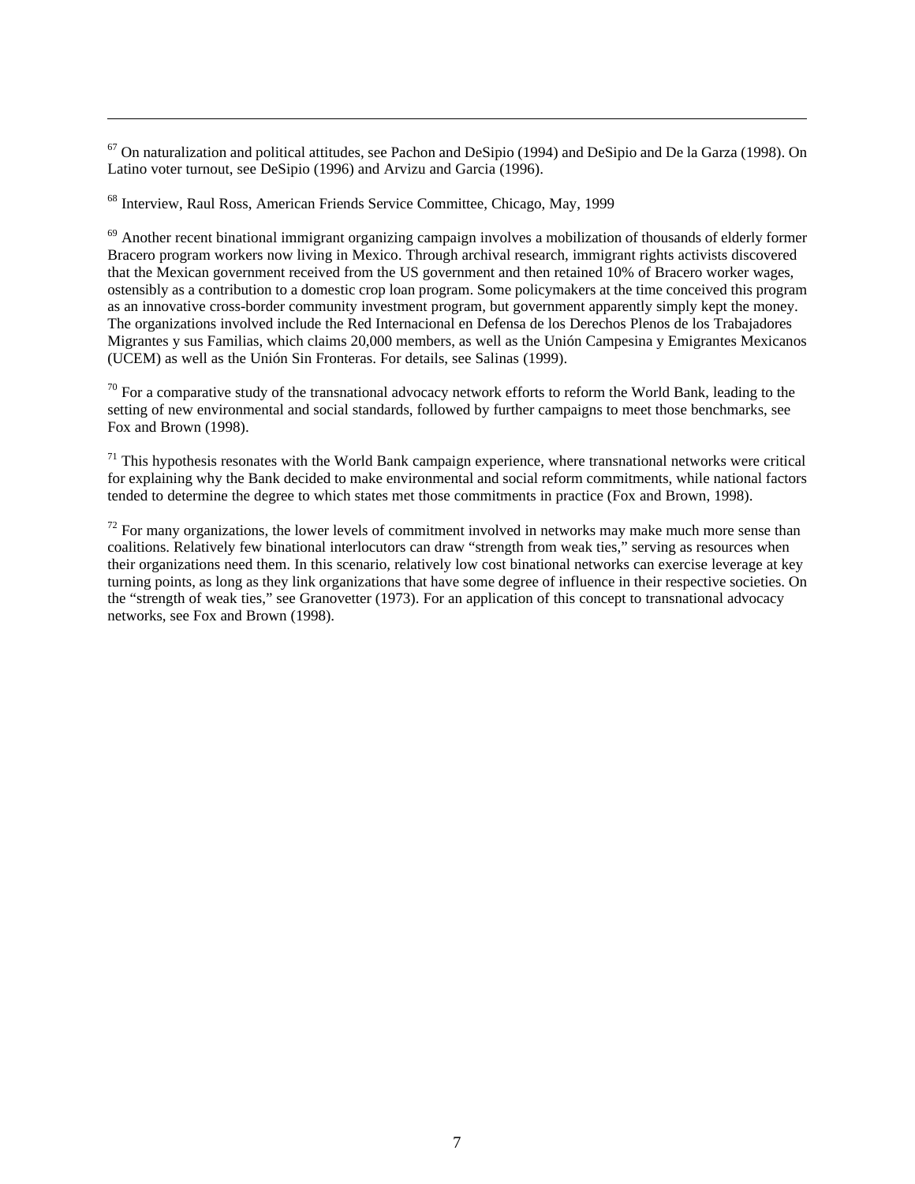[67] On naturalization and political attitudes, see Pachon and DeSipio (1994) and DeSipio and De la Garza (1998). On Latino voter turnout, see DeSipio (1996) and Arvizu and Garcia (1996).

[68] Interview, Raul Ross, American Friends Service Committee, Chicago, May, 1999

[69] Another recent binational immigrant organizing campaign involves a mobilization of thousands of elderly former Bracero program workers now living in Mexico. Through archival research, immigrant rights activists discovered that the Mexican government received from the US government and then retained 10% of Bracero worker wages, ostensibly as a contribution to a domestic crop loan program. Some policymakers at the time conceived this program as an innovative cross-border community investment program, but government apparently simply kept the money. The organizations involved include the Red Internacional en Defensa de los Derechos Plenos de los Trabajadores Migrantes y sus Familias, which claims 20,000 members, as well as the Unión Campesina y Emigrantes Mexicanos (UCEM) as well as the Unión Sin Fronteras. For details, see Salinas (1999).

[70] For a comparative study of the transnational advocacy network efforts to reform the World Bank, leading to the setting of new environmental and social standards, followed by further campaigns to meet those benchmarks, see Fox and Brown (1998).

[71] This hypothesis resonates with the World Bank campaign experience, where transnational networks were critical for explaining why the Bank decided to make environmental and social reform commitments, while national factors tended to determine the degree to which states met those commitments in practice (Fox and Brown, 1998).

[72] For many organizations, the lower levels of commitment involved in networks may make much more sense than coalitions. Relatively few binational interlocutors can draw "strength from weak ties," serving as resources when their organizations need them. In this scenario, relatively low cost binational networks can exercise leverage at key turning points, as long as they link organizations that have some degree of influence in their respective societies. On the "strength of weak ties," see Granovetter (1973). For an application of this concept to transnational advocacy networks, see Fox and Brown (1998).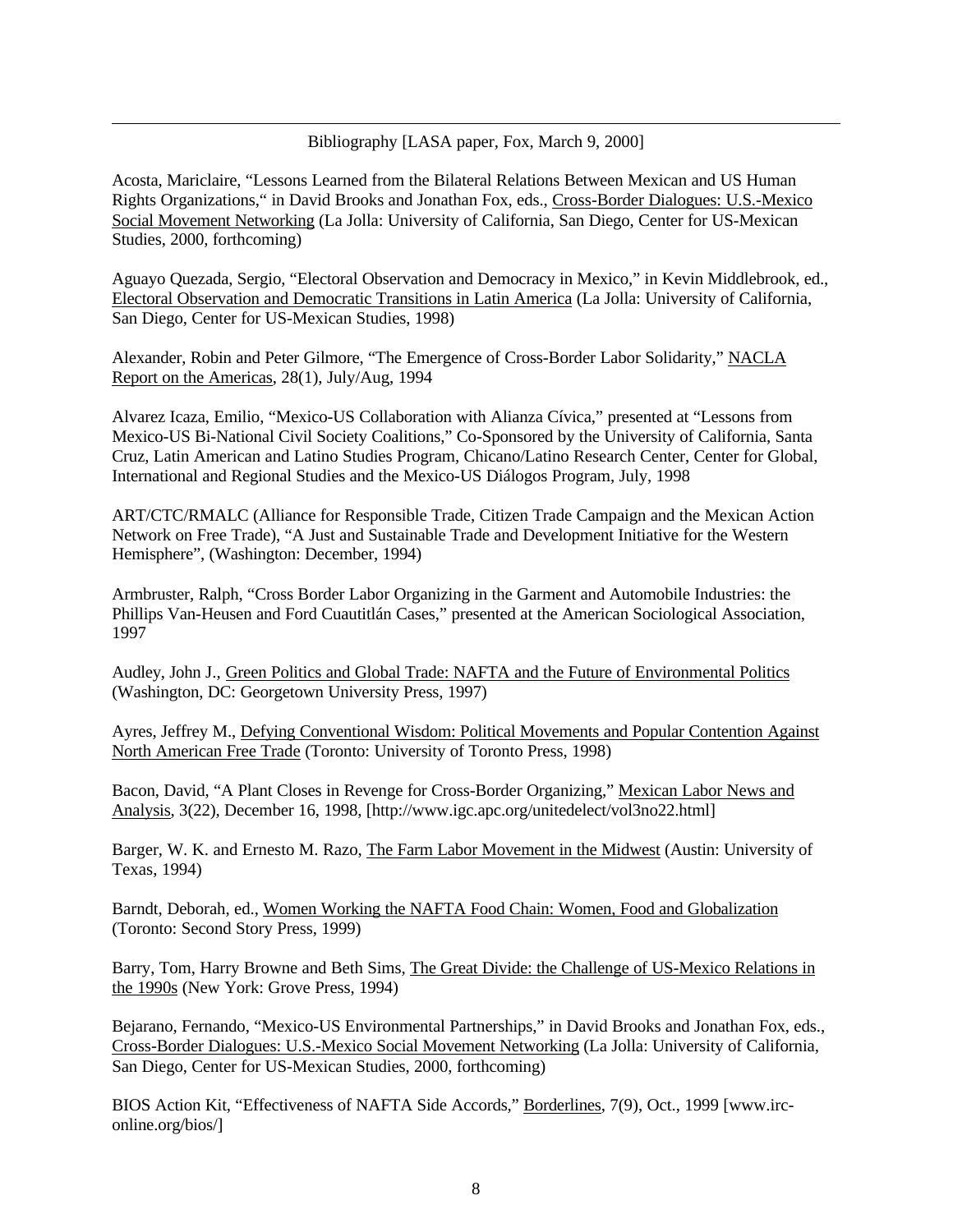Bibliography [LASA paper, Fox, March 9, 2000]

Acosta, Mariclaire, "Lessons Learned from the Bilateral Relations Between Mexican and US Human Rights Organizations," in David Brooks and Jonathan Fox, eds., Cross-Border Dialogues: U.S.-Mexico Social Movement Networking (La Jolla: University of California, San Diego, Center for US-Mexican Studies, 2000, forthcoming)

Aguayo Quezada, Sergio, "Electoral Observation and Democracy in Mexico," in Kevin Middlebrook, ed., Electoral Observation and Democratic Transitions in Latin America (La Jolla: University of California, San Diego, Center for US-Mexican Studies, 1998)

Alexander, Robin and Peter Gilmore, "The Emergence of Cross-Border Labor Solidarity," NACLA Report on the Americas, 28(1), July/Aug, 1994

Alvarez Icaza, Emilio, "Mexico-US Collaboration with Alianza Cívica," presented at "Lessons from Mexico-US Bi-National Civil Society Coalitions," Co-Sponsored by the University of California, Santa Cruz, Latin American and Latino Studies Program, Chicano/Latino Research Center, Center for Global, International and Regional Studies and the Mexico-US Diálogos Program, July, 1998

ART/CTC/RMALC (Alliance for Responsible Trade, Citizen Trade Campaign and the Mexican Action Network on Free Trade), "A Just and Sustainable Trade and Development Initiative for the Western Hemisphere", (Washington: December, 1994)

Armbruster, Ralph, "Cross Border Labor Organizing in the Garment and Automobile Industries: the Phillips Van-Heusen and Ford Cuautitlán Cases," presented at the American Sociological Association, 1997

Audley, John J., Green Politics and Global Trade: NAFTA and the Future of Environmental Politics (Washington, DC: Georgetown University Press, 1997)

Ayres, Jeffrey M., Defying Conventional Wisdom: Political Movements and Popular Contention Against North American Free Trade (Toronto: University of Toronto Press, 1998)

Bacon, David, "A Plant Closes in Revenge for Cross-Border Organizing," Mexican Labor News and Analysis, 3(22), December 16, 1998, [http://www.igc.apc.org/unitedelect/vol3no22.html]

Barger, W. K. and Ernesto M. Razo, The Farm Labor Movement in the Midwest (Austin: University of Texas, 1994)

Barndt, Deborah, ed., Women Working the NAFTA Food Chain: Women, Food and Globalization (Toronto: Second Story Press, 1999)

Barry, Tom, Harry Browne and Beth Sims, The Great Divide: the Challenge of US-Mexico Relations in the 1990s (New York: Grove Press, 1994)

Bejarano, Fernando, "Mexico-US Environmental Partnerships," in David Brooks and Jonathan Fox, eds., Cross-Border Dialogues: U.S.-Mexico Social Movement Networking (La Jolla: University of California, San Diego, Center for US-Mexican Studies, 2000, forthcoming)

BIOS Action Kit, "Effectiveness of NAFTA Side Accords," Borderlines, 7(9), Oct., 1999 [www.irc-online.org/bios/]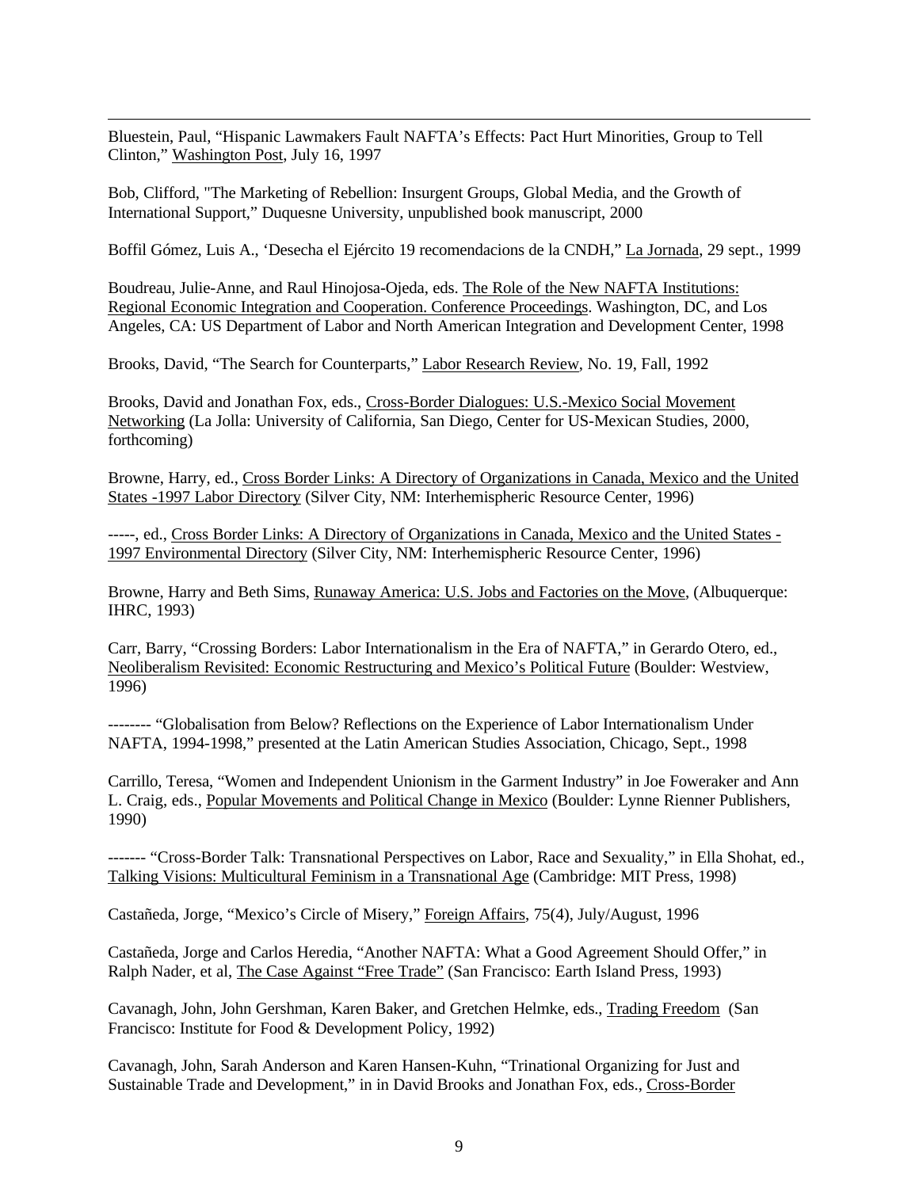Bluestein, Paul, "Hispanic Lawmakers Fault NAFTA's Effects: Pact Hurt Minorities, Group to Tell Clinton," Washington Post, July 16, 1997

Bob, Clifford, "The Marketing of Rebellion: Insurgent Groups, Global Media, and the Growth of International Support," Duquesne University, unpublished book manuscript, 2000

Boffil Gómez, Luis A., 'Desecha el Ejército 19 recomendacions de la CNDH," La Jornada, 29 sept., 1999

Boudreau, Julie-Anne, and Raul Hinojosa-Ojeda, eds. The Role of the New NAFTA Institutions: Regional Economic Integration and Cooperation. Conference Proceedings. Washington, DC, and Los Angeles, CA: US Department of Labor and North American Integration and Development Center, 1998

Brooks, David, "The Search for Counterparts," Labor Research Review, No. 19, Fall, 1992

Brooks, David and Jonathan Fox, eds., Cross-Border Dialogues: U.S.-Mexico Social Movement Networking (La Jolla: University of California, San Diego, Center for US-Mexican Studies, 2000, forthcoming)

Browne, Harry, ed., Cross Border Links: A Directory of Organizations in Canada, Mexico and the United States -1997 Labor Directory (Silver City, NM: Interhemispheric Resource Center, 1996)

-----, ed., Cross Border Links: A Directory of Organizations in Canada, Mexico and the United States - 1997 Environmental Directory (Silver City, NM: Interhemispheric Resource Center, 1996)

Browne, Harry and Beth Sims, Runaway America: U.S. Jobs and Factories on the Move, (Albuquerque: IHRC, 1993)

Carr, Barry, "Crossing Borders: Labor Internationalism in the Era of NAFTA," in Gerardo Otero, ed., Neoliberalism Revisited: Economic Restructuring and Mexico's Political Future (Boulder: Westview, 1996)

-------- "Globalisation from Below? Reflections on the Experience of Labor Internationalism Under NAFTA, 1994-1998," presented at the Latin American Studies Association, Chicago, Sept., 1998

Carrillo, Teresa, "Women and Independent Unionism in the Garment Industry" in Joe Foweraker and Ann L. Craig, eds., Popular Movements and Political Change in Mexico (Boulder: Lynne Rienner Publishers, 1990)

------- "Cross-Border Talk: Transnational Perspectives on Labor, Race and Sexuality," in Ella Shohat, ed., Talking Visions: Multicultural Feminism in a Transnational Age (Cambridge: MIT Press, 1998)

Castañeda, Jorge, "Mexico's Circle of Misery," Foreign Affairs, 75(4), July/August, 1996

Castañeda, Jorge and Carlos Heredia, "Another NAFTA: What a Good Agreement Should Offer," in Ralph Nader, et al, The Case Against "Free Trade" (San Francisco: Earth Island Press, 1993)

Cavanagh, John, John Gershman, Karen Baker, and Gretchen Helmke, eds., Trading Freedom (San Francisco: Institute for Food & Development Policy, 1992)

Cavanagh, John, Sarah Anderson and Karen Hansen-Kuhn, "Trinational Organizing for Just and Sustainable Trade and Development," in in David Brooks and Jonathan Fox, eds., Cross-Border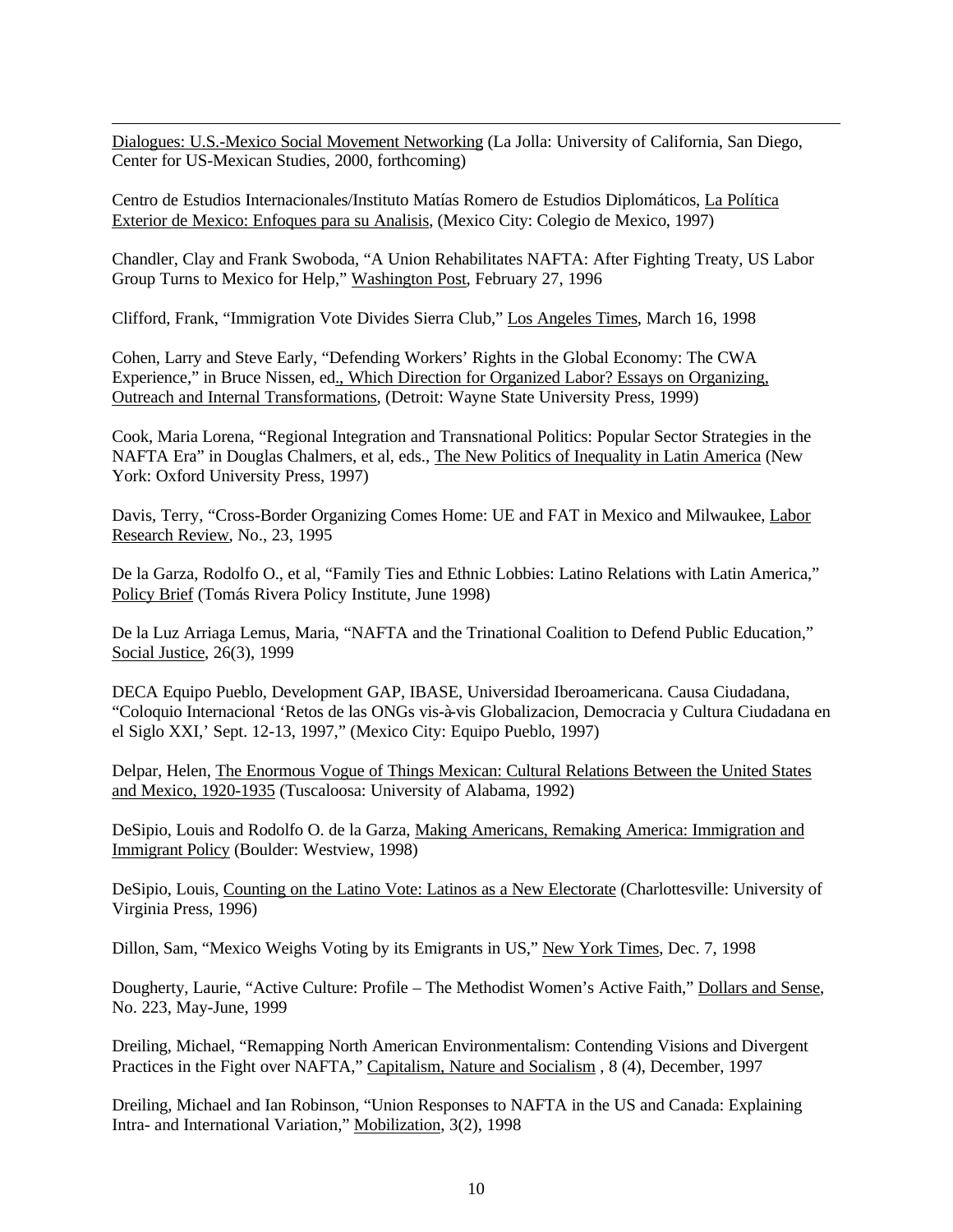Dialogues: U.S.-Mexico Social Movement Networking (La Jolla: University of California, San Diego, Center for US-Mexican Studies, 2000, forthcoming)

Centro de Estudios Internacionales/Instituto Matías Romero de Estudios Diplomáticos, La Política Exterior de Mexico: Enfoques para su Analisis, (Mexico City: Colegio de Mexico, 1997)

Chandler, Clay and Frank Swoboda, "A Union Rehabilitates NAFTA: After Fighting Treaty, US Labor Group Turns to Mexico for Help," Washington Post, February 27, 1996

Clifford, Frank, "Immigration Vote Divides Sierra Club," Los Angeles Times, March 16, 1998

Cohen, Larry and Steve Early, "Defending Workers' Rights in the Global Economy: The CWA Experience," in Bruce Nissen, ed., Which Direction for Organized Labor? Essays on Organizing, Outreach and Internal Transformations, (Detroit: Wayne State University Press, 1999)

Cook, Maria Lorena, "Regional Integration and Transnational Politics: Popular Sector Strategies in the NAFTA Era" in Douglas Chalmers, et al, eds., The New Politics of Inequality in Latin America (New York: Oxford University Press, 1997)

Davis, Terry, "Cross-Border Organizing Comes Home: UE and FAT in Mexico and Milwaukee, Labor Research Review, No., 23, 1995

De la Garza, Rodolfo O., et al, "Family Ties and Ethnic Lobbies: Latino Relations with Latin America," Policy Brief (Tomás Rivera Policy Institute, June 1998)

De la Luz Arriaga Lemus, Maria, "NAFTA and the Trinational Coalition to Defend Public Education," Social Justice, 26(3), 1999

DECA Equipo Pueblo, Development GAP, IBASE, Universidad Iberoamericana. Causa Ciudadana, "Coloquio Internacional 'Retos de las ONGs vis-à-vis Globalizacion, Democracia y Cultura Ciudadana en el Siglo XXI,' Sept. 12-13, 1997," (Mexico City: Equipo Pueblo, 1997)

Delpar, Helen, The Enormous Vogue of Things Mexican: Cultural Relations Between the United States and Mexico, 1920-1935 (Tuscaloosa: University of Alabama, 1992)

DeSipio, Louis and Rodolfo O. de la Garza, Making Americans, Remaking America: Immigration and Immigrant Policy (Boulder: Westview, 1998)

DeSipio, Louis, Counting on the Latino Vote: Latinos as a New Electorate (Charlottesville: University of Virginia Press, 1996)

Dillon, Sam, "Mexico Weighs Voting by its Emigrants in US," New York Times, Dec. 7, 1998

Dougherty, Laurie, "Active Culture: Profile – The Methodist Women's Active Faith," Dollars and Sense, No. 223, May-June, 1999

Dreiling, Michael, "Remapping North American Environmentalism: Contending Visions and Divergent Practices in the Fight over NAFTA," Capitalism, Nature and Socialism , 8 (4), December, 1997

Dreiling, Michael and Ian Robinson, "Union Responses to NAFTA in the US and Canada: Explaining Intra- and International Variation," Mobilization, 3(2), 1998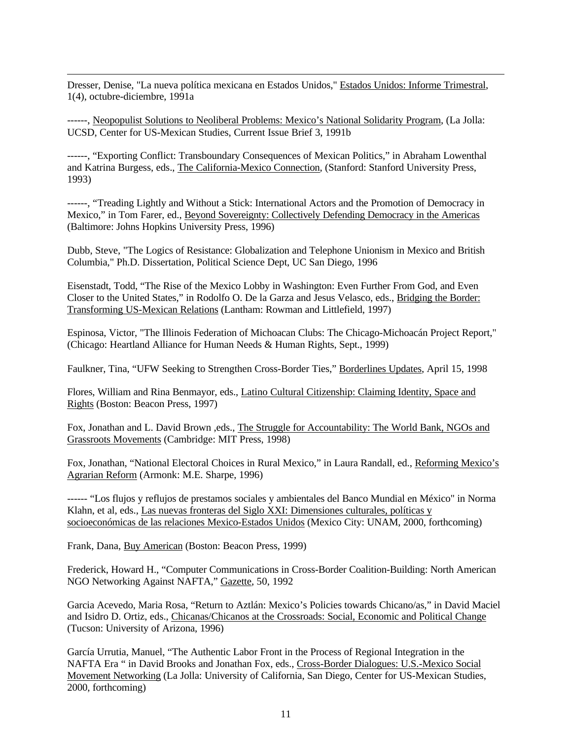Dresser, Denise, "La nueva política mexicana en Estados Unidos," Estados Unidos: Informe Trimestral, 1(4), octubre-diciembre, 1991a

------, Neopopulist Solutions to Neoliberal Problems: Mexico's National Solidarity Program, (La Jolla: UCSD, Center for US-Mexican Studies, Current Issue Brief 3, 1991b

------, "Exporting Conflict: Transboundary Consequences of Mexican Politics," in Abraham Lowenthal and Katrina Burgess, eds., The California-Mexico Connection, (Stanford: Stanford University Press, 1993)

------, "Treading Lightly and Without a Stick: International Actors and the Promotion of Democracy in Mexico," in Tom Farer, ed., Beyond Sovereignty: Collectively Defending Democracy in the Americas (Baltimore: Johns Hopkins University Press, 1996)

Dubb, Steve, "The Logics of Resistance: Globalization and Telephone Unionism in Mexico and British Columbia," Ph.D. Dissertation, Political Science Dept, UC San Diego, 1996

Eisenstadt, Todd, "The Rise of the Mexico Lobby in Washington: Even Further From God, and Even Closer to the United States," in Rodolfo O. De la Garza and Jesus Velasco, eds., Bridging the Border: Transforming US-Mexican Relations (Lantham: Rowman and Littlefield, 1997)

Espinosa, Victor, "The Illinois Federation of Michoacan Clubs: The Chicago-Michoacán Project Report," (Chicago: Heartland Alliance for Human Needs & Human Rights, Sept., 1999)

Faulkner, Tina, "UFW Seeking to Strengthen Cross-Border Ties," Borderlines Updates, April 15, 1998

Flores, William and Rina Benmayor, eds., Latino Cultural Citizenship: Claiming Identity, Space and Rights (Boston: Beacon Press, 1997)

Fox, Jonathan and L. David Brown ,eds., The Struggle for Accountability: The World Bank, NGOs and Grassroots Movements (Cambridge: MIT Press, 1998)

Fox, Jonathan, "National Electoral Choices in Rural Mexico," in Laura Randall, ed., Reforming Mexico's Agrarian Reform (Armonk: M.E. Sharpe, 1996)

------ "Los flujos y reflujos de prestamos sociales y ambientales del Banco Mundial en México" in Norma Klahn, et al, eds., Las nuevas fronteras del Siglo XXI: Dimensiones culturales, políticas y socioeconómicas de las relaciones Mexico-Estados Unidos (Mexico City: UNAM, 2000, forthcoming)

Frank, Dana, Buy American (Boston: Beacon Press, 1999)

Frederick, Howard H., "Computer Communications in Cross-Border Coalition-Building: North American NGO Networking Against NAFTA," Gazette, 50, 1992

Garcia Acevedo, Maria Rosa, "Return to Aztlán: Mexico's Policies towards Chicano/as," in David Maciel and Isidro D. Ortiz, eds., Chicanas/Chicanos at the Crossroads: Social, Economic and Political Change (Tucson: University of Arizona, 1996)

García Urrutia, Manuel, "The Authentic Labor Front in the Process of Regional Integration in the NAFTA Era " in David Brooks and Jonathan Fox, eds., Cross-Border Dialogues: U.S.-Mexico Social Movement Networking (La Jolla: University of California, San Diego, Center for US-Mexican Studies, 2000, forthcoming)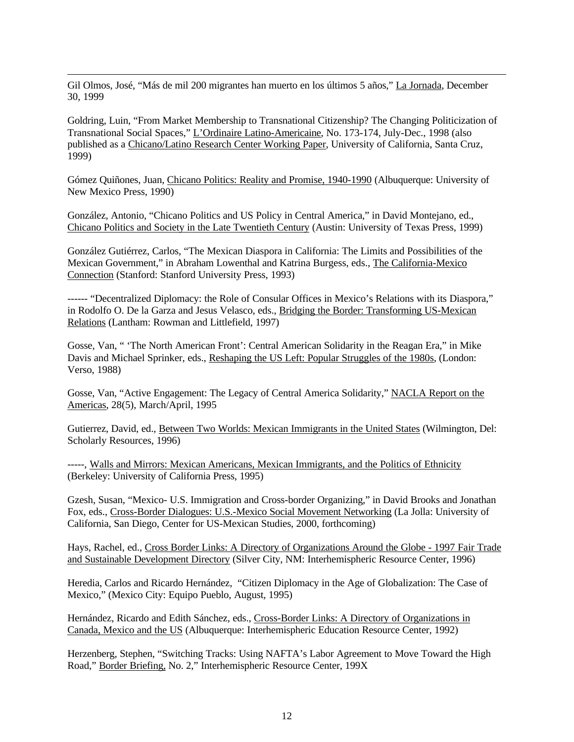Gil Olmos, José, "Más de mil 200 migrantes han muerto en los últimos 5 años," La Jornada, December 30, 1999

Goldring, Luin, "From Market Membership to Transnational Citizenship? The Changing Politicization of Transnational Social Spaces," L'Ordinaire Latino-Americaine, No. 173-174, July-Dec., 1998 (also published as a Chicano/Latino Research Center Working Paper, University of California, Santa Cruz, 1999)

Gómez Quiñones, Juan, Chicano Politics: Reality and Promise, 1940-1990 (Albuquerque: University of New Mexico Press, 1990)

González, Antonio, "Chicano Politics and US Policy in Central America," in David Montejano, ed., Chicano Politics and Society in the Late Twentieth Century (Austin: University of Texas Press, 1999)

González Gutiérrez, Carlos, "The Mexican Diaspora in California: The Limits and Possibilities of the Mexican Government," in Abraham Lowenthal and Katrina Burgess, eds., The California-Mexico Connection (Stanford: Stanford University Press, 1993)

------ "Decentralized Diplomacy: the Role of Consular Offices in Mexico's Relations with its Diaspora," in Rodolfo O. De la Garza and Jesus Velasco, eds., Bridging the Border: Transforming US-Mexican Relations (Lantham: Rowman and Littlefield, 1997)

Gosse, Van, " 'The North American Front': Central American Solidarity in the Reagan Era," in Mike Davis and Michael Sprinker, eds., Reshaping the US Left: Popular Struggles of the 1980s, (London: Verso, 1988)

Gosse, Van, "Active Engagement: The Legacy of Central America Solidarity," NACLA Report on the Americas, 28(5), March/April, 1995

Gutierrez, David, ed., Between Two Worlds: Mexican Immigrants in the United States (Wilmington, Del: Scholarly Resources, 1996)

-----, Walls and Mirrors: Mexican Americans, Mexican Immigrants, and the Politics of Ethnicity (Berkeley: University of California Press, 1995)

Gzesh, Susan, "Mexico- U.S. Immigration and Cross-border Organizing," in David Brooks and Jonathan Fox, eds., Cross-Border Dialogues: U.S.-Mexico Social Movement Networking (La Jolla: University of California, San Diego, Center for US-Mexican Studies, 2000, forthcoming)

Hays, Rachel, ed., Cross Border Links: A Directory of Organizations Around the Globe - 1997 Fair Trade and Sustainable Development Directory (Silver City, NM: Interhemispheric Resource Center, 1996)

Heredia, Carlos and Ricardo Hernández, "Citizen Diplomacy in the Age of Globalization: The Case of Mexico," (Mexico City: Equipo Pueblo, August, 1995)

Hernández, Ricardo and Edith Sánchez, eds., Cross-Border Links: A Directory of Organizations in Canada, Mexico and the US (Albuquerque: Interhemispheric Education Resource Center, 1992)

Herzenberg, Stephen, "Switching Tracks: Using NAFTA's Labor Agreement to Move Toward the High Road," Border Briefing, No. 2," Interhemispheric Resource Center, 199X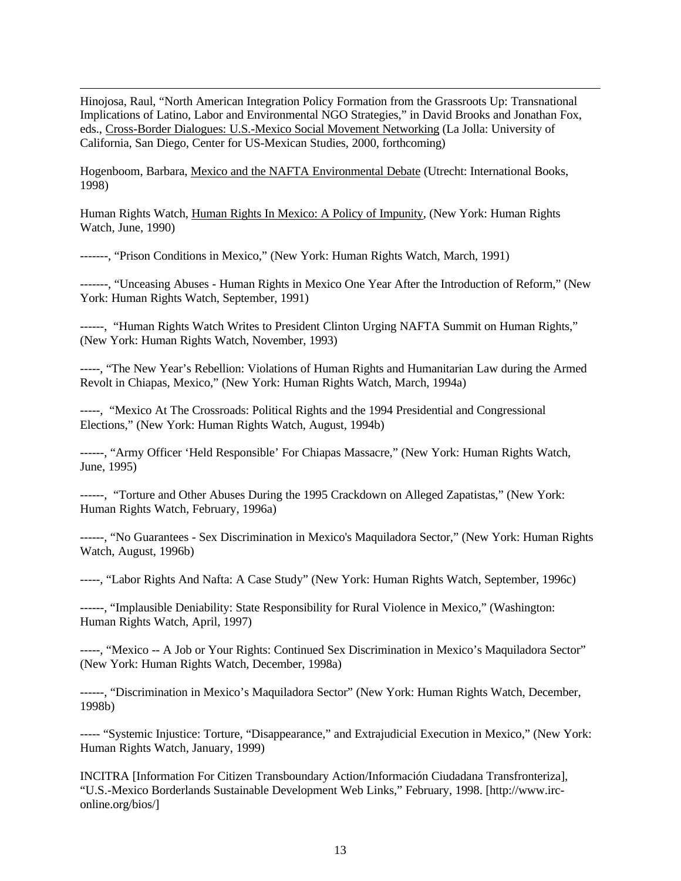Hinojosa, Raul, “North American Integration Policy Formation from the Grassroots Up: Transnational Implications of Latino, Labor and Environmental NGO Strategies,” in David Brooks and Jonathan Fox, eds., Cross-Border Dialogues: U.S.-Mexico Social Movement Networking (La Jolla: University of California, San Diego, Center for US-Mexican Studies, 2000, forthcoming)

Hogenboom, Barbara, Mexico and the NAFTA Environmental Debate (Utrecht: International Books, 1998)

Human Rights Watch, Human Rights In Mexico: A Policy of Impunity, (New York: Human Rights Watch, June, 1990)

-------, “Prison Conditions in Mexico,” (New York: Human Rights Watch, March, 1991)

-------, “Unceasing Abuses - Human Rights in Mexico One Year After the Introduction of Reform,” (New York: Human Rights Watch, September, 1991)

------, “Human Rights Watch Writes to President Clinton Urging NAFTA Summit on Human Rights,” (New York: Human Rights Watch, November, 1993)

-----, “The New Year’s Rebellion: Violations of Human Rights and Humanitarian Law during the Armed Revolt in Chiapas, Mexico,” (New York: Human Rights Watch, March, 1994a)

-----, “Mexico At The Crossroads: Political Rights and the 1994 Presidential and Congressional Elections,” (New York: Human Rights Watch, August, 1994b)

------, “Army Officer ‘Held Responsible’ For Chiapas Massacre,” (New York: Human Rights Watch, June, 1995)

------, “Torture and Other Abuses During the 1995 Crackdown on Alleged Zapatistas,” (New York: Human Rights Watch, February, 1996a)

------, “No Guarantees - Sex Discrimination in Mexico's Maquiladora Sector,” (New York: Human Rights Watch, August, 1996b)

-----, “Labor Rights And Nafta: A Case Study” (New York: Human Rights Watch, September, 1996c)

------, “Implausible Deniability: State Responsibility for Rural Violence in Mexico,” (Washington: Human Rights Watch, April, 1997)

-----, “Mexico -- A Job or Your Rights: Continued Sex Discrimination in Mexico’s Maquiladora Sector” (New York: Human Rights Watch, December, 1998a)

------, “Discrimination in Mexico’s Maquiladora Sector” (New York: Human Rights Watch, December, 1998b)

----- “Systemic Injustice: Torture, “Disappearance,” and Extrajudicial Execution in Mexico,” (New York: Human Rights Watch, January, 1999)

INCITRA [Information For Citizen Transboundary Action/Información Ciudadana Transfronteriza], “U.S.-Mexico Borderlands Sustainable Development Web Links,” February, 1998. [http://www.irc-online.org/bios/]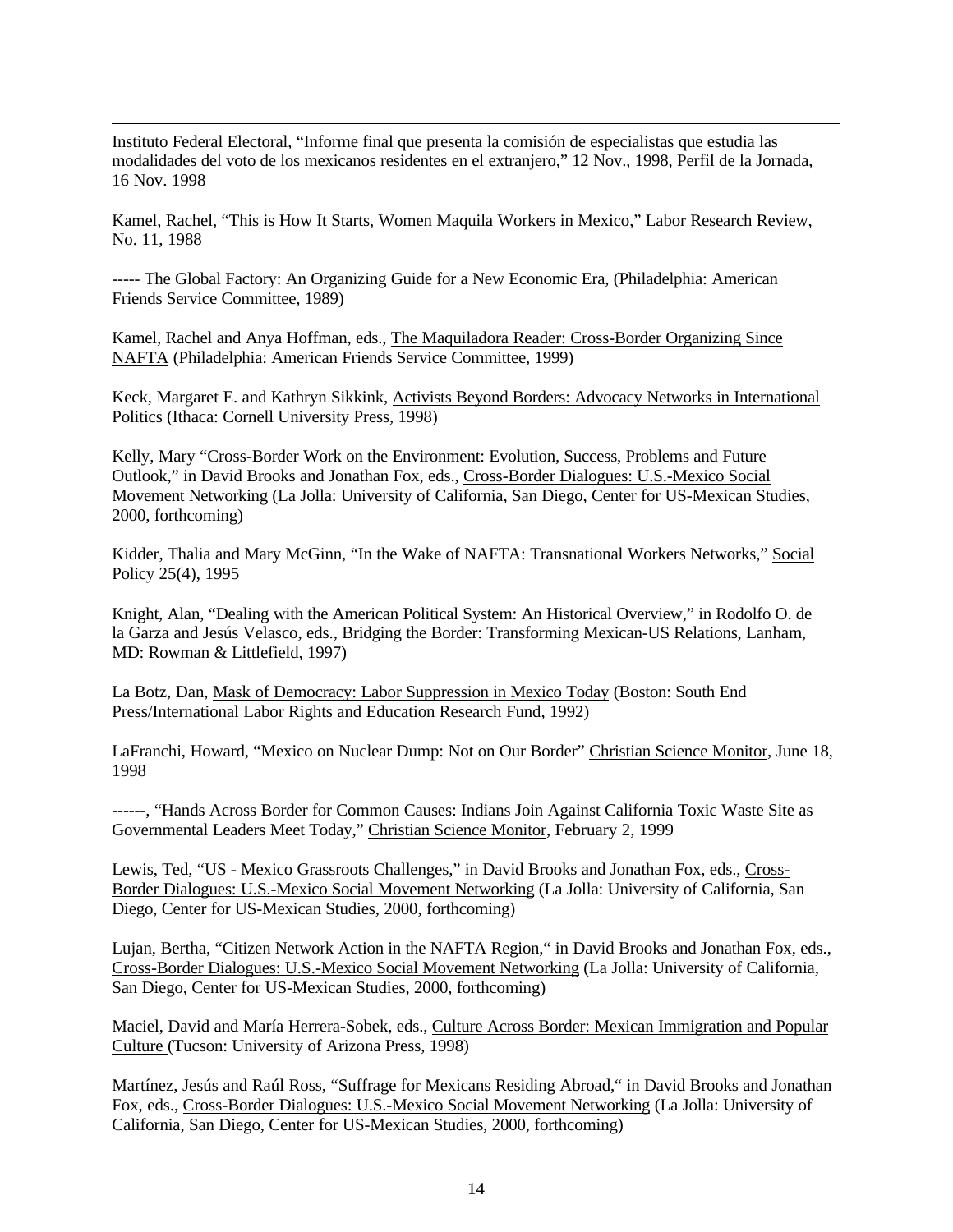Instituto Federal Electoral, “Informe final que presenta la comisión de especialistas que estudia las modalidades del voto de los mexicanos residentes en el extranjero,” 12 Nov., 1998, Perfil de la Jornada, 16 Nov. 1998

Kamel, Rachel, “This is How It Starts, Women Maquila Workers in Mexico,” Labor Research Review, No. 11, 1988

----- The Global Factory: An Organizing Guide for a New Economic Era, (Philadelphia: American Friends Service Committee, 1989)

Kamel, Rachel and Anya Hoffman, eds., The Maquiladora Reader: Cross-Border Organizing Since NAFTA (Philadelphia: American Friends Service Committee, 1999)

Keck, Margaret E. and Kathryn Sikkink, Activists Beyond Borders: Advocacy Networks in International Politics (Ithaca: Cornell University Press, 1998)

Kelly, Mary “Cross-Border Work on the Environment: Evolution, Success, Problems and Future Outlook,” in David Brooks and Jonathan Fox, eds., Cross-Border Dialogues: U.S.-Mexico Social Movement Networking (La Jolla: University of California, San Diego, Center for US-Mexican Studies, 2000, forthcoming)

Kidder, Thalia and Mary McGinn, “In the Wake of NAFTA: Transnational Workers Networks,” Social Policy 25(4), 1995

Knight, Alan, “Dealing with the American Political System: An Historical Overview,” in Rodolfo O. de la Garza and Jesús Velasco, eds., Bridging the Border: Transforming Mexican-US Relations, Lanham, MD: Rowman & Littlefield, 1997)

La Botz, Dan, Mask of Democracy: Labor Suppression in Mexico Today (Boston: South End Press/International Labor Rights and Education Research Fund, 1992)

LaFranchi, Howard, “Mexico on Nuclear Dump: Not on Our Border” Christian Science Monitor, June 18, 1998

------, “Hands Across Border for Common Causes: Indians Join Against California Toxic Waste Site as Governmental Leaders Meet Today,” Christian Science Monitor, February 2, 1999

Lewis, Ted, “US - Mexico Grassroots Challenges,” in David Brooks and Jonathan Fox, eds., Cross-Border Dialogues: U.S.-Mexico Social Movement Networking (La Jolla: University of California, San Diego, Center for US-Mexican Studies, 2000, forthcoming)

Lujan, Bertha, “Citizen Network Action in the NAFTA Region,“ in David Brooks and Jonathan Fox, eds., Cross-Border Dialogues: U.S.-Mexico Social Movement Networking (La Jolla: University of California, San Diego, Center for US-Mexican Studies, 2000, forthcoming)

Maciel, David and María Herrera-Sobek, eds., Culture Across Border: Mexican Immigration and Popular Culture (Tucson: University of Arizona Press, 1998)

Martínez, Jesús and Raúl Ross, “Suffrage for Mexicans Residing Abroad,“ in David Brooks and Jonathan Fox, eds., Cross-Border Dialogues: U.S.-Mexico Social Movement Networking (La Jolla: University of California, San Diego, Center for US-Mexican Studies, 2000, forthcoming)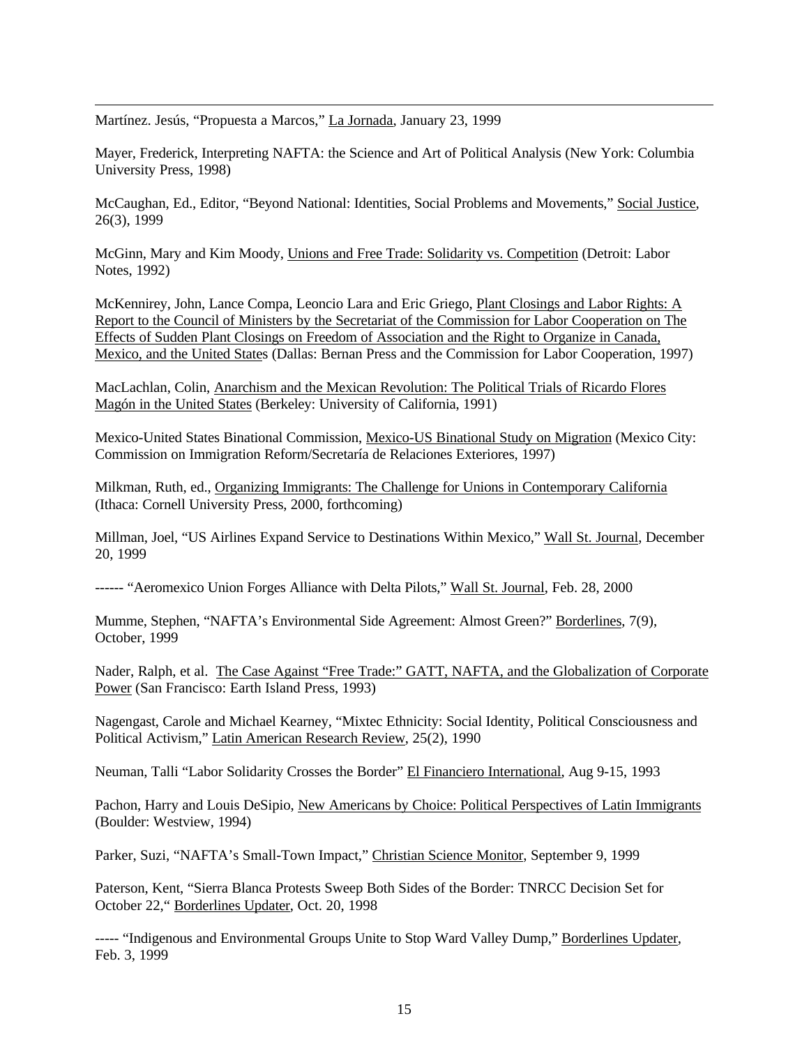Martínez. Jesús, "Propuesta a Marcos," La Jornada, January 23, 1999

Mayer, Frederick, Interpreting NAFTA: the Science and Art of Political Analysis (New York: Columbia University Press, 1998)

McCaughan, Ed., Editor, "Beyond National: Identities, Social Problems and Movements," Social Justice, 26(3), 1999

McGinn, Mary and Kim Moody, Unions and Free Trade: Solidarity vs. Competition (Detroit: Labor Notes, 1992)

McKennirey, John, Lance Compa, Leoncio Lara and Eric Griego, Plant Closings and Labor Rights: A Report to the Council of Ministers by the Secretariat of the Commission for Labor Cooperation on The Effects of Sudden Plant Closings on Freedom of Association and the Right to Organize in Canada, Mexico, and the United States (Dallas: Bernan Press and the Commission for Labor Cooperation, 1997)

MacLachlan, Colin, Anarchism and the Mexican Revolution: The Political Trials of Ricardo Flores Magón in the United States (Berkeley: University of California, 1991)

Mexico-United States Binational Commission, Mexico-US Binational Study on Migration (Mexico City: Commission on Immigration Reform/Secretaría de Relaciones Exteriores, 1997)

Milkman, Ruth, ed., Organizing Immigrants: The Challenge for Unions in Contemporary California (Ithaca: Cornell University Press, 2000, forthcoming)

Millman, Joel, "US Airlines Expand Service to Destinations Within Mexico," Wall St. Journal, December 20, 1999

------ "Aeromexico Union Forges Alliance with Delta Pilots," Wall St. Journal, Feb. 28, 2000

Mumme, Stephen, "NAFTA's Environmental Side Agreement: Almost Green?" Borderlines, 7(9), October, 1999

Nader, Ralph, et al. The Case Against "Free Trade:" GATT, NAFTA, and the Globalization of Corporate Power (San Francisco: Earth Island Press, 1993)

Nagengast, Carole and Michael Kearney, "Mixtec Ethnicity: Social Identity, Political Consciousness and Political Activism," Latin American Research Review, 25(2), 1990

Neuman, Talli "Labor Solidarity Crosses the Border" El Financiero International, Aug 9-15, 1993

Pachon, Harry and Louis DeSipio, New Americans by Choice: Political Perspectives of Latin Immigrants (Boulder: Westview, 1994)

Parker, Suzi, "NAFTA's Small-Town Impact," Christian Science Monitor, September 9, 1999

Paterson, Kent, "Sierra Blanca Protests Sweep Both Sides of the Border: TNRCC Decision Set for October 22," Borderlines Updater, Oct. 20, 1998

----- "Indigenous and Environmental Groups Unite to Stop Ward Valley Dump," Borderlines Updater, Feb. 3, 1999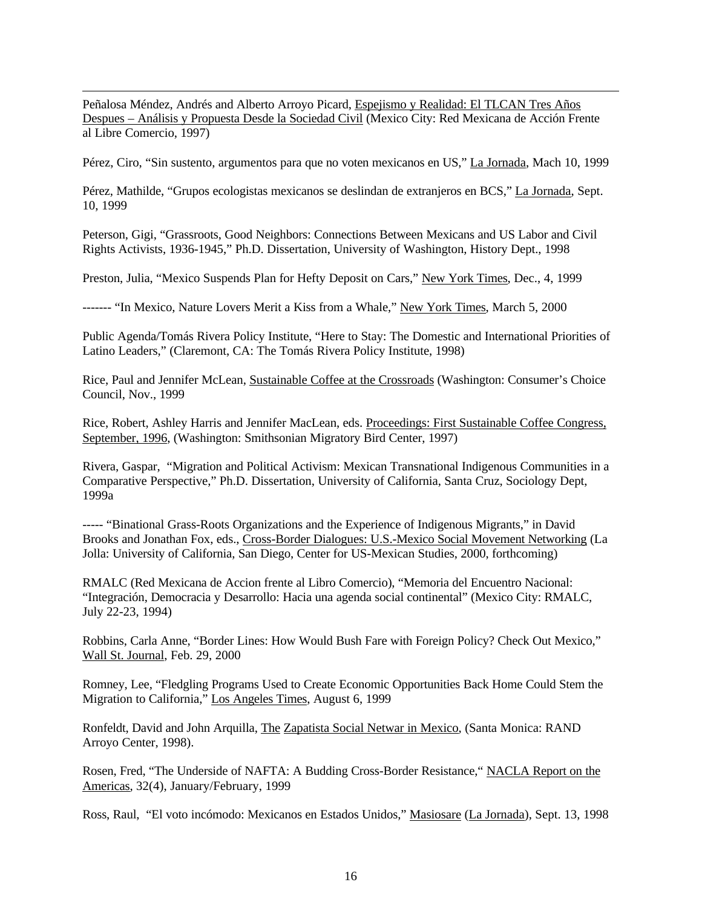Peñalosa Méndez, Andrés and Alberto Arroyo Picard, Espejismo y Realidad: El TLCAN Tres Años Despues – Análisis y Propuesta Desde la Sociedad Civil (Mexico City: Red Mexicana de Acción Frente al Libre Comercio, 1997)

Pérez, Ciro, "Sin sustento, argumentos para que no voten mexicanos en US," La Jornada, Mach 10, 1999

Pérez, Mathilde, "Grupos ecologistas mexicanos se deslindan de extranjeros en BCS," La Jornada, Sept. 10, 1999

Peterson, Gigi, "Grassroots, Good Neighbors: Connections Between Mexicans and US Labor and Civil Rights Activists, 1936-1945," Ph.D. Dissertation, University of Washington, History Dept., 1998

Preston, Julia, "Mexico Suspends Plan for Hefty Deposit on Cars," New York Times, Dec., 4, 1999

------- "In Mexico, Nature Lovers Merit a Kiss from a Whale," New York Times, March 5, 2000

Public Agenda/Tomás Rivera Policy Institute, "Here to Stay: The Domestic and International Priorities of Latino Leaders," (Claremont, CA: The Tomás Rivera Policy Institute, 1998)

Rice, Paul and Jennifer McLean, Sustainable Coffee at the Crossroads (Washington: Consumer's Choice Council, Nov., 1999

Rice, Robert, Ashley Harris and Jennifer MacLean, eds. Proceedings: First Sustainable Coffee Congress, September, 1996, (Washington: Smithsonian Migratory Bird Center, 1997)

Rivera, Gaspar, "Migration and Political Activism: Mexican Transnational Indigenous Communities in a Comparative Perspective," Ph.D. Dissertation, University of California, Santa Cruz, Sociology Dept, 1999a

----- "Binational Grass-Roots Organizations and the Experience of Indigenous Migrants," in David Brooks and Jonathan Fox, eds., Cross-Border Dialogues: U.S.-Mexico Social Movement Networking (La Jolla: University of California, San Diego, Center for US-Mexican Studies, 2000, forthcoming)

RMALC (Red Mexicana de Accion frente al Libro Comercio), "Memoria del Encuentro Nacional: "Integración, Democracia y Desarrollo: Hacia una agenda social continental" (Mexico City: RMALC, July 22-23, 1994)

Robbins, Carla Anne, "Border Lines: How Would Bush Fare with Foreign Policy? Check Out Mexico," Wall St. Journal, Feb. 29, 2000

Romney, Lee, "Fledgling Programs Used to Create Economic Opportunities Back Home Could Stem the Migration to California," Los Angeles Times, August 6, 1999

Ronfeldt, David and John Arquilla, The Zapatista Social Netwar in Mexico, (Santa Monica: RAND Arroyo Center, 1998).

Rosen, Fred, "The Underside of NAFTA: A Budding Cross-Border Resistance," NACLA Report on the Americas, 32(4), January/February, 1999

Ross, Raul, "El voto incómodo: Mexicanos en Estados Unidos," Masiosare (La Jornada), Sept. 13, 1998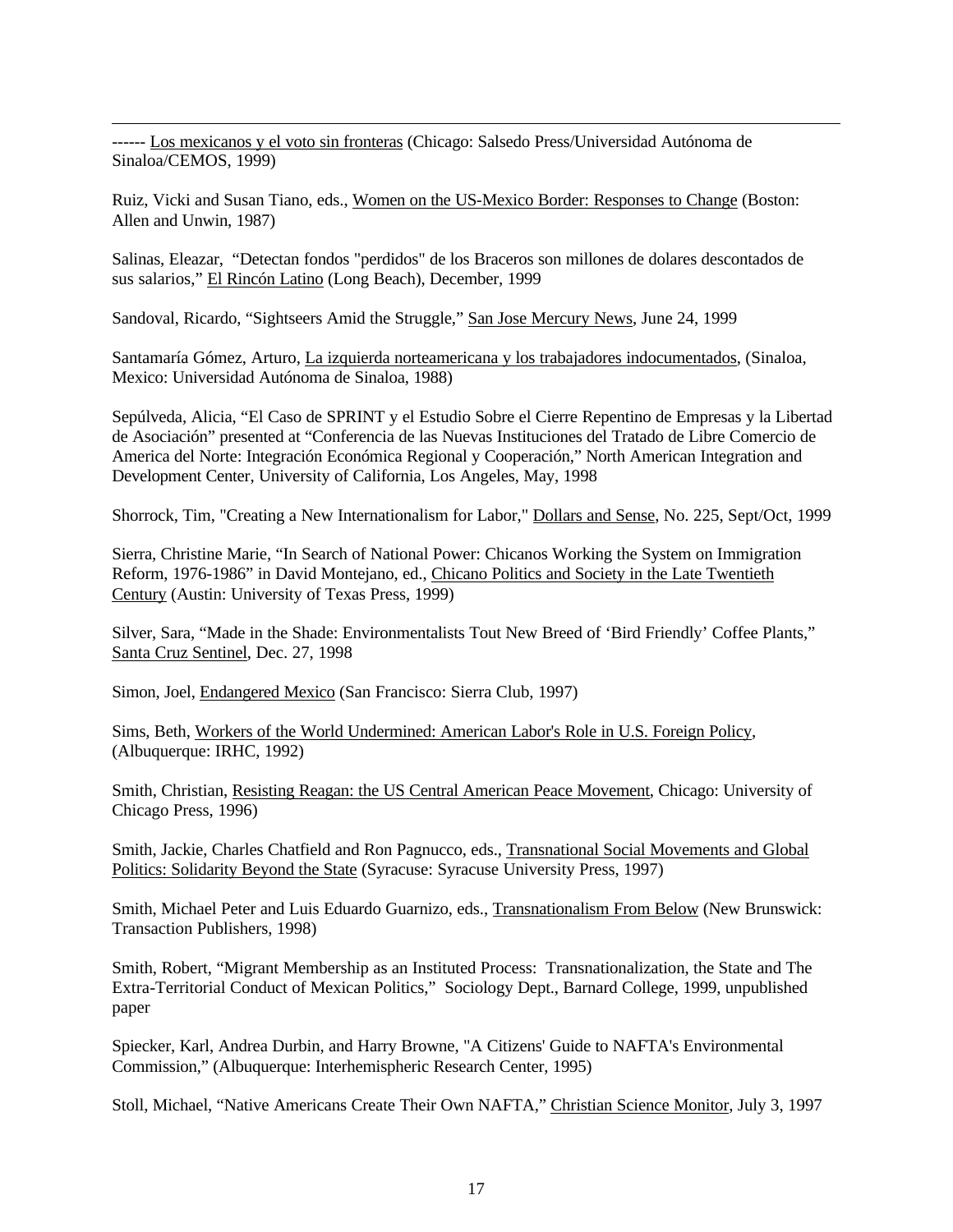------ Los mexicanos y el voto sin fronteras (Chicago: Salsedo Press/Universidad Autónoma de Sinaloa/CEMOS, 1999)

Ruiz, Vicki and Susan Tiano, eds., Women on the US-Mexico Border: Responses to Change (Boston: Allen and Unwin, 1987)

Salinas, Eleazar, "Detectan fondos "perdidos" de los Braceros son millones de dolares descontados de sus salarios," El Rincón Latino (Long Beach), December, 1999

Sandoval, Ricardo, "Sightseers Amid the Struggle," San Jose Mercury News, June 24, 1999

Santamaría Gómez, Arturo, La izquierda norteamericana y los trabajadores indocumentados, (Sinaloa, Mexico: Universidad Autónoma de Sinaloa, 1988)

Sepúlveda, Alicia, "El Caso de SPRINT y el Estudio Sobre el Cierre Repentino de Empresas y la Libertad de Asociación" presented at "Conferencia de las Nuevas Instituciones del Tratado de Libre Comercio de America del Norte: Integración Económica Regional y Cooperación," North American Integration and Development Center, University of California, Los Angeles, May, 1998

Shorrock, Tim, "Creating a New Internationalism for Labor," Dollars and Sense, No. 225, Sept/Oct, 1999

Sierra, Christine Marie, "In Search of National Power: Chicanos Working the System on Immigration Reform, 1976-1986" in David Montejano, ed., Chicano Politics and Society in the Late Twentieth Century (Austin: University of Texas Press, 1999)

Silver, Sara, "Made in the Shade: Environmentalists Tout New Breed of 'Bird Friendly' Coffee Plants," Santa Cruz Sentinel, Dec. 27, 1998

Simon, Joel, Endangered Mexico (San Francisco: Sierra Club, 1997)

Sims, Beth, Workers of the World Undermined: American Labor's Role in U.S. Foreign Policy, (Albuquerque: IRHC, 1992)

Smith, Christian, Resisting Reagan: the US Central American Peace Movement, Chicago: University of Chicago Press, 1996)

Smith, Jackie, Charles Chatfield and Ron Pagnucco, eds., Transnational Social Movements and Global Politics: Solidarity Beyond the State (Syracuse: Syracuse University Press, 1997)

Smith, Michael Peter and Luis Eduardo Guarnizo, eds., Transnationalism From Below (New Brunswick: Transaction Publishers, 1998)

Smith, Robert, "Migrant Membership as an Instituted Process: Transnationalization, the State and The Extra-Territorial Conduct of Mexican Politics," Sociology Dept., Barnard College, 1999, unpublished paper

Spiecker, Karl, Andrea Durbin, and Harry Browne, "A Citizens' Guide to NAFTA's Environmental Commission," (Albuquerque: Interhemispheric Research Center, 1995)

Stoll, Michael, "Native Americans Create Their Own NAFTA," Christian Science Monitor, July 3, 1997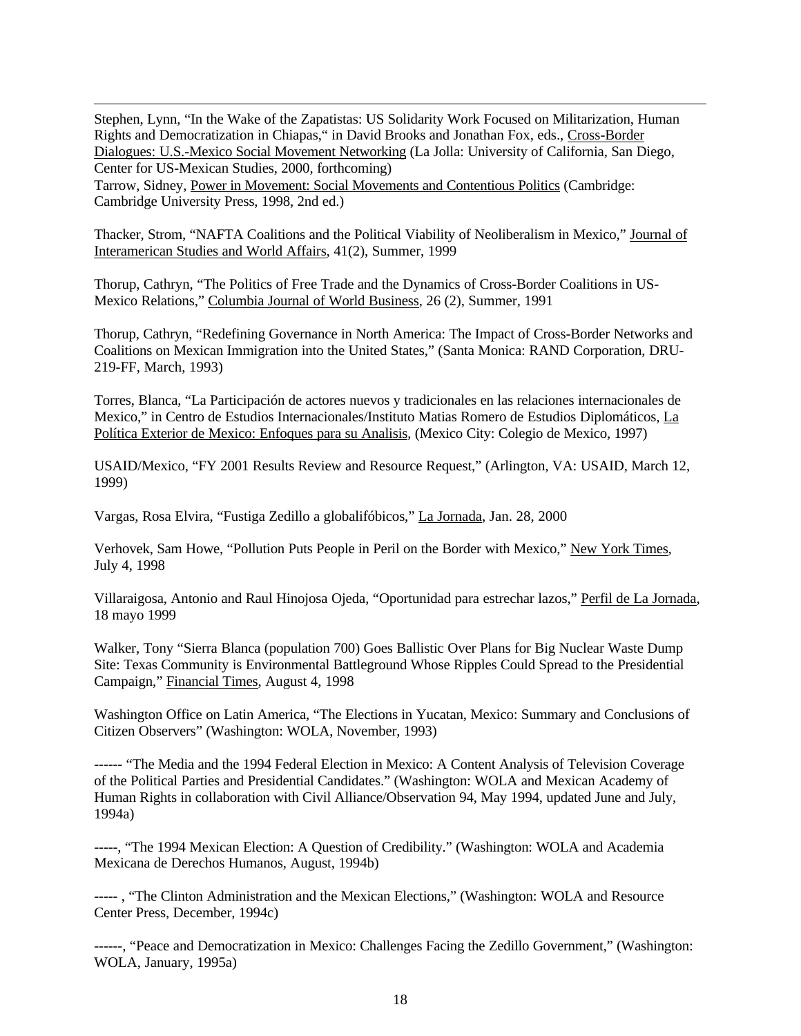Stephen, Lynn, "In the Wake of the Zapatistas: US Solidarity Work Focused on Militarization, Human Rights and Democratization in Chiapas," in David Brooks and Jonathan Fox, eds., Cross-Border Dialogues: U.S.-Mexico Social Movement Networking (La Jolla: University of California, San Diego, Center for US-Mexican Studies, 2000, forthcoming)

Tarrow, Sidney, Power in Movement: Social Movements and Contentious Politics (Cambridge: Cambridge University Press, 1998, 2nd ed.)

Thacker, Strom, "NAFTA Coalitions and the Political Viability of Neoliberalism in Mexico," Journal of Interamerican Studies and World Affairs, 41(2), Summer, 1999

Thorup, Cathryn, "The Politics of Free Trade and the Dynamics of Cross-Border Coalitions in US-Mexico Relations," Columbia Journal of World Business, 26 (2), Summer, 1991

Thorup, Cathryn, "Redefining Governance in North America: The Impact of Cross-Border Networks and Coalitions on Mexican Immigration into the United States," (Santa Monica: RAND Corporation, DRU-219-FF, March, 1993)

Torres, Blanca, "La Participación de actores nuevos y tradicionales en las relaciones internacionales de Mexico," in Centro de Estudios Internacionales/Instituto Matias Romero de Estudios Diplomáticos, La Política Exterior de Mexico: Enfoques para su Analisis, (Mexico City: Colegio de Mexico, 1997)

USAID/Mexico, "FY 2001 Results Review and Resource Request," (Arlington, VA: USAID, March 12, 1999)

Vargas, Rosa Elvira, "Fustiga Zedillo a globalifóbicos," La Jornada, Jan. 28, 2000

Verhovek, Sam Howe, "Pollution Puts People in Peril on the Border with Mexico," New York Times, July 4, 1998

Villaraigosa, Antonio and Raul Hinojosa Ojeda, "Oportunidad para estrechar lazos," Perfil de La Jornada, 18 mayo 1999

Walker, Tony "Sierra Blanca (population 700) Goes Ballistic Over Plans for Big Nuclear Waste Dump Site: Texas Community is Environmental Battleground Whose Ripples Could Spread to the Presidential Campaign," Financial Times, August 4, 1998

Washington Office on Latin America, "The Elections in Yucatan, Mexico: Summary and Conclusions of Citizen Observers" (Washington: WOLA, November, 1993)

------ "The Media and the 1994 Federal Election in Mexico: A Content Analysis of Television Coverage of the Political Parties and Presidential Candidates." (Washington: WOLA and Mexican Academy of Human Rights in collaboration with Civil Alliance/Observation 94, May 1994, updated June and July, 1994a)

-----, "The 1994 Mexican Election: A Question of Credibility." (Washington: WOLA and Academia Mexicana de Derechos Humanos, August, 1994b)

----- , "The Clinton Administration and the Mexican Elections," (Washington: WOLA and Resource Center Press, December, 1994c)

------, "Peace and Democratization in Mexico: Challenges Facing the Zedillo Government," (Washington: WOLA, January, 1995a)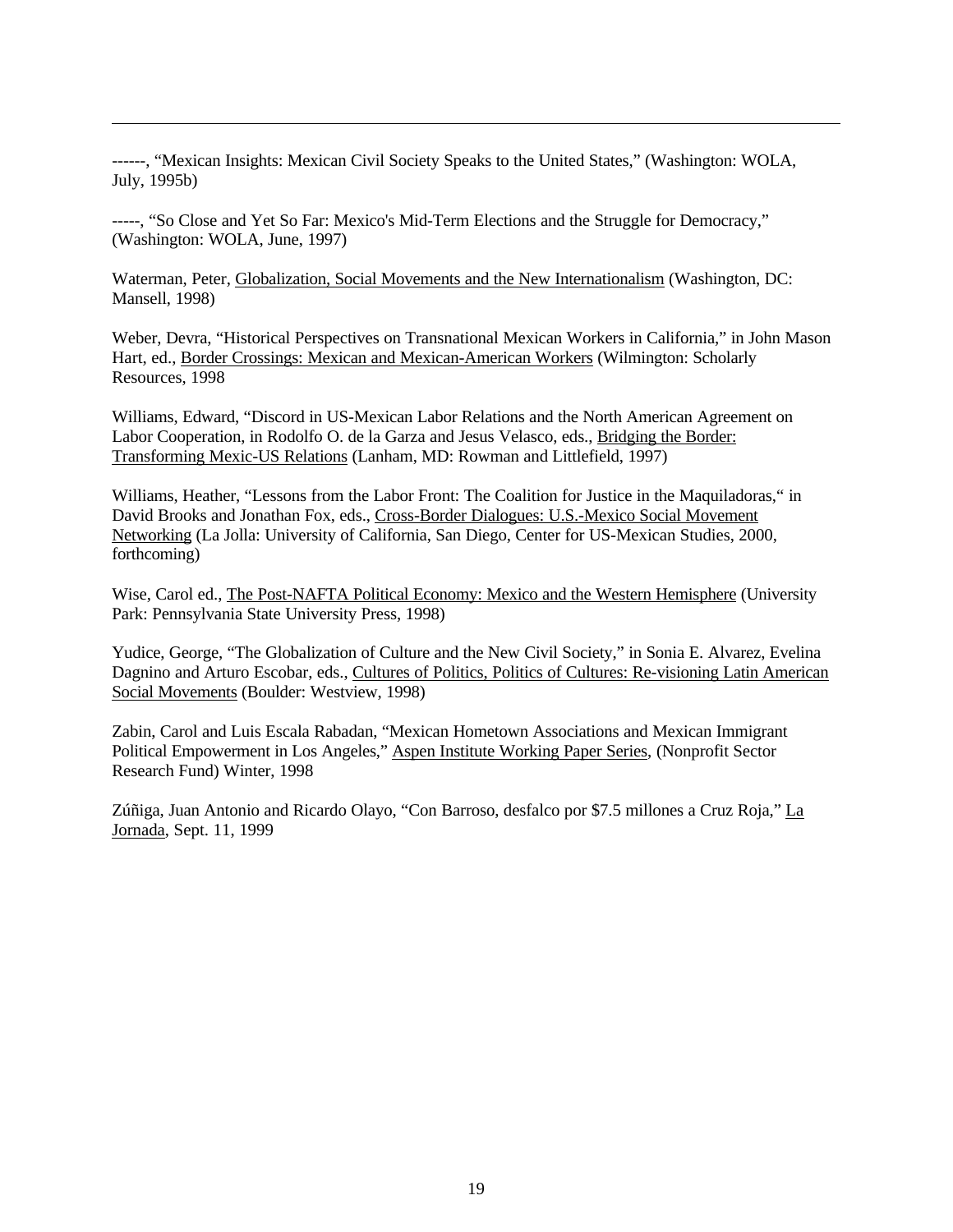------, “Mexican Insights: Mexican Civil Society Speaks to the United States,” (Washington: WOLA, July, 1995b)

-----, “So Close and Yet So Far: Mexico's Mid-Term Elections and the Struggle for Democracy,” (Washington: WOLA, June, 1997)

Waterman, Peter, Globalization, Social Movements and the New Internationalism (Washington, DC: Mansell, 1998)

Weber, Devra, “Historical Perspectives on Transnational Mexican Workers in California,” in John Mason Hart, ed., Border Crossings: Mexican and Mexican-American Workers (Wilmington: Scholarly Resources, 1998

Williams, Edward, “Discord in US-Mexican Labor Relations and the North American Agreement on Labor Cooperation, in Rodolfo O. de la Garza and Jesus Velasco, eds., Bridging the Border: Transforming Mexic-US Relations (Lanham, MD: Rowman and Littlefield, 1997)

Williams, Heather, “Lessons from the Labor Front: The Coalition for Justice in the Maquiladoras,“ in David Brooks and Jonathan Fox, eds., Cross-Border Dialogues: U.S.-Mexico Social Movement Networking (La Jolla: University of California, San Diego, Center for US-Mexican Studies, 2000, forthcoming)

Wise, Carol ed., The Post-NAFTA Political Economy: Mexico and the Western Hemisphere (University Park: Pennsylvania State University Press, 1998)

Yudice, George, “The Globalization of Culture and the New Civil Society,” in Sonia E. Alvarez, Evelina Dagnino and Arturo Escobar, eds., Cultures of Politics, Politics of Cultures: Re-visioning Latin American Social Movements (Boulder: Westview, 1998)

Zabin, Carol and Luis Escala Rabadan, “Mexican Hometown Associations and Mexican Immigrant Political Empowerment in Los Angeles,” Aspen Institute Working Paper Series, (Nonprofit Sector Research Fund) Winter, 1998

Zúñiga, Juan Antonio and Ricardo Olayo, “Con Barroso, desfalco por $7.5 millones a Cruz Roja,” La Jornada, Sept. 11, 1999